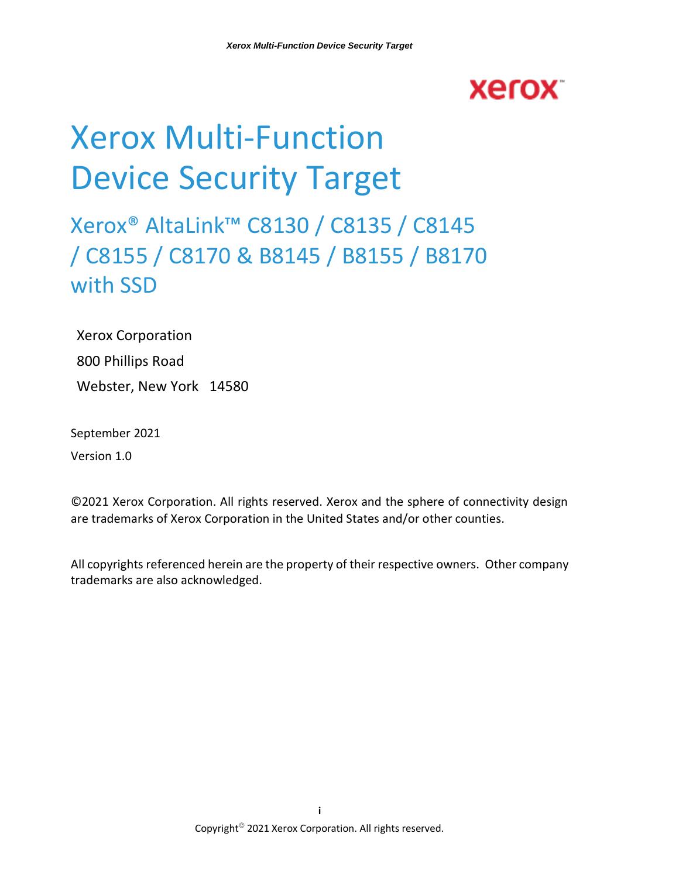# Xerox Multi-Function Device Security Target

## Xerox® AltaLink™ C8130 / C8135 / C8145 / C8155 / C8170 & B8145 / B8155 / B8170 with SSD

Xerox Corporation

800 Phillips Road

Webster, New York 14580

September 2021

Version 1.0

©2021 Xerox Corporation. All rights reserved. Xerox and the sphere of connectivity design are trademarks of Xerox Corporation in the United States and/or other counties.

All copyrights referenced herein are the property of their respective owners. Other company trademarks are also acknowledged.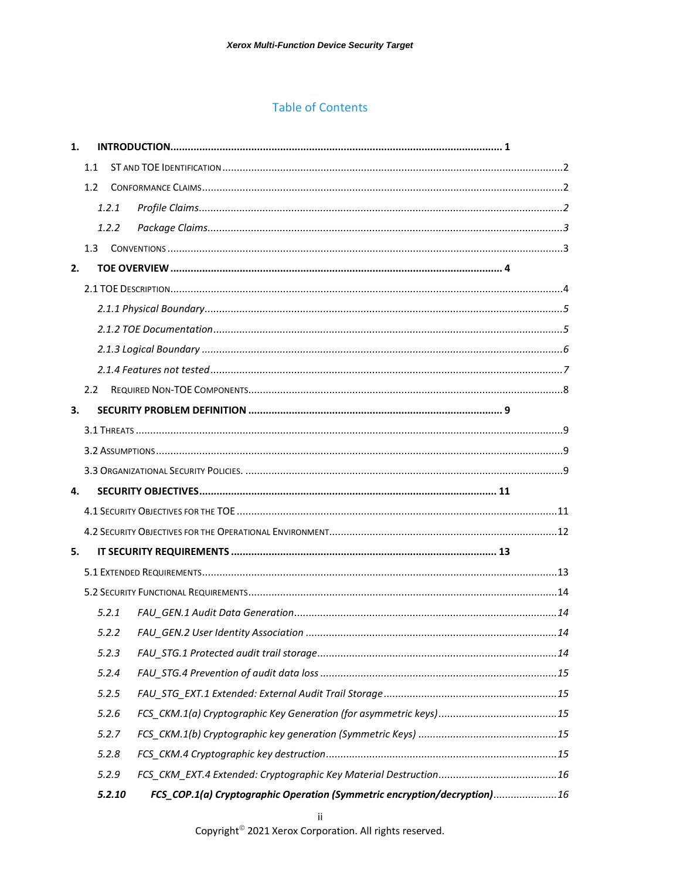## Table of Contents

1. **INTRODUCTION** .......... **1**
    - 1.1 ST AND TOE IDENTIFICATION .......... 2
    - 1.2 CONFORMANCE CLAIMS .......... 2
        - *1.2.1 Profile Claims* .......... *2*
        - *1.2.2 Package Claims* .......... *3*
    - 1.3 CONVENTIONS .......... 3
2. **TOE OVERVIEW** .......... **4**
    - 2.1 TOE DESCRIPTION .......... 4
        - *2.1.1 Physical Boundary* .......... *5*
        - *2.1.2 TOE Documentation* .......... *5*
        - *2.1.3 Logical Boundary* .......... *6*
        - *2.1.4 Features not tested* .......... *7*
    - 2.2 REQUIRED NON-TOE COMPONENTS .......... 8
3. **SECURITY PROBLEM DEFINITION** .......... **9**
    - 3.1 THREATS .......... 9
    - 3.2 ASSUMPTIONS .......... 9
    - 3.3 ORGANIZATIONAL SECURITY POLICIES. .......... 9
4. **SECURITY OBJECTIVES** .......... **11**
    - 4.1 SECURITY OBJECTIVES FOR THE TOE .......... 11
    - 4.2 SECURITY OBJECTIVES FOR THE OPERATIONAL ENVIRONMENT .......... 12
5. **IT SECURITY REQUIREMENTS** .......... **13**
    - 5.1 EXTENDED REQUIREMENTS .......... 13
    - 5.2 SECURITY FUNCTIONAL REQUIREMENTS .......... 14
        - *5.2.1 FAU_GEN.1 Audit Data Generation* .......... *14*
        - *5.2.2 FAU_GEN.2 User Identity Association* .......... *14*
        - *5.2.3 FAU_STG.1 Protected audit trail storage* .......... *14*
        - *5.2.4 FAU_STG.4 Prevention of audit data loss* .......... *15*
        - *5.2.5 FAU_STG_EXT.1 Extended: External Audit Trail Storage* .......... *15*
        - *5.2.6 FCS_CKM.1(a) Cryptographic Key Generation (for asymmetric keys)* .......... *15*
        - *5.2.7 FCS_CKM.1(b) Cryptographic key generation (Symmetric Keys)* .......... *15*
        - *5.2.8 FCS_CKM.4 Cryptographic key destruction* .......... *15*
        - *5.2.9 FCS_CKM_EXT.4 Extended: Cryptographic Key Material Destruction* .......... *16*
        - ***5.2.10 FCS_COP.1(a) Cryptographic Operation (Symmetric encryption/decryption)*** .......... *16*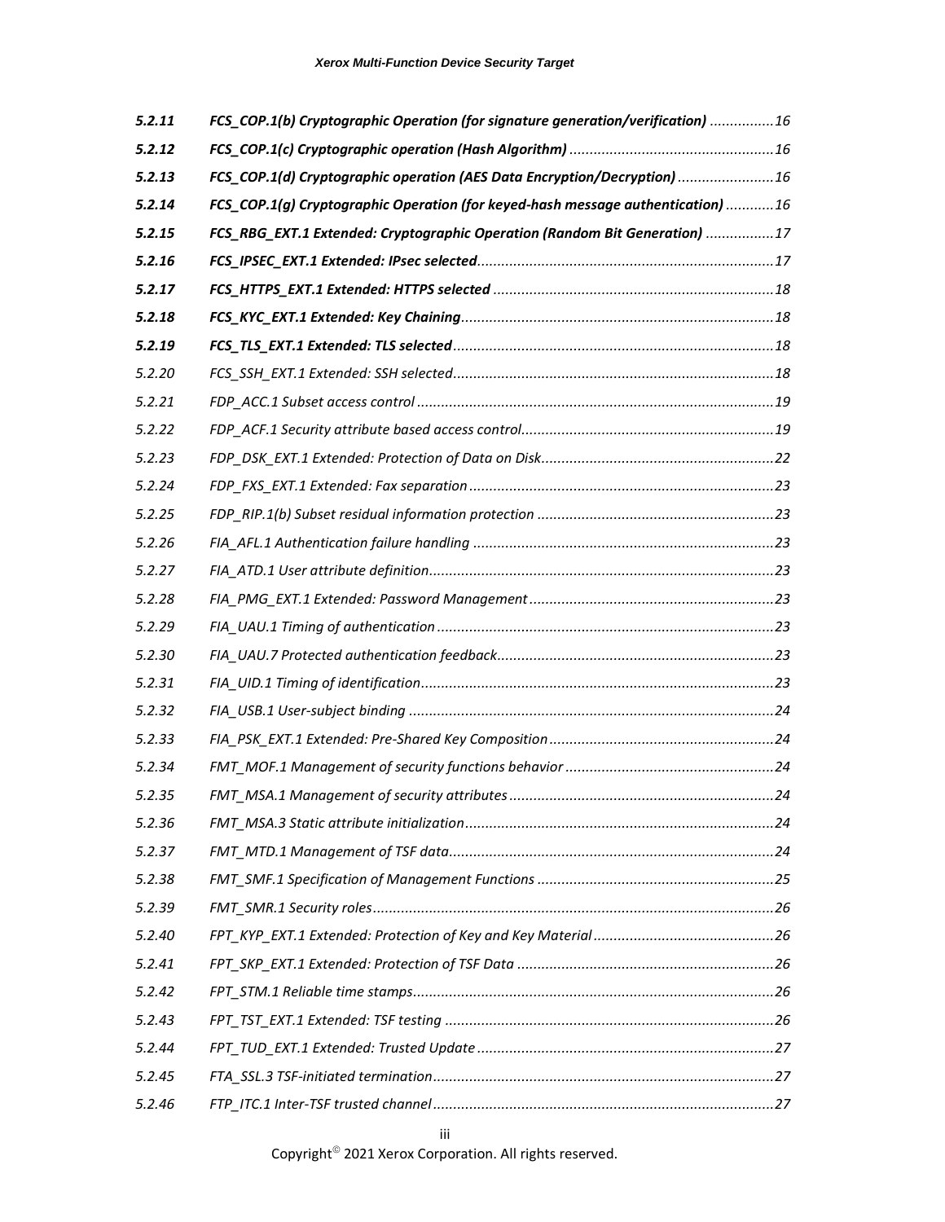| | | |
|---|---|---|
| ***5.2.11*** | ***FCS_COP.1(b) Cryptographic Operation (for signature generation/verification)*** | *16* |
| ***5.2.12*** | ***FCS_COP.1(c) Cryptographic operation (Hash Algorithm)*** | *16* |
| ***5.2.13*** | ***FCS_COP.1(d) Cryptographic operation (AES Data Encryption/Decryption)*** | *16* |
| ***5.2.14*** | ***FCS_COP.1(g) Cryptographic Operation (for keyed-hash message authentication)*** | *16* |
| ***5.2.15*** | ***FCS_RBG_EXT.1 Extended: Cryptographic Operation (Random Bit Generation)*** | *17* |
| ***5.2.16*** | ***FCS_IPSEC_EXT.1 Extended: IPsec selected*** | *17* |
| ***5.2.17*** | ***FCS_HTTPS_EXT.1 Extended: HTTPS selected*** | *18* |
| ***5.2.18*** | ***FCS_KYC_EXT.1 Extended: Key Chaining*** | *18* |
| ***5.2.19*** | ***FCS_TLS_EXT.1 Extended: TLS selected*** | *18* |
| *5.2.20* | *FCS_SSH_EXT.1 Extended: SSH selected* | *18* |
| *5.2.21* | *FDP_ACC.1 Subset access control* | *19* |
| *5.2.22* | *FDP_ACF.1 Security attribute based access control* | *19* |
| *5.2.23* | *FDP_DSK_EXT.1 Extended: Protection of Data on Disk* | *22* |
| *5.2.24* | *FDP_FXS_EXT.1 Extended: Fax separation* | *23* |
| *5.2.25* | *FDP_RIP.1(b) Subset residual information protection* | *23* |
| *5.2.26* | *FIA_AFL.1 Authentication failure handling* | *23* |
| *5.2.27* | *FIA_ATD.1 User attribute definition* | *23* |
| *5.2.28* | *FIA_PMG_EXT.1 Extended: Password Management* | *23* |
| *5.2.29* | *FIA_UAU.1 Timing of authentication* | *23* |
| *5.2.30* | *FIA_UAU.7 Protected authentication feedback* | *23* |
| *5.2.31* | *FIA_UID.1 Timing of identification* | *23* |
| *5.2.32* | *FIA_USB.1 User-subject binding* | *24* |
| *5.2.33* | *FIA_PSK_EXT.1 Extended: Pre-Shared Key Composition* | *24* |
| *5.2.34* | *FMT_MOF.1 Management of security functions behavior* | *24* |
| *5.2.35* | *FMT_MSA.1 Management of security attributes* | *24* |
| *5.2.36* | *FMT_MSA.3 Static attribute initialization* | *24* |
| *5.2.37* | *FMT_MTD.1 Management of TSF data* | *24* |
| *5.2.38* | *FMT_SMF.1 Specification of Management Functions* | *25* |
| *5.2.39* | *FMT_SMR.1 Security roles* | *26* |
| *5.2.40* | *FPT_KYP_EXT.1 Extended: Protection of Key and Key Material* | *26* |
| *5.2.41* | *FPT_SKP_EXT.1 Extended: Protection of TSF Data* | *26* |
| *5.2.42* | *FPT_STM.1 Reliable time stamps* | *26* |
| *5.2.43* | *FPT_TST_EXT.1 Extended: TSF testing* | *26* |
| *5.2.44* | *FPT_TUD_EXT.1 Extended: Trusted Update* | *27* |
| *5.2.45* | *FTA_SSL.3 TSF-initiated termination* | *27* |
| *5.2.46* | *FTP_ITC.1 Inter-TSF trusted channel* | *27* |

Copyright© 2021 Xerox Corporation. All rights reserved.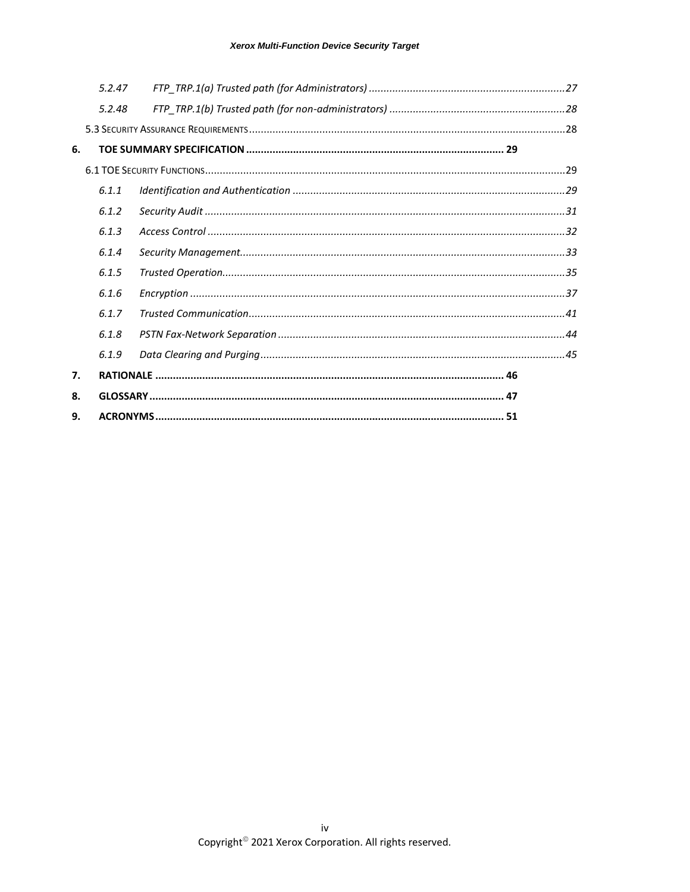5.2.47 *FTP_TRP.1(a) Trusted path (for Administrators)* ..... 27

5.2.48 *FTP_TRP.1(b) Trusted path (for non-administrators)* ..... 28

5.3 Security Assurance Requirements ..... 28

**6. TOE SUMMARY SPECIFICATION ..... 29**

6.1 TOE Security Functions ..... 29

6.1.1 *Identification and Authentication* ..... 29

6.1.2 *Security Audit* ..... 31

6.1.3 *Access Control* ..... 32

6.1.4 *Security Management* ..... 33

6.1.5 *Trusted Operation* ..... 35

6.1.6 *Encryption* ..... 37

6.1.7 *Trusted Communication* ..... 41

6.1.8 *PSTN Fax-Network Separation* ..... 44

6.1.9 *Data Clearing and Purging* ..... 45

**7. RATIONALE ..... 46**

**8. GLOSSARY ..... 47**

**9. ACRONYMS ..... 51**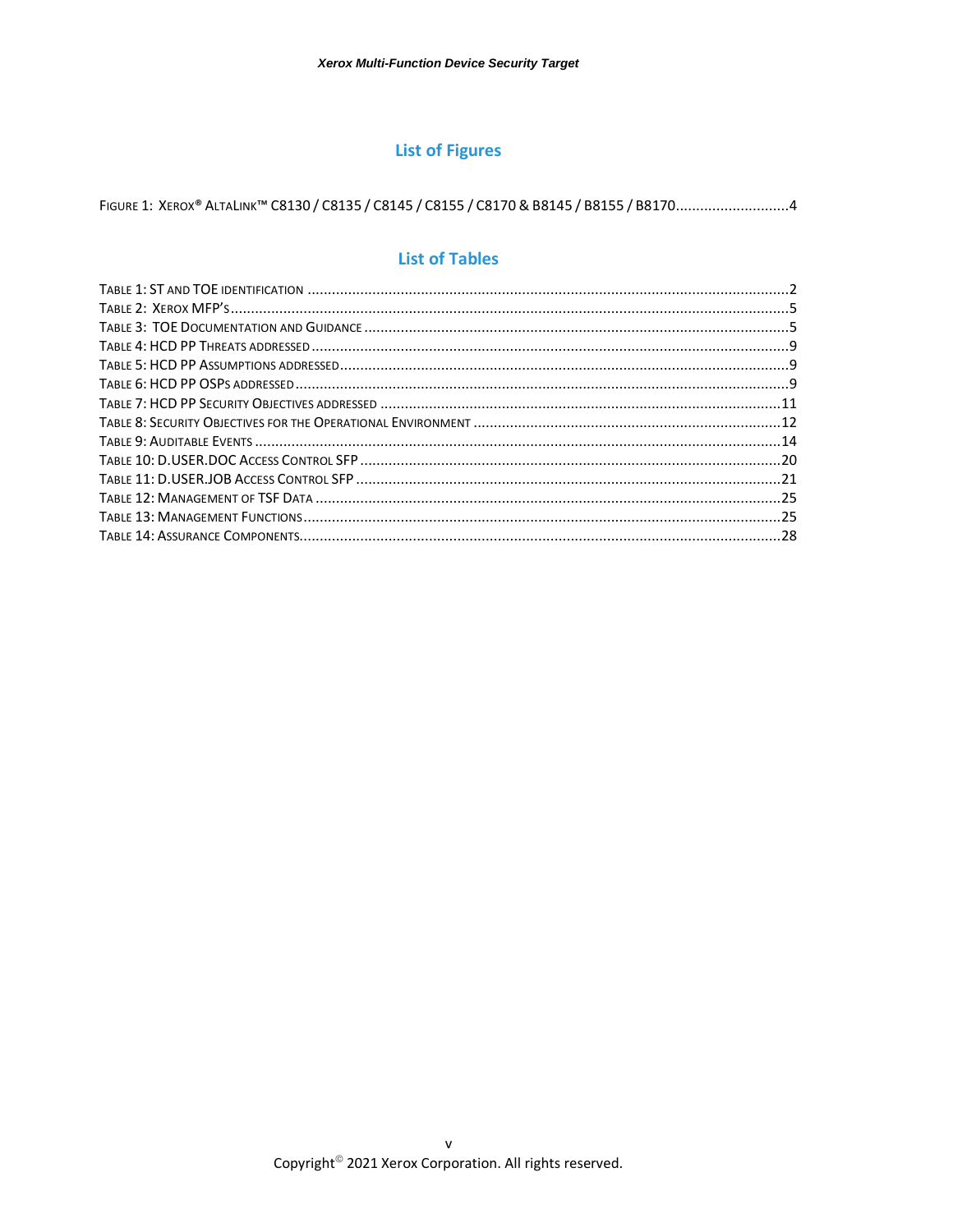## List of Figures

Figure 1: Xerox® AltaLink™ C8130 / C8135 / C8145 / C8155 / C8170 & B8145 / B8155 / B8170............................4

## List of Tables

Table 1: ST and TOE identification ......................................................................................................................2
Table 2: Xerox MFP's.........................................................................................................................................5
Table 3: TOE Documentation and Guidance .........................................................................................................5
Table 4: HCD PP Threats addressed .....................................................................................................................9
Table 5: HCD PP Assumptions addressed..............................................................................................................9
Table 6: HCD PP OSPs addressed .........................................................................................................................9
Table 7: HCD PP Security Objectives addressed ..................................................................................................11
Table 8: Security Objectives for the Operational Environment ............................................................................12
Table 9: Auditable Events ..................................................................................................................................14
Table 10: D.USER.DOC Access Control SFP ........................................................................................................20
Table 11: D.USER.JOB Access Control SFP .........................................................................................................21
Table 12: Management of TSF Data ...................................................................................................................25
Table 13: Management Functions......................................................................................................................25
Table 14: Assurance Components.......................................................................................................................28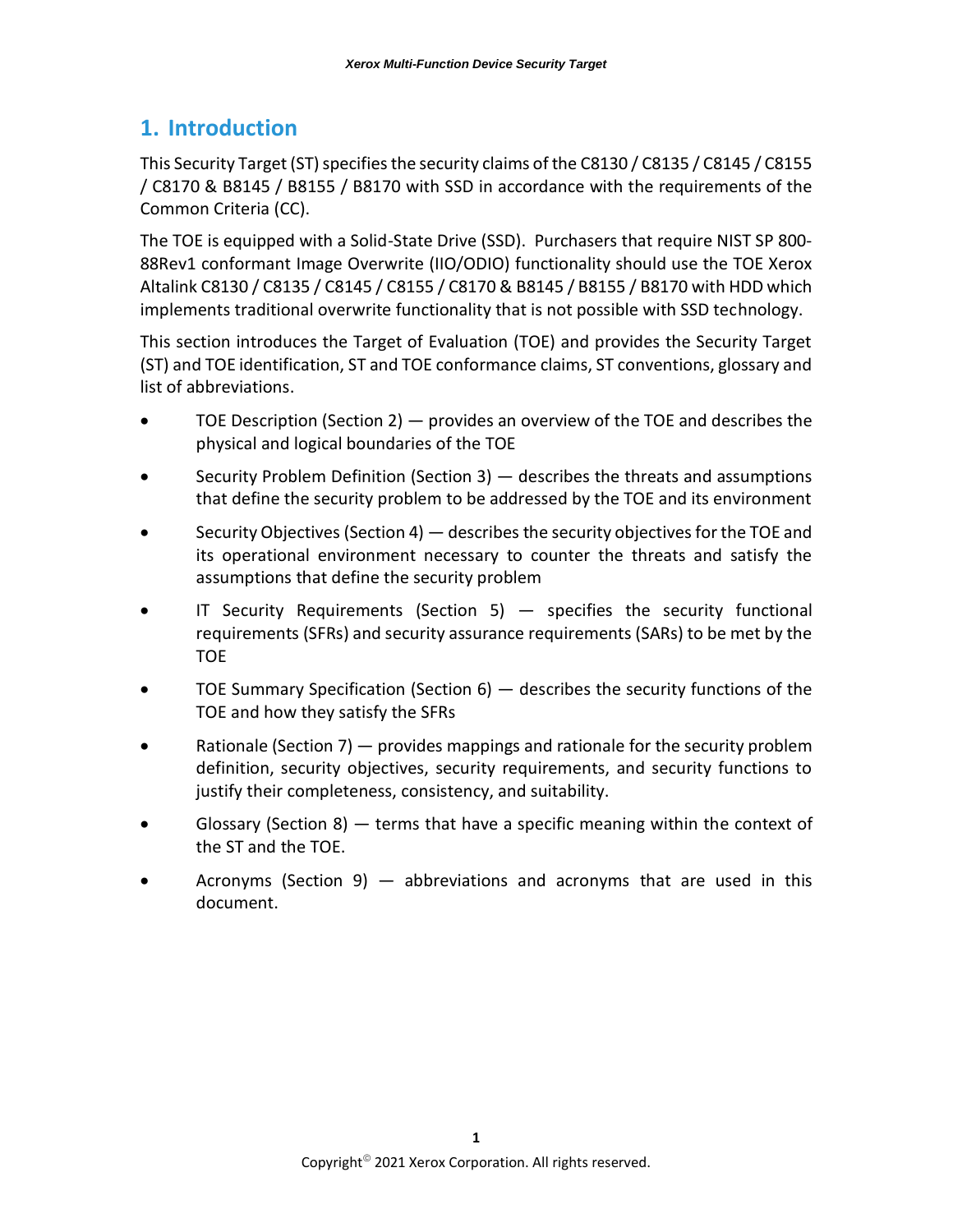# 1. Introduction

This Security Target (ST) specifies the security claims of the C8130 / C8135 / C8145 / C8155 / C8170 & B8145 / B8155 / B8170 with SSD in accordance with the requirements of the Common Criteria (CC).

The TOE is equipped with a Solid-State Drive (SSD). Purchasers that require NIST SP 800-88Rev1 conformant Image Overwrite (IIO/ODIO) functionality should use the TOE Xerox Altalink C8130 / C8135 / C8145 / C8155 / C8170 & B8145 / B8155 / B8170 with HDD which implements traditional overwrite functionality that is not possible with SSD technology.

This section introduces the Target of Evaluation (TOE) and provides the Security Target (ST) and TOE identification, ST and TOE conformance claims, ST conventions, glossary and list of abbreviations.

- TOE Description (Section 2) — provides an overview of the TOE and describes the physical and logical boundaries of the TOE
- Security Problem Definition (Section 3) — describes the threats and assumptions that define the security problem to be addressed by the TOE and its environment
- Security Objectives (Section 4) — describes the security objectives for the TOE and its operational environment necessary to counter the threats and satisfy the assumptions that define the security problem
- IT Security Requirements (Section 5) — specifies the security functional requirements (SFRs) and security assurance requirements (SARs) to be met by the TOE
- TOE Summary Specification (Section 6) — describes the security functions of the TOE and how they satisfy the SFRs
- Rationale (Section 7) — provides mappings and rationale for the security problem definition, security objectives, security requirements, and security functions to justify their completeness, consistency, and suitability.
- Glossary (Section 8) — terms that have a specific meaning within the context of the ST and the TOE.
- Acronyms (Section 9) — abbreviations and acronyms that are used in this document.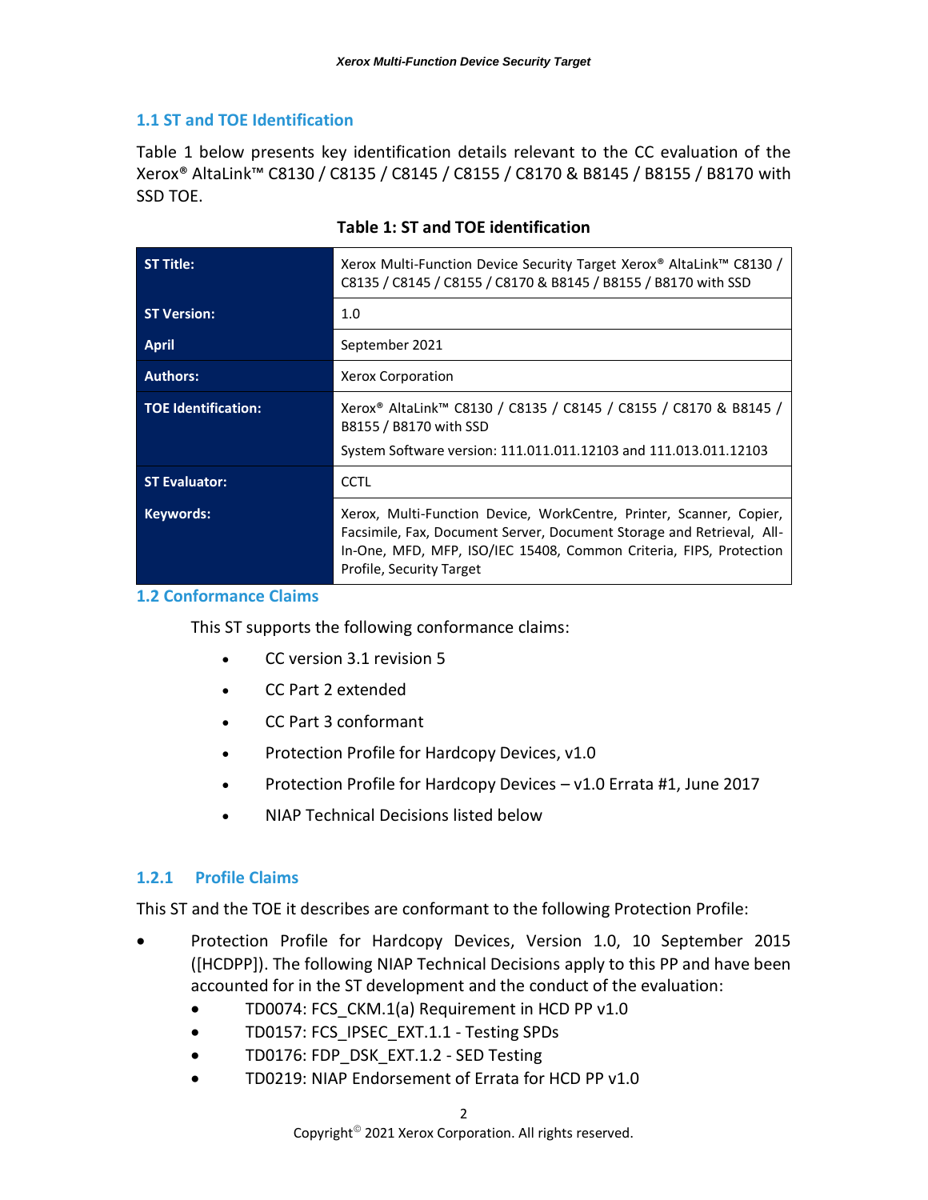## 1.1 ST and TOE Identification

Table 1 below presents key identification details relevant to the CC evaluation of the Xerox® AltaLink™ C8130 / C8135 / C8145 / C8155 / C8170 & B8145 / B8155 / B8170 with SSD TOE.

**Table 1: ST and TOE identification**

| | |
|---|---|
| **ST Title:** | Xerox Multi-Function Device Security Target Xerox® AltaLink™ C8130 / C8135 / C8145 / C8155 / C8170 & B8145 / B8155 / B8170 with SSD |
| **ST Version:** | 1.0 |
| **April** | September 2021 |
| **Authors:** | Xerox Corporation |
| **TOE Identification:** | Xerox® AltaLink™ C8130 / C8135 / C8145 / C8155 / C8170 & B8145 / B8155 / B8170 with SSD<br>System Software version: 111.011.011.12103 and 111.013.011.12103 |
| **ST Evaluator:** | CCTL |
| **Keywords:** | Xerox, Multi-Function Device, WorkCentre, Printer, Scanner, Copier, Facsimile, Fax, Document Server, Document Storage and Retrieval, All-In-One, MFD, MFP, ISO/IEC 15408, Common Criteria, FIPS, Protection Profile, Security Target |

## 1.2 Conformance Claims

This ST supports the following conformance claims:

- CC version 3.1 revision 5
- CC Part 2 extended
- CC Part 3 conformant
- Protection Profile for Hardcopy Devices, v1.0
- Protection Profile for Hardcopy Devices – v1.0 Errata #1, June 2017
- NIAP Technical Decisions listed below

### 1.2.1 Profile Claims

This ST and the TOE it describes are conformant to the following Protection Profile:

- Protection Profile for Hardcopy Devices, Version 1.0, 10 September 2015 ([HCDPP]). The following NIAP Technical Decisions apply to this PP and have been accounted for in the ST development and the conduct of the evaluation:
  - TD0074: FCS_CKM.1(a) Requirement in HCD PP v1.0
  - TD0157: FCS_IPSEC_EXT.1.1 - Testing SPDs
  - TD0176: FDP_DSK_EXT.1.2 - SED Testing
  - TD0219: NIAP Endorsement of Errata for HCD PP v1.0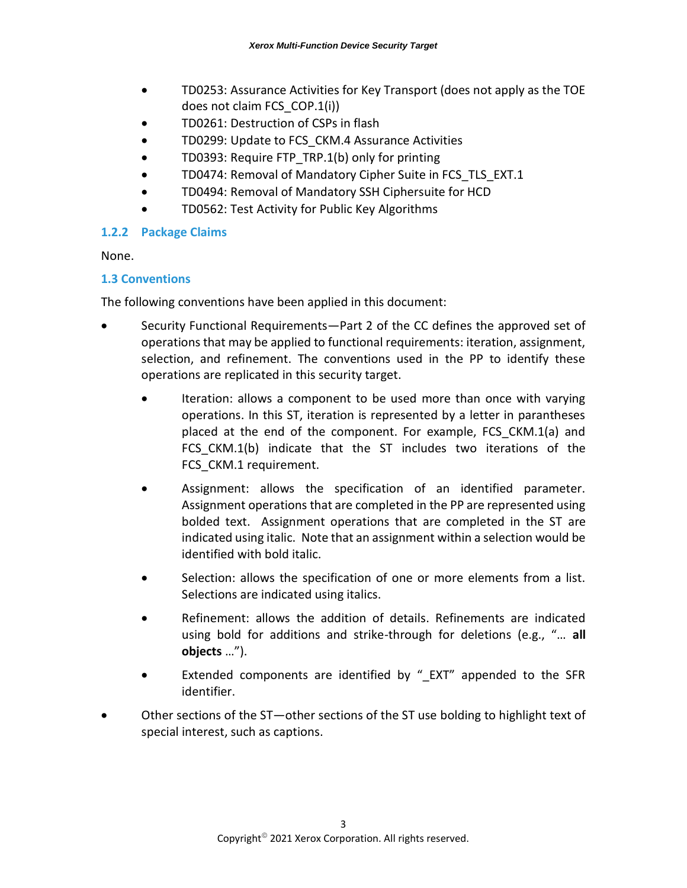- TD0253: Assurance Activities for Key Transport (does not apply as the TOE does not claim FCS_COP.1(i))
- TD0261: Destruction of CSPs in flash
- TD0299: Update to FCS_CKM.4 Assurance Activities
- TD0393: Require FTP_TRP.1(b) only for printing
- TD0474: Removal of Mandatory Cipher Suite in FCS_TLS_EXT.1
- TD0494: Removal of Mandatory SSH Ciphersuite for HCD
- TD0562: Test Activity for Public Key Algorithms

### 1.2.2 Package Claims

None.

## 1.3 Conventions

The following conventions have been applied in this document:

- Security Functional Requirements—Part 2 of the CC defines the approved set of operations that may be applied to functional requirements: iteration, assignment, selection, and refinement. The conventions used in the PP to identify these operations are replicated in this security target.
  - Iteration: allows a component to be used more than once with varying operations. In this ST, iteration is represented by a letter in parantheses placed at the end of the component. For example, FCS_CKM.1(a) and FCS_CKM.1(b) indicate that the ST includes two iterations of the FCS_CKM.1 requirement.
  - Assignment: allows the specification of an identified parameter. Assignment operations that are completed in the PP are represented using bolded text. Assignment operations that are completed in the ST are indicated using italic. Note that an assignment within a selection would be identified with bold italic.
  - Selection: allows the specification of one or more elements from a list. Selections are indicated using italics.
  - Refinement: allows the addition of details. Refinements are indicated using bold for additions and strike-through for deletions (e.g., "… **all objects** …").
  - Extended components are identified by "_EXT" appended to the SFR identifier.
- Other sections of the ST—other sections of the ST use bolding to highlight text of special interest, such as captions.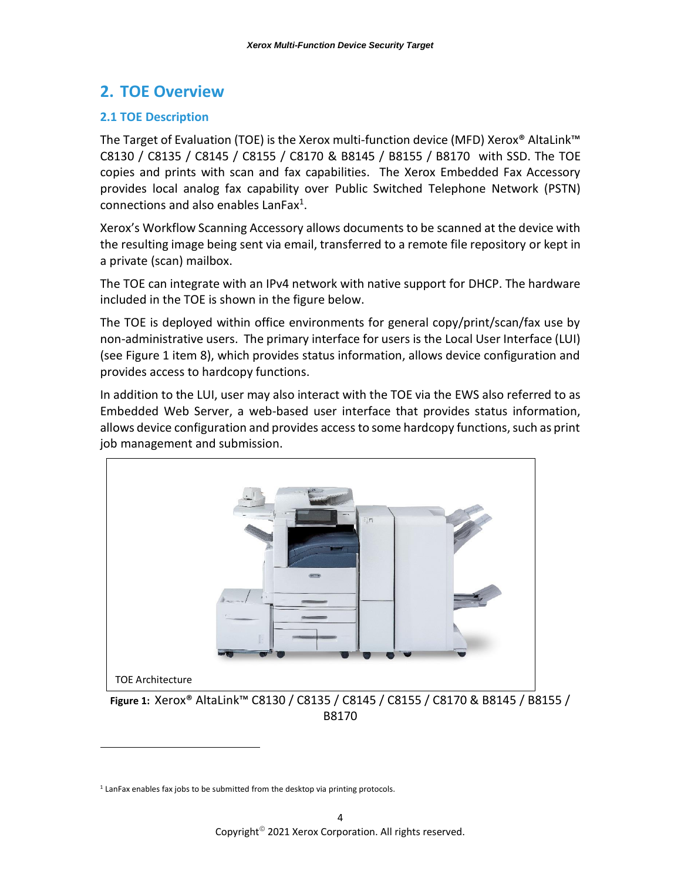# 2. TOE Overview

## 2.1 TOE Description

The Target of Evaluation (TOE) is the Xerox multi-function device (MFD) Xerox® AltaLink™ C8130 / C8135 / C8145 / C8155 / C8170 & B8145 / B8155 / B8170 with SSD. The TOE copies and prints with scan and fax capabilities. The Xerox Embedded Fax Accessory provides local analog fax capability over Public Switched Telephone Network (PSTN) connections and also enables LanFax[1].

Xerox's Workflow Scanning Accessory allows documents to be scanned at the device with the resulting image being sent via email, transferred to a remote file repository or kept in a private (scan) mailbox.

The TOE can integrate with an IPv4 network with native support for DHCP. The hardware included in the TOE is shown in the figure below.

The TOE is deployed within office environments for general copy/print/scan/fax use by non-administrative users. The primary interface for users is the Local User Interface (LUI) (see Figure 1 item 8), which provides status information, allows device configuration and provides access to hardcopy functions.

In addition to the LUI, user may also interact with the TOE via the EWS also referred to as Embedded Web Server, a web-based user interface that provides status information, allows device configuration and provides access to some hardcopy functions, such as print job management and submission.

TOE Architecture

**Figure 1:** Xerox® AltaLink™ C8130 / C8135 / C8145 / C8155 / C8170 & B8145 / B8155 / B8170

[1] LanFax enables fax jobs to be submitted from the desktop via printing protocols.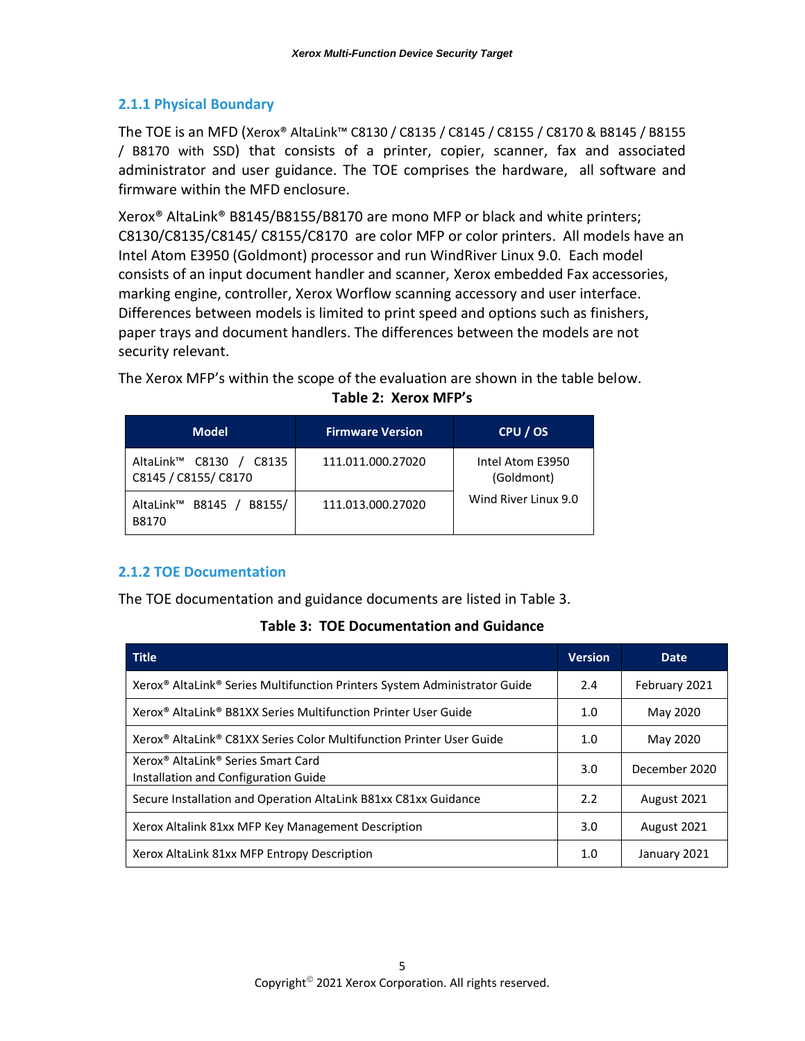### 2.1.1 Physical Boundary

The TOE is an MFD (Xerox® AltaLink™ C8130 / C8135 / C8145 / C8155 / C8170 & B8145 / B8155 / B8170 with SSD) that consists of a printer, copier, scanner, fax and associated administrator and user guidance. The TOE comprises the hardware, all software and firmware within the MFD enclosure.

Xerox® AltaLink® B8145/B8155/B8170 are mono MFP or black and white printers; C8130/C8135/C8145/ C8155/C8170 are color MFP or color printers. All models have an Intel Atom E3950 (Goldmont) processor and run WindRiver Linux 9.0. Each model consists of an input document handler and scanner, Xerox embedded Fax accessories, marking engine, controller, Xerox Worflow scanning accessory and user interface. Differences between models is limited to print speed and options such as finishers, paper trays and document handlers. The differences between the models are not security relevant.

The Xerox MFP's within the scope of the evaluation are shown in the table below.

**Table 2: Xerox MFP's**

| Model | Firmware Version | CPU / OS |
|---|---|---|
| AltaLink™ C8130 / C8135 C8145 / C8155/ C8170 | 111.011.000.27020 | Intel Atom E3950 (Goldmont) Wind River Linux 9.0 |
| AltaLink™ B8145 / B8155/ B8170 | 111.013.000.27020 | |

### 2.1.2 TOE Documentation

The TOE documentation and guidance documents are listed in Table 3.

**Table 3: TOE Documentation and Guidance**

| Title | Version | Date |
|---|---|---|
| Xerox® AltaLink® Series Multifunction Printers System Administrator Guide | 2.4 | February 2021 |
| Xerox® AltaLink® B81XX Series Multifunction Printer User Guide | 1.0 | May 2020 |
| Xerox® AltaLink® C81XX Series Color Multifunction Printer User Guide | 1.0 | May 2020 |
| Xerox® AltaLink® Series Smart Card Installation and Configuration Guide | 3.0 | December 2020 |
| Secure Installation and Operation AltaLink B81xx C81xx Guidance | 2.2 | August 2021 |
| Xerox Altalink 81xx MFP Key Management Description | 3.0 | August 2021 |
| Xerox AltaLink 81xx MFP Entropy Description | 1.0 | January 2021 |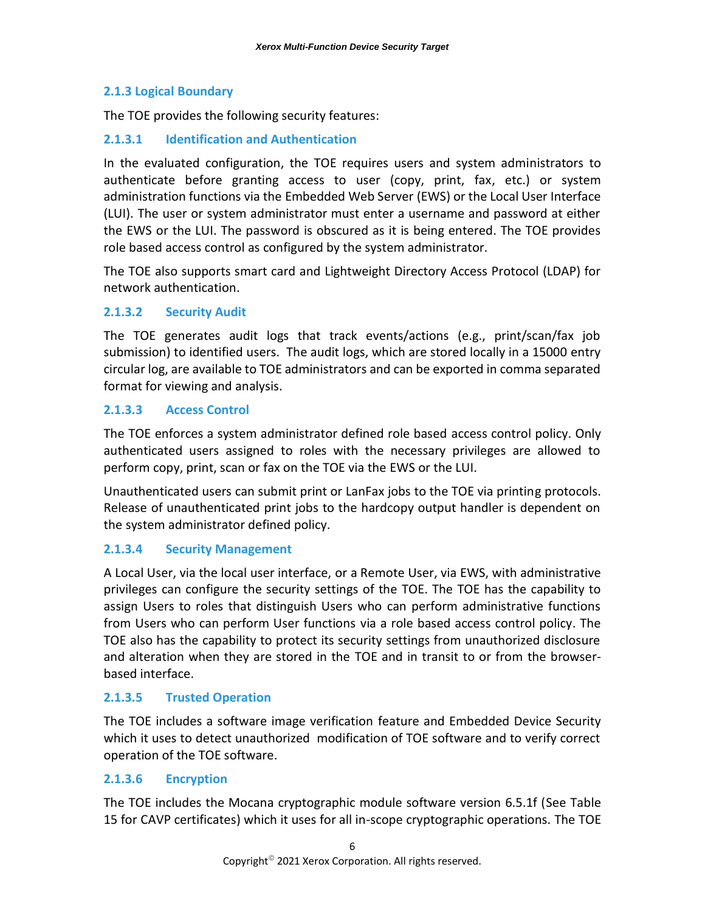### 2.1.3 Logical Boundary

The TOE provides the following security features:

#### 2.1.3.1 Identification and Authentication

In the evaluated configuration, the TOE requires users and system administrators to authenticate before granting access to user (copy, print, fax, etc.) or system administration functions via the Embedded Web Server (EWS) or the Local User Interface (LUI). The user or system administrator must enter a username and password at either the EWS or the LUI. The password is obscured as it is being entered. The TOE provides role based access control as configured by the system administrator.

The TOE also supports smart card and Lightweight Directory Access Protocol (LDAP) for network authentication.

#### 2.1.3.2 Security Audit

The TOE generates audit logs that track events/actions (e.g., print/scan/fax job submission) to identified users. The audit logs, which are stored locally in a 15000 entry circular log, are available to TOE administrators and can be exported in comma separated format for viewing and analysis.

#### 2.1.3.3 Access Control

The TOE enforces a system administrator defined role based access control policy. Only authenticated users assigned to roles with the necessary privileges are allowed to perform copy, print, scan or fax on the TOE via the EWS or the LUI.

Unauthenticated users can submit print or LanFax jobs to the TOE via printing protocols. Release of unauthenticated print jobs to the hardcopy output handler is dependent on the system administrator defined policy.

#### 2.1.3.4 Security Management

A Local User, via the local user interface, or a Remote User, via EWS, with administrative privileges can configure the security settings of the TOE. The TOE has the capability to assign Users to roles that distinguish Users who can perform administrative functions from Users who can perform User functions via a role based access control policy. The TOE also has the capability to protect its security settings from unauthorized disclosure and alteration when they are stored in the TOE and in transit to or from the browser-based interface.

#### 2.1.3.5 Trusted Operation

The TOE includes a software image verification feature and Embedded Device Security which it uses to detect unauthorized modification of TOE software and to verify correct operation of the TOE software.

#### 2.1.3.6 Encryption

The TOE includes the Mocana cryptographic module software version 6.5.1f (See Table 15 for CAVP certificates) which it uses for all in-scope cryptographic operations. The TOE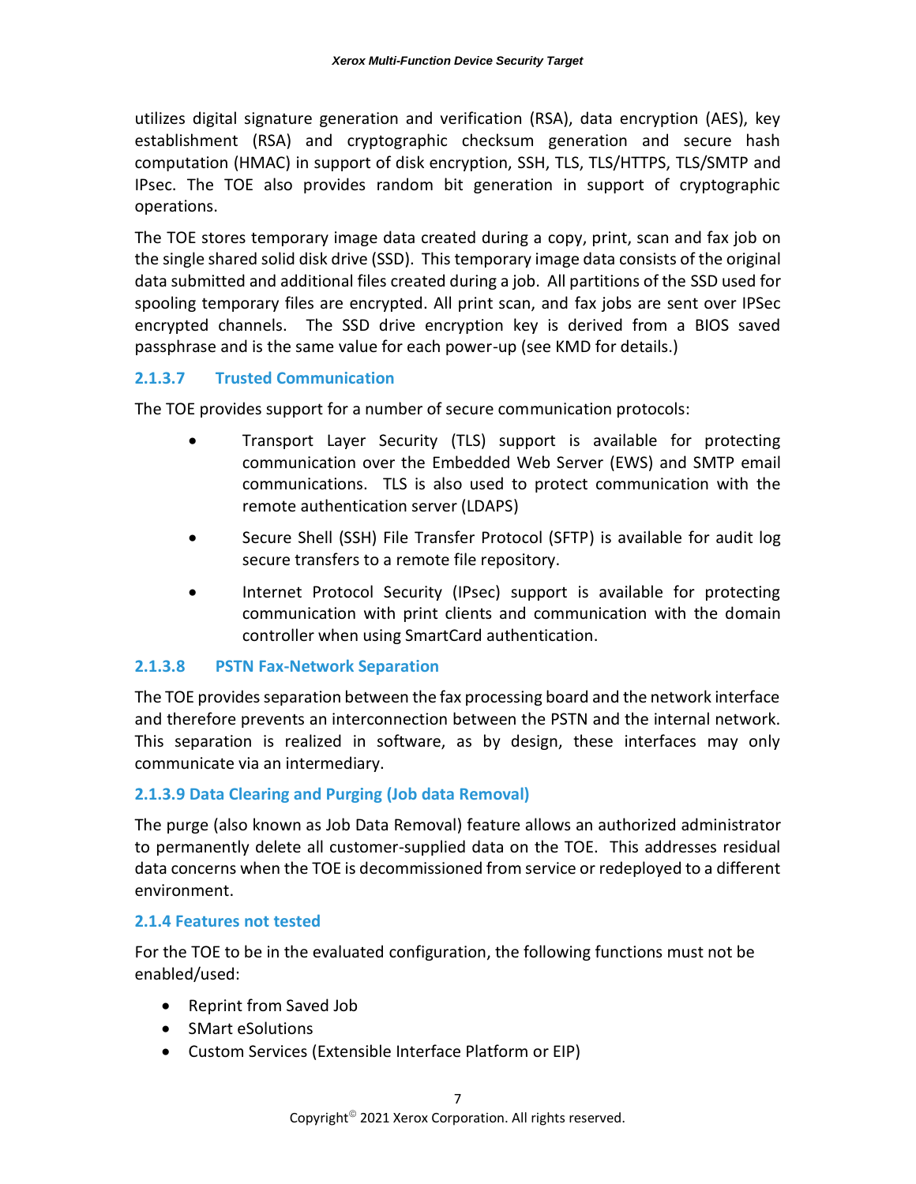utilizes digital signature generation and verification (RSA), data encryption (AES), key establishment (RSA) and cryptographic checksum generation and secure hash computation (HMAC) in support of disk encryption, SSH, TLS, TLS/HTTPS, TLS/SMTP and IPsec. The TOE also provides random bit generation in support of cryptographic operations.

The TOE stores temporary image data created during a copy, print, scan and fax job on the single shared solid disk drive (SSD). This temporary image data consists of the original data submitted and additional files created during a job. All partitions of the SSD used for spooling temporary files are encrypted. All print scan, and fax jobs are sent over IPSec encrypted channels. The SSD drive encryption key is derived from a BIOS saved passphrase and is the same value for each power-up (see KMD for details.)

#### 2.1.3.7 Trusted Communication

The TOE provides support for a number of secure communication protocols:

- Transport Layer Security (TLS) support is available for protecting communication over the Embedded Web Server (EWS) and SMTP email communications. TLS is also used to protect communication with the remote authentication server (LDAPS)
- Secure Shell (SSH) File Transfer Protocol (SFTP) is available for audit log secure transfers to a remote file repository.
- Internet Protocol Security (IPsec) support is available for protecting communication with print clients and communication with the domain controller when using SmartCard authentication.

#### 2.1.3.8 PSTN Fax-Network Separation

The TOE provides separation between the fax processing board and the network interface and therefore prevents an interconnection between the PSTN and the internal network. This separation is realized in software, as by design, these interfaces may only communicate via an intermediary.

#### 2.1.3.9 Data Clearing and Purging (Job data Removal)

The purge (also known as Job Data Removal) feature allows an authorized administrator to permanently delete all customer-supplied data on the TOE. This addresses residual data concerns when the TOE is decommissioned from service or redeployed to a different environment.

### 2.1.4 Features not tested

For the TOE to be in the evaluated configuration, the following functions must not be enabled/used:

- Reprint from Saved Job
- SMart eSolutions
- Custom Services (Extensible Interface Platform or EIP)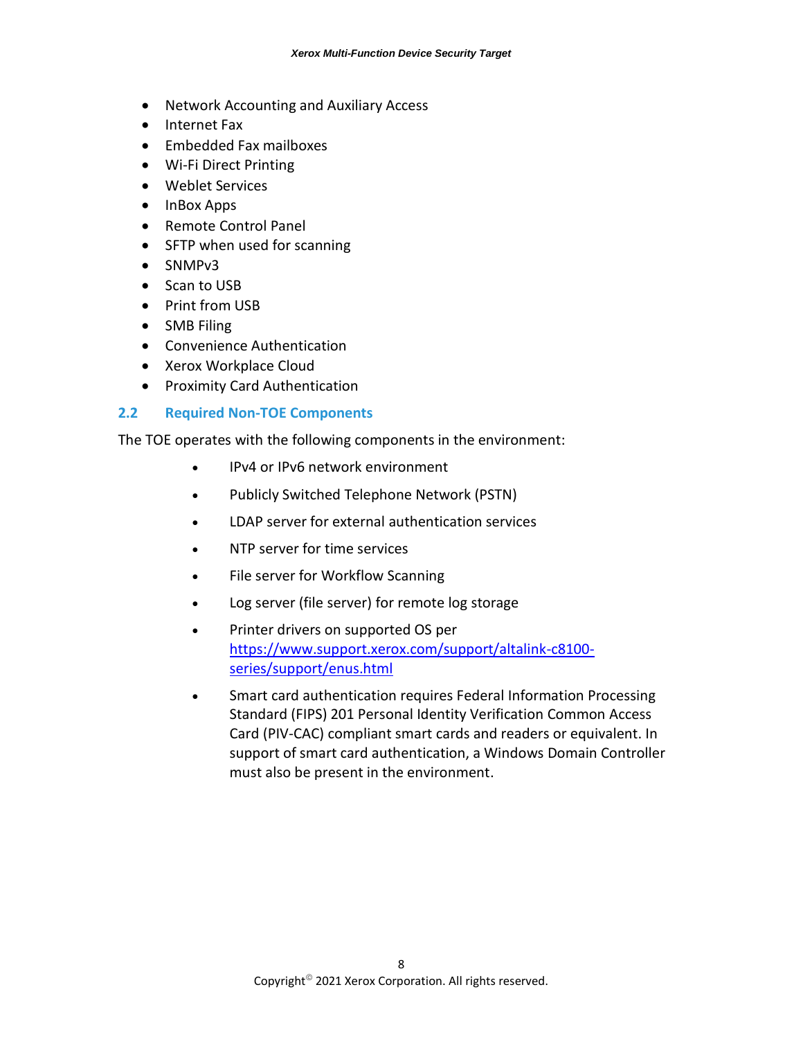- Network Accounting and Auxiliary Access
- Internet Fax
- Embedded Fax mailboxes
- Wi-Fi Direct Printing
- Weblet Services
- InBox Apps
- Remote Control Panel
- SFTP when used for scanning
- SNMPv3
- Scan to USB
- Print from USB
- SMB Filing
- Convenience Authentication
- Xerox Workplace Cloud
- Proximity Card Authentication

## 2.2 Required Non-TOE Components

The TOE operates with the following components in the environment:

- IPv4 or IPv6 network environment
- Publicly Switched Telephone Network (PSTN)
- LDAP server for external authentication services
- NTP server for time services
- File server for Workflow Scanning
- Log server (file server) for remote log storage
- Printer drivers on supported OS per https://www.support.xerox.com/support/altalink-c8100-series/support/enus.html
- Smart card authentication requires Federal Information Processing Standard (FIPS) 201 Personal Identity Verification Common Access Card (PIV-CAC) compliant smart cards and readers or equivalent. In support of smart card authentication, a Windows Domain Controller must also be present in the environment.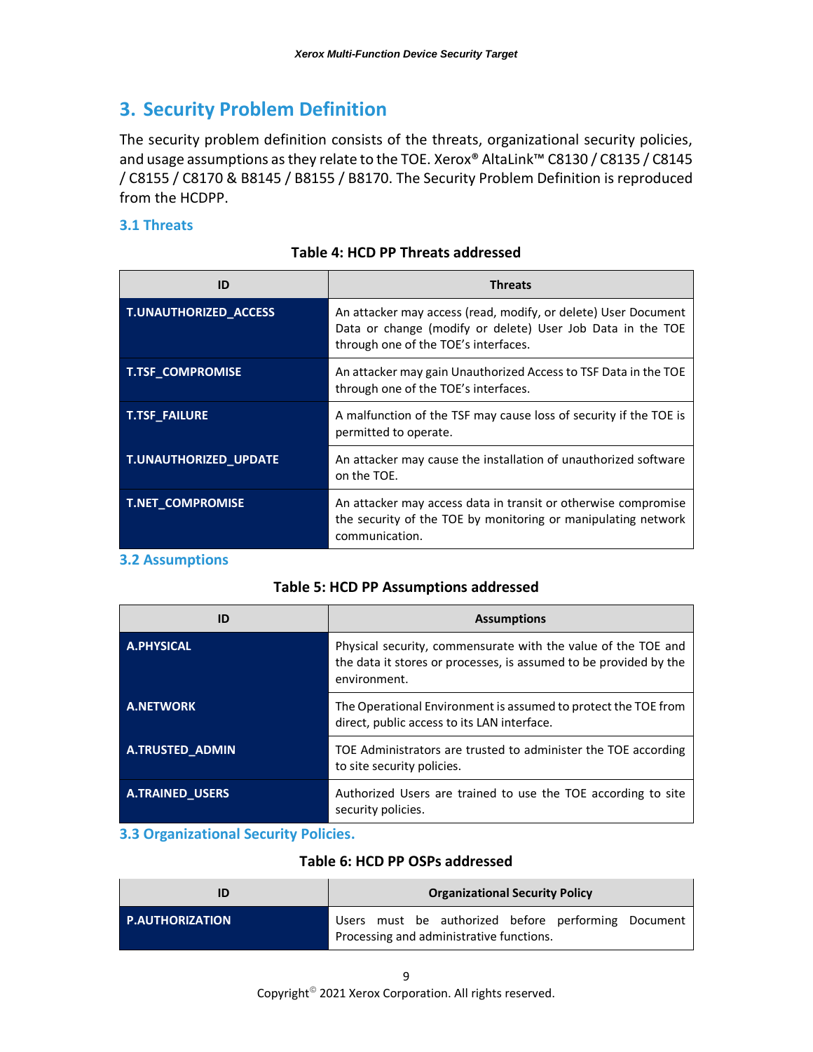# 3. Security Problem Definition

The security problem definition consists of the threats, organizational security policies, and usage assumptions as they relate to the TOE. Xerox® AltaLink™ C8130 / C8135 / C8145 / C8155 / C8170 & B8145 / B8155 / B8170. The Security Problem Definition is reproduced from the HCDPP.

## 3.1 Threats

**Table 4: HCD PP Threats addressed**

| ID | Threats |
|---|---|
| **T.UNAUTHORIZED_ACCESS** | An attacker may access (read, modify, or delete) User Document Data or change (modify or delete) User Job Data in the TOE through one of the TOE's interfaces. |
| **T.TSF_COMPROMISE** | An attacker may gain Unauthorized Access to TSF Data in the TOE through one of the TOE's interfaces. |
| **T.TSF_FAILURE** | A malfunction of the TSF may cause loss of security if the TOE is permitted to operate. |
| **T.UNAUTHORIZED_UPDATE** | An attacker may cause the installation of unauthorized software on the TOE. |
| **T.NET_COMPROMISE** | An attacker may access data in transit or otherwise compromise the security of the TOE by monitoring or manipulating network communication. |

## 3.2 Assumptions

**Table 5: HCD PP Assumptions addressed**

| ID | Assumptions |
|---|---|
| **A.PHYSICAL** | Physical security, commensurate with the value of the TOE and the data it stores or processes, is assumed to be provided by the environment. |
| **A.NETWORK** | The Operational Environment is assumed to protect the TOE from direct, public access to its LAN interface. |
| **A.TRUSTED_ADMIN** | TOE Administrators are trusted to administer the TOE according to site security policies. |
| **A.TRAINED_USERS** | Authorized Users are trained to use the TOE according to site security policies. |

## 3.3 Organizational Security Policies.

**Table 6: HCD PP OSPs addressed**

| ID | Organizational Security Policy |
|---|---|
| **P.AUTHORIZATION** | Users must be authorized before performing Document Processing and administrative functions. |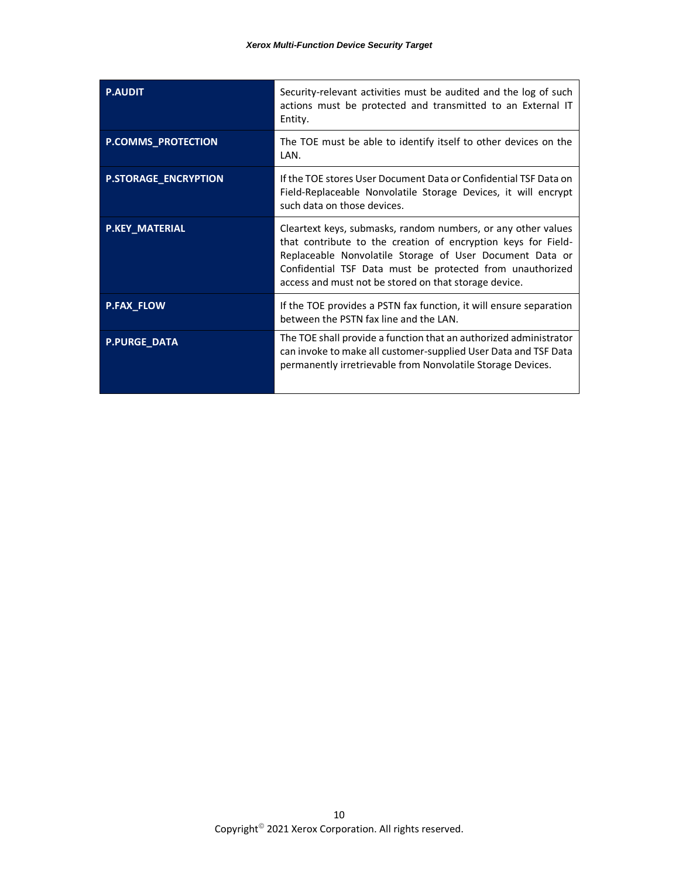| | |
|---|---|
| **P.AUDIT** | Security-relevant activities must be audited and the log of such actions must be protected and transmitted to an External IT Entity. |
| **P.COMMS_PROTECTION** | The TOE must be able to identify itself to other devices on the LAN. |
| **P.STORAGE_ENCRYPTION** | If the TOE stores User Document Data or Confidential TSF Data on Field-Replaceable Nonvolatile Storage Devices, it will encrypt such data on those devices. |
| **P.KEY_MATERIAL** | Cleartext keys, submasks, random numbers, or any other values that contribute to the creation of encryption keys for Field-Replaceable Nonvolatile Storage of User Document Data or Confidential TSF Data must be protected from unauthorized access and must not be stored on that storage device. |
| **P.FAX_FLOW** | If the TOE provides a PSTN fax function, it will ensure separation between the PSTN fax line and the LAN. |
| **P.PURGE_DATA** | The TOE shall provide a function that an authorized administrator can invoke to make all customer-supplied User Data and TSF Data permanently irretrievable from Nonvolatile Storage Devices. |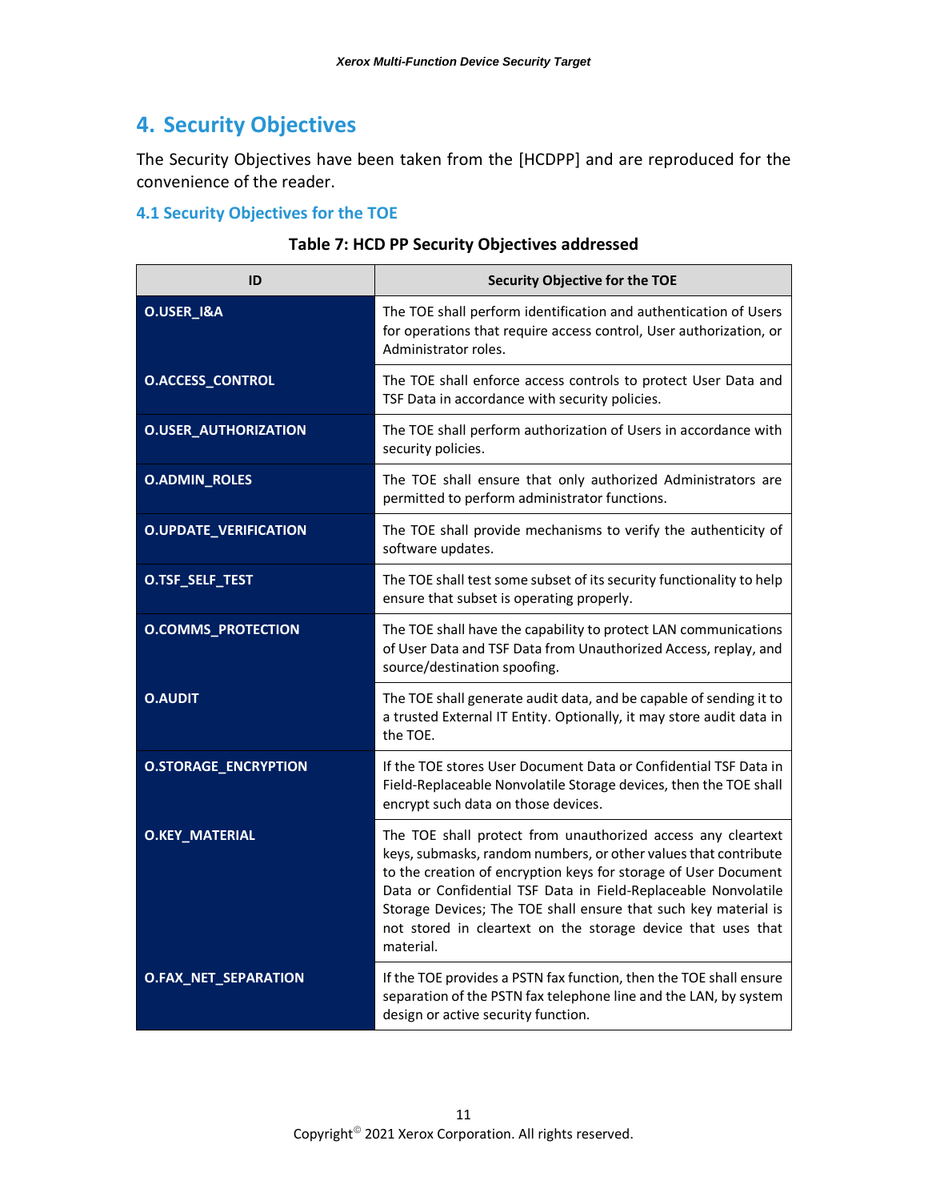# 4. Security Objectives

The Security Objectives have been taken from the [HCDPP] and are reproduced for the convenience of the reader.

## 4.1 Security Objectives for the TOE

**Table 7: HCD PP Security Objectives addressed**

| ID | Security Objective for the TOE |
|---|---|
| **O.USER_I&A** | The TOE shall perform identification and authentication of Users for operations that require access control, User authorization, or Administrator roles. |
| **O.ACCESS_CONTROL** | The TOE shall enforce access controls to protect User Data and TSF Data in accordance with security policies. |
| **O.USER_AUTHORIZATION** | The TOE shall perform authorization of Users in accordance with security policies. |
| **O.ADMIN_ROLES** | The TOE shall ensure that only authorized Administrators are permitted to perform administrator functions. |
| **O.UPDATE_VERIFICATION** | The TOE shall provide mechanisms to verify the authenticity of software updates. |
| **O.TSF_SELF_TEST** | The TOE shall test some subset of its security functionality to help ensure that subset is operating properly. |
| **O.COMMS_PROTECTION** | The TOE shall have the capability to protect LAN communications of User Data and TSF Data from Unauthorized Access, replay, and source/destination spoofing. |
| **O.AUDIT** | The TOE shall generate audit data, and be capable of sending it to a trusted External IT Entity. Optionally, it may store audit data in the TOE. |
| **O.STORAGE_ENCRYPTION** | If the TOE stores User Document Data or Confidential TSF Data in Field-Replaceable Nonvolatile Storage devices, then the TOE shall encrypt such data on those devices. |
| **O.KEY_MATERIAL** | The TOE shall protect from unauthorized access any cleartext keys, submasks, random numbers, or other values that contribute to the creation of encryption keys for storage of User Document Data or Confidential TSF Data in Field-Replaceable Nonvolatile Storage Devices; The TOE shall ensure that such key material is not stored in cleartext on the storage device that uses that material. |
| **O.FAX_NET_SEPARATION** | If the TOE provides a PSTN fax function, then the TOE shall ensure separation of the PSTN fax telephone line and the LAN, by system design or active security function. |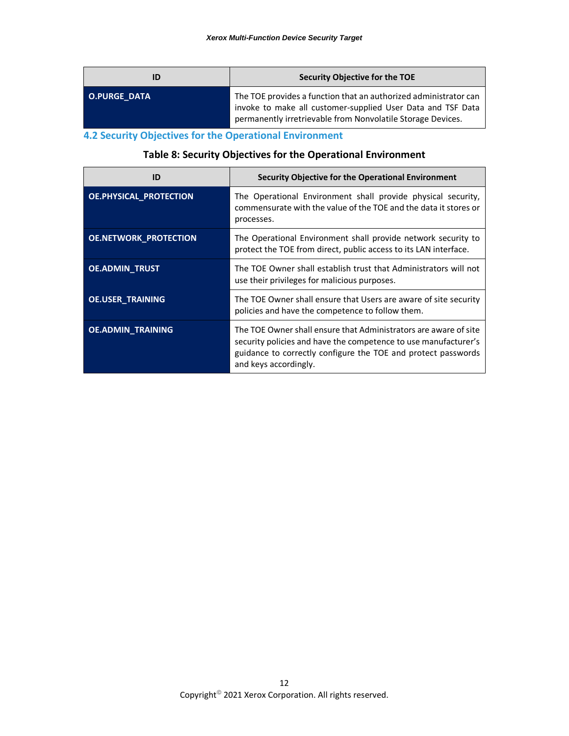| ID | Security Objective for the TOE |
| --- | --- |
| O.PURGE_DATA | The TOE provides a function that an authorized administrator can invoke to make all customer-supplied User Data and TSF Data permanently irretrievable from Nonvolatile Storage Devices. |

## 4.2 Security Objectives for the Operational Environment

**Table 8: Security Objectives for the Operational Environment**

| ID | Security Objective for the Operational Environment |
| --- | --- |
| OE.PHYSICAL_PROTECTION | The Operational Environment shall provide physical security, commensurate with the value of the TOE and the data it stores or processes. |
| OE.NETWORK_PROTECTION | The Operational Environment shall provide network security to protect the TOE from direct, public access to its LAN interface. |
| OE.ADMIN_TRUST | The TOE Owner shall establish trust that Administrators will not use their privileges for malicious purposes. |
| OE.USER_TRAINING | The TOE Owner shall ensure that Users are aware of site security policies and have the competence to follow them. |
| OE.ADMIN_TRAINING | The TOE Owner shall ensure that Administrators are aware of site security policies and have the competence to use manufacturer's guidance to correctly configure the TOE and protect passwords and keys accordingly. |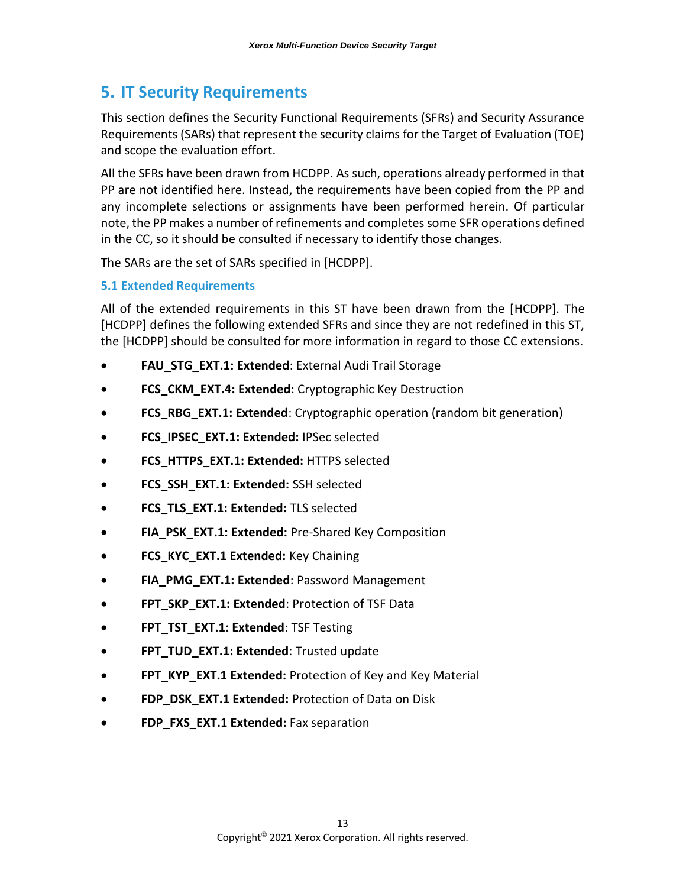# 5. IT Security Requirements

This section defines the Security Functional Requirements (SFRs) and Security Assurance Requirements (SARs) that represent the security claims for the Target of Evaluation (TOE) and scope the evaluation effort.

All the SFRs have been drawn from HCDPP. As such, operations already performed in that PP are not identified here. Instead, the requirements have been copied from the PP and any incomplete selections or assignments have been performed herein. Of particular note, the PP makes a number of refinements and completes some SFR operations defined in the CC, so it should be consulted if necessary to identify those changes.

The SARs are the set of SARs specified in [HCDPP].

## 5.1 Extended Requirements

All of the extended requirements in this ST have been drawn from the [HCDPP]. The [HCDPP] defines the following extended SFRs and since they are not redefined in this ST, the [HCDPP] should be consulted for more information in regard to those CC extensions.

- **FAU_STG_EXT.1: Extended**: External Audi Trail Storage
- **FCS_CKM_EXT.4: Extended**: Cryptographic Key Destruction
- **FCS_RBG_EXT.1: Extended**: Cryptographic operation (random bit generation)
- **FCS_IPSEC_EXT.1: Extended:** IPSec selected
- **FCS_HTTPS_EXT.1: Extended:** HTTPS selected
- **FCS_SSH_EXT.1: Extended:** SSH selected
- **FCS_TLS_EXT.1: Extended:** TLS selected
- **FIA_PSK_EXT.1: Extended:** Pre-Shared Key Composition
- **FCS_KYC_EXT.1 Extended:** Key Chaining
- **FIA_PMG_EXT.1: Extended**: Password Management
- **FPT_SKP_EXT.1: Extended**: Protection of TSF Data
- **FPT_TST_EXT.1: Extended**: TSF Testing
- **FPT_TUD_EXT.1: Extended**: Trusted update
- **FPT_KYP_EXT.1 Extended:** Protection of Key and Key Material
- **FDP_DSK_EXT.1 Extended:** Protection of Data on Disk
- **FDP_FXS_EXT.1 Extended:** Fax separation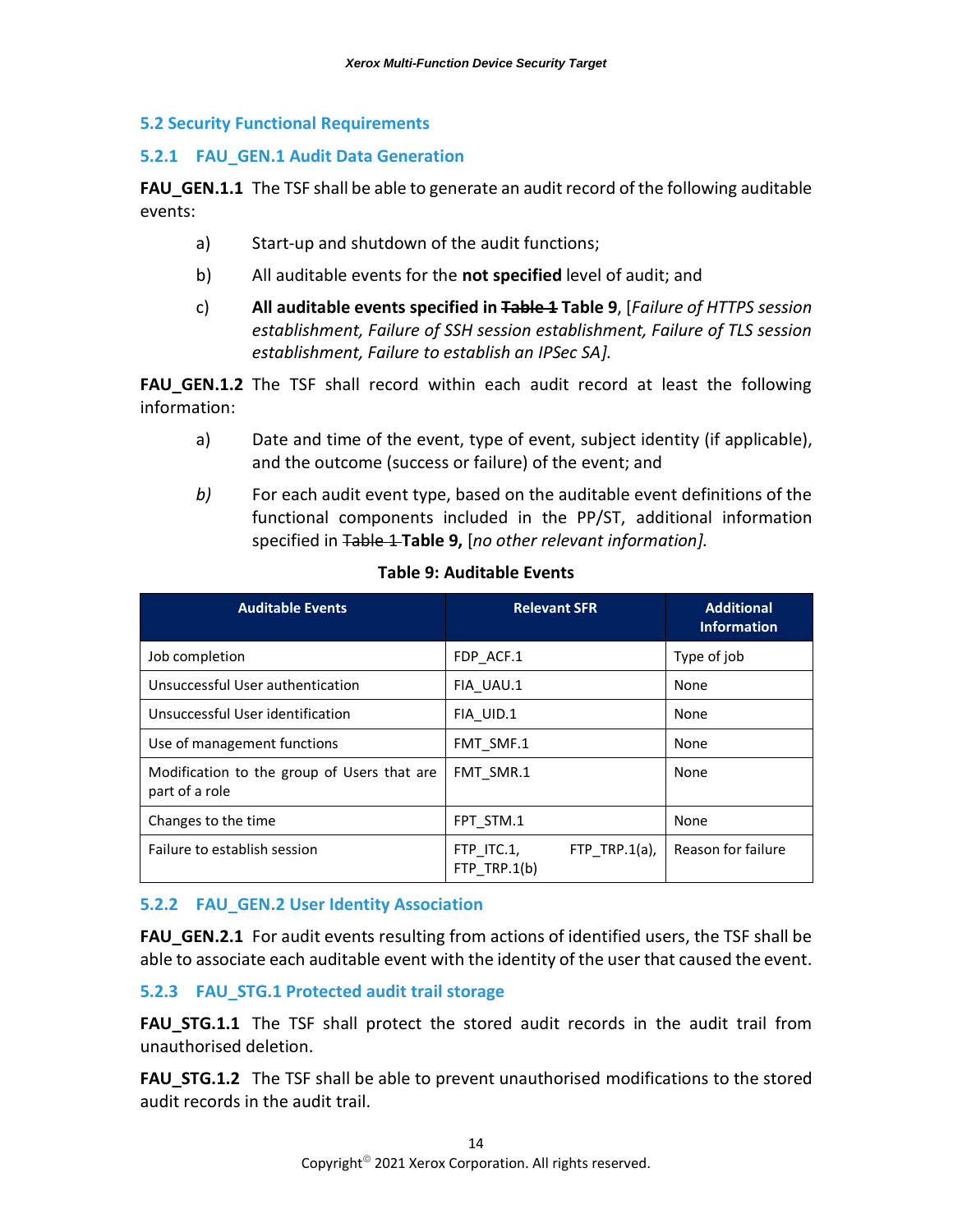## 5.2 Security Functional Requirements

### 5.2.1 FAU_GEN.1 Audit Data Generation

**FAU_GEN.1.1** The TSF shall be able to generate an audit record of the following auditable events:

a) Start-up and shutdown of the audit functions;

b) All auditable events for the **not specified** level of audit; and

c) **All auditable events specified in ~~Table 1~~ Table 9**, [*Failure of HTTPS session establishment, Failure of SSH session establishment, Failure of TLS session establishment, Failure to establish an IPSec SA].*

**FAU_GEN.1.2** The TSF shall record within each audit record at least the following information:

a) Date and time of the event, type of event, subject identity (if applicable), and the outcome (success or failure) of the event; and

*b)* For each audit event type, based on the auditable event definitions of the functional components included in the PP/ST, additional information specified in ~~Table 1~~ **Table 9,** [*no other relevant information].*

**Table 9: Auditable Events**

| Auditable Events | Relevant SFR | Additional Information |
|---|---|---|
| Job completion | FDP_ACF.1 | Type of job |
| Unsuccessful User authentication | FIA_UAU.1 | None |
| Unsuccessful User identification | FIA_UID.1 | None |
| Use of management functions | FMT_SMF.1 | None |
| Modification to the group of Users that are part of a role | FMT_SMR.1 | None |
| Changes to the time | FPT_STM.1 | None |
| Failure to establish session | FTP_ITC.1, FTP_TRP.1(a), FTP_TRP.1(b) | Reason for failure |

### 5.2.2 FAU_GEN.2 User Identity Association

**FAU_GEN.2.1** For audit events resulting from actions of identified users, the TSF shall be able to associate each auditable event with the identity of the user that caused the event.

### 5.2.3 FAU_STG.1 Protected audit trail storage

**FAU_STG.1.1** The TSF shall protect the stored audit records in the audit trail from unauthorised deletion.

**FAU_STG.1.2** The TSF shall be able to prevent unauthorised modifications to the stored audit records in the audit trail.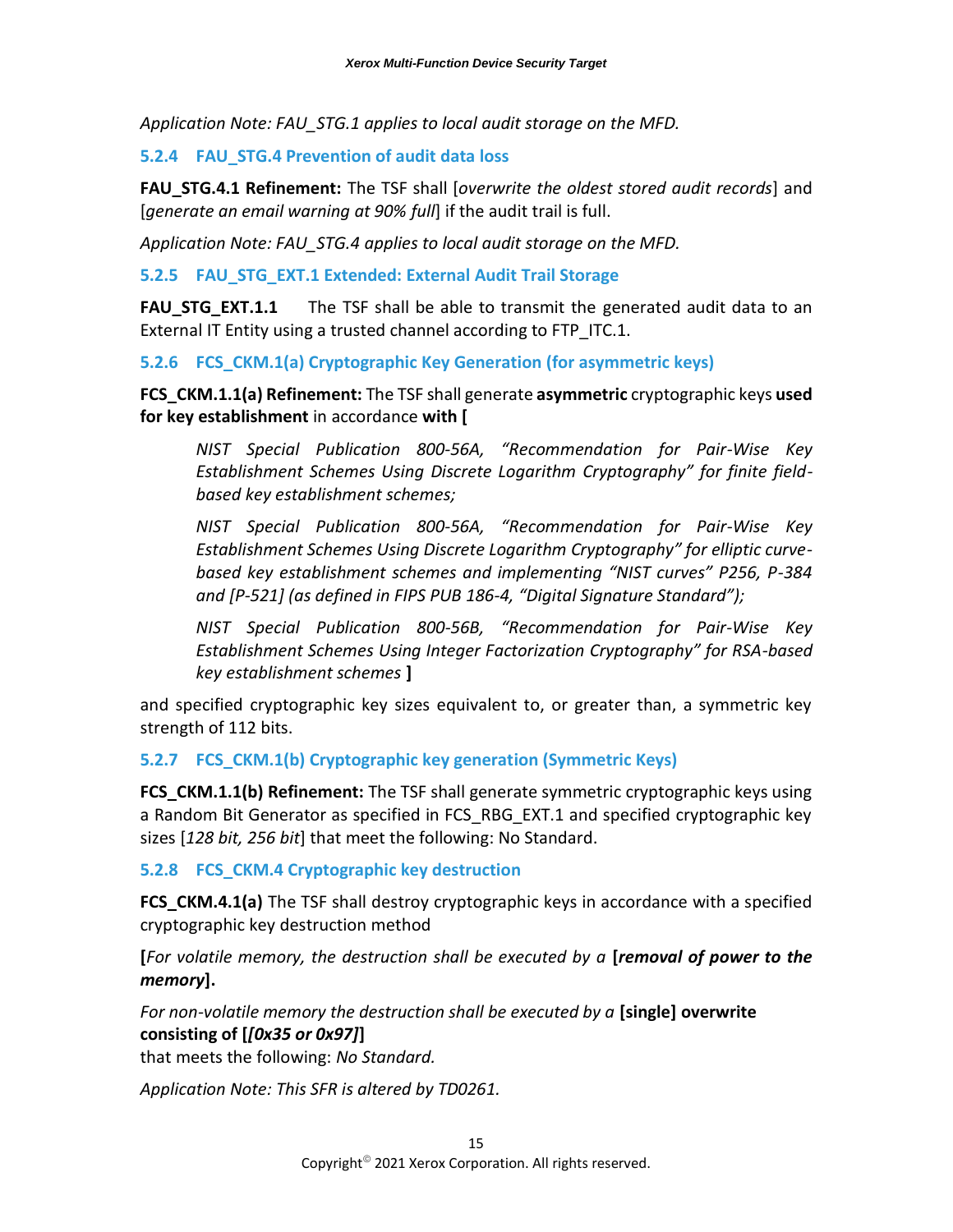*Application Note: FAU_STG.1 applies to local audit storage on the MFD.*

### 5.2.4 FAU_STG.4 Prevention of audit data loss

**FAU_STG.4.1 Refinement:** The TSF shall [*overwrite the oldest stored audit records*] and [*generate an email warning at 90% full*] if the audit trail is full.

*Application Note: FAU_STG.4 applies to local audit storage on the MFD.*

### 5.2.5 FAU_STG_EXT.1 Extended: External Audit Trail Storage

**FAU_STG_EXT.1.1** The TSF shall be able to transmit the generated audit data to an External IT Entity using a trusted channel according to FTP_ITC.1.

### 5.2.6 FCS_CKM.1(a) Cryptographic Key Generation (for asymmetric keys)

**FCS_CKM.1.1(a) Refinement:** The TSF shall generate **asymmetric** cryptographic keys **used for key establishment** in accordance **with [**

> *NIST Special Publication 800-56A, "Recommendation for Pair-Wise Key Establishment Schemes Using Discrete Logarithm Cryptography" for finite field-based key establishment schemes;*
>
> *NIST Special Publication 800-56A, "Recommendation for Pair-Wise Key Establishment Schemes Using Discrete Logarithm Cryptography" for elliptic curve-based key establishment schemes and implementing "NIST curves" P256, P-384 and [P-521] (as defined in FIPS PUB 186-4, "Digital Signature Standard");*
>
> *NIST Special Publication 800-56B, "Recommendation for Pair-Wise Key Establishment Schemes Using Integer Factorization Cryptography" for RSA-based key establishment schemes* **]**

and specified cryptographic key sizes equivalent to, or greater than, a symmetric key strength of 112 bits.

### 5.2.7 FCS_CKM.1(b) Cryptographic key generation (Symmetric Keys)

**FCS_CKM.1.1(b) Refinement:** The TSF shall generate symmetric cryptographic keys using a Random Bit Generator as specified in FCS_RBG_EXT.1 and specified cryptographic key sizes [*128 bit, 256 bit*] that meet the following: No Standard.

### 5.2.8 FCS_CKM.4 Cryptographic key destruction

**FCS_CKM.4.1(a)** The TSF shall destroy cryptographic keys in accordance with a specified cryptographic key destruction method

**[***For volatile memory, the destruction shall be executed by a* **[*removal of power to the memory*].**

*For non-volatile memory the destruction shall be executed by a* **[single] overwrite consisting of [*[0x35 or 0x97]*]**
that meets the following: *No Standard.*

*Application Note: This SFR is altered by TD0261.*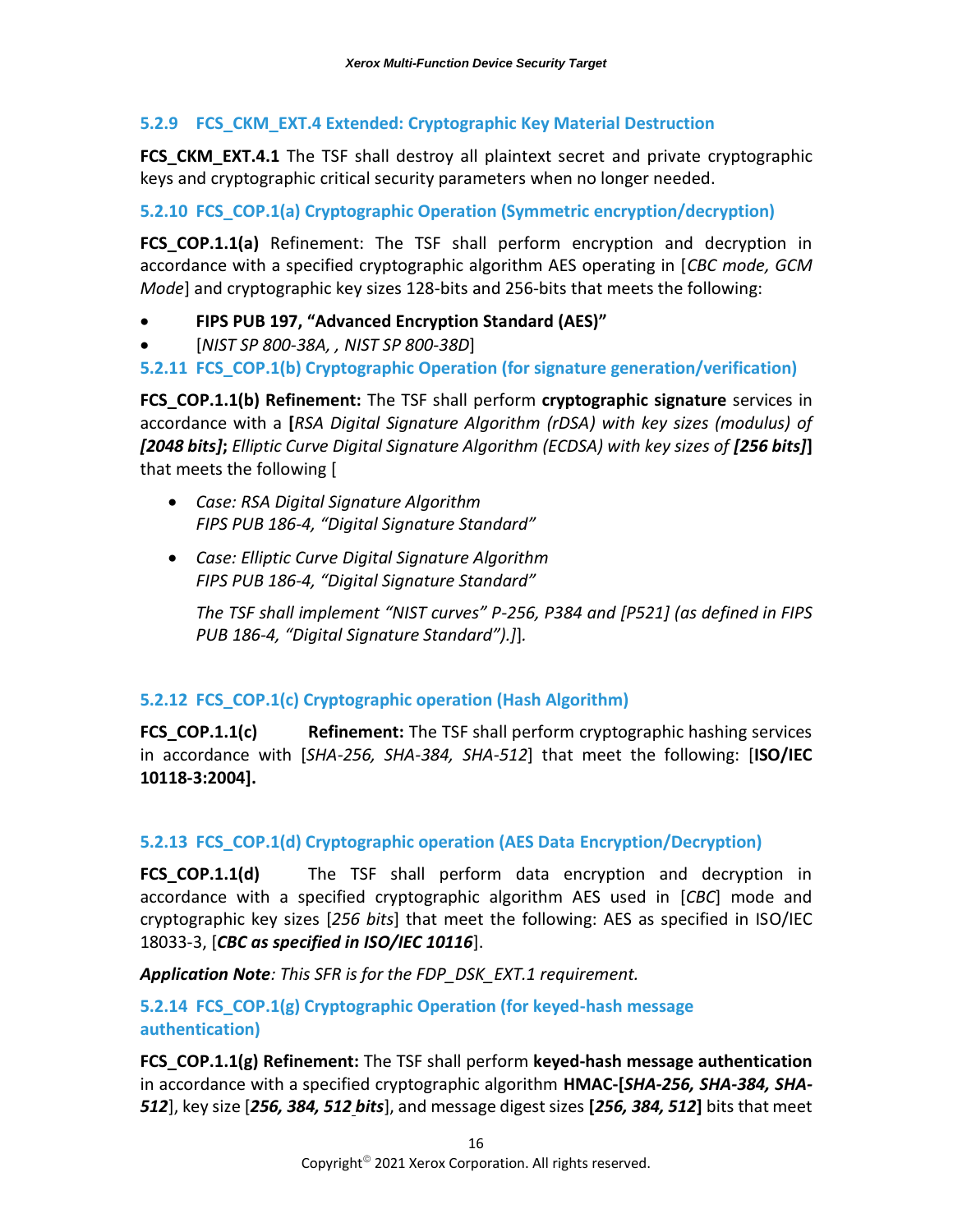### 5.2.9 FCS_CKM_EXT.4 Extended: Cryptographic Key Material Destruction

**FCS_CKM_EXT.4.1** The TSF shall destroy all plaintext secret and private cryptographic keys and cryptographic critical security parameters when no longer needed.

### 5.2.10 FCS_COP.1(a) Cryptographic Operation (Symmetric encryption/decryption)

**FCS_COP.1.1(a)** Refinement: The TSF shall perform encryption and decryption in accordance with a specified cryptographic algorithm AES operating in [*CBC mode, GCM Mode*] and cryptographic key sizes 128-bits and 256-bits that meets the following:

- **FIPS PUB 197, "Advanced Encryption Standard (AES)"**
- [*NIST SP 800-38A, , NIST SP 800-38D*]

### 5.2.11 FCS_COP.1(b) Cryptographic Operation (for signature generation/verification)

**FCS_COP.1.1(b) Refinement:** The TSF shall perform **cryptographic signature** services in accordance with a **[***RSA Digital Signature Algorithm (rDSA) with key sizes (modulus) of* ***[2048 bits]*****;** *Elliptic Curve Digital Signature Algorithm (ECDSA) with key sizes of* ***[256 bits]*****]** that meets the following [

- *Case: RSA Digital Signature Algorithm*
  *FIPS PUB 186-4, "Digital Signature Standard"*
- *Case: Elliptic Curve Digital Signature Algorithm*
  *FIPS PUB 186-4, "Digital Signature Standard"*

  *The TSF shall implement "NIST curves" P-256, P384 and [P521] (as defined in FIPS PUB 186-4, "Digital Signature Standard").]*].

### 5.2.12 FCS_COP.1(c) Cryptographic operation (Hash Algorithm)

**FCS_COP.1.1(c)** **Refinement:** The TSF shall perform cryptographic hashing services in accordance with [*SHA-256, SHA-384, SHA-512*] that meet the following: [**ISO/IEC 10118-3:2004].**

### 5.2.13 FCS_COP.1(d) Cryptographic operation (AES Data Encryption/Decryption)

**FCS_COP.1.1(d)** The TSF shall perform data encryption and decryption in accordance with a specified cryptographic algorithm AES used in [*CBC*] mode and cryptographic key sizes [*256 bits*] that meet the following: AES as specified in ISO/IEC 18033-3, [***CBC as specified in ISO/IEC 10116***].

***Application Note****: This SFR is for the FDP_DSK_EXT.1 requirement.*

### 5.2.14 FCS_COP.1(g) Cryptographic Operation (for keyed-hash message authentication)

**FCS_COP.1.1(g) Refinement:** The TSF shall perform **keyed-hash message authentication** in accordance with a specified cryptographic algorithm **HMAC-[*****SHA-256, SHA-384, SHA-512***], key size [***256, 384, 512 bits***], and message digest sizes **[*****256, 384, 512*****]** bits that meet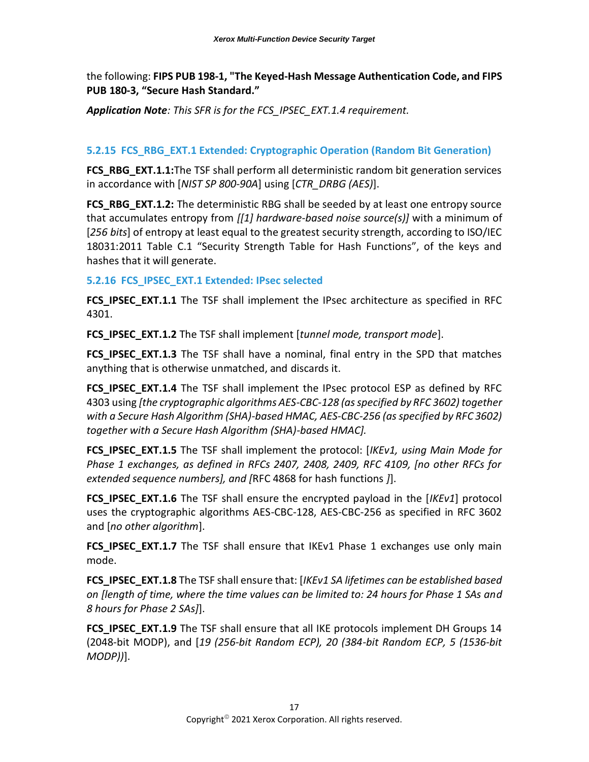the following: **FIPS PUB 198-1, "The Keyed-Hash Message Authentication Code, and FIPS PUB 180-3, "Secure Hash Standard."**

***Application Note**: This SFR is for the FCS_IPSEC_EXT.1.4 requirement.*

### 5.2.15 FCS_RBG_EXT.1 Extended: Cryptographic Operation (Random Bit Generation)

**FCS_RBG_EXT.1.1:** The TSF shall perform all deterministic random bit generation services in accordance with [*NIST SP 800-90A*] using [*CTR_DRBG (AES)*].

**FCS_RBG_EXT.1.2:** The deterministic RBG shall be seeded by at least one entropy source that accumulates entropy from *[[1] hardware-based noise source(s)]* with a minimum of [*256 bits*] of entropy at least equal to the greatest security strength, according to ISO/IEC 18031:2011 Table C.1 "Security Strength Table for Hash Functions", of the keys and hashes that it will generate.

### 5.2.16 FCS_IPSEC_EXT.1 Extended: IPsec selected

**FCS_IPSEC_EXT.1.1** The TSF shall implement the IPsec architecture as specified in RFC 4301.

**FCS_IPSEC_EXT.1.2** The TSF shall implement [*tunnel mode, transport mode*].

**FCS_IPSEC_EXT.1.3** The TSF shall have a nominal, final entry in the SPD that matches anything that is otherwise unmatched, and discards it.

**FCS_IPSEC_EXT.1.4** The TSF shall implement the IPsec protocol ESP as defined by RFC 4303 using *[the cryptographic algorithms AES-CBC-128 (as specified by RFC 3602) together with a Secure Hash Algorithm (SHA)-based HMAC, AES-CBC-256 (as specified by RFC 3602) together with a Secure Hash Algorithm (SHA)-based HMAC].*

**FCS_IPSEC_EXT.1.5** The TSF shall implement the protocol: [*IKEv1, using Main Mode for Phase 1 exchanges, as defined in RFCs 2407, 2408, 2409, RFC 4109, [no other RFCs for extended sequence numbers], and [*RFC 4868 for hash functions *]*].

**FCS_IPSEC_EXT.1.6** The TSF shall ensure the encrypted payload in the [*IKEv1*] protocol uses the cryptographic algorithms AES-CBC-128, AES-CBC-256 as specified in RFC 3602 and [*no other algorithm*].

**FCS_IPSEC_EXT.1.7** The TSF shall ensure that IKEv1 Phase 1 exchanges use only main mode.

**FCS_IPSEC_EXT.1.8** The TSF shall ensure that: [*IKEv1 SA lifetimes can be established based on [length of time, where the time values can be limited to: 24 hours for Phase 1 SAs and 8 hours for Phase 2 SAs]*].

**FCS_IPSEC_EXT.1.9** The TSF shall ensure that all IKE protocols implement DH Groups 14 (2048-bit MODP), and [*19 (256-bit Random ECP), 20 (384-bit Random ECP, 5 (1536-bit MODP))*].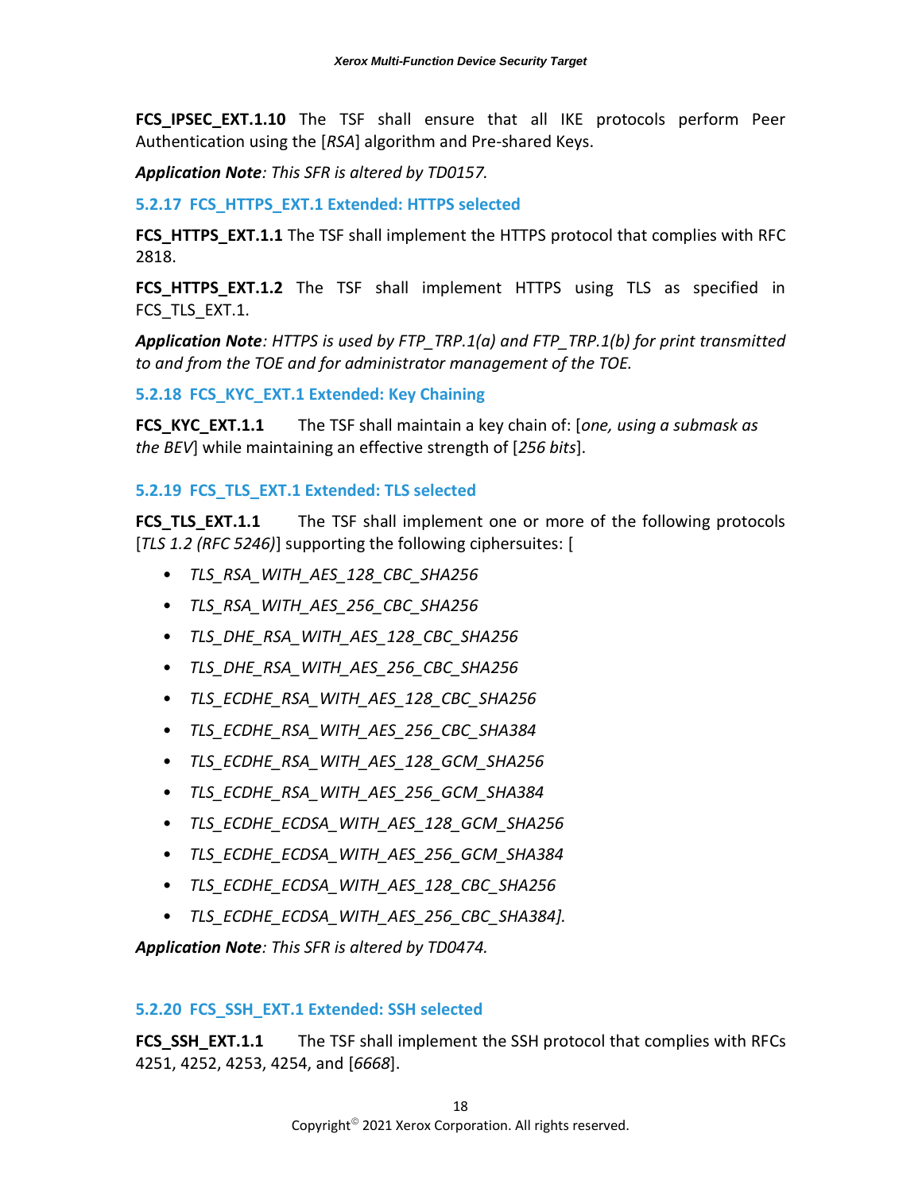**FCS_IPSEC_EXT.1.10** The TSF shall ensure that all IKE protocols perform Peer Authentication using the [*RSA*] algorithm and Pre-shared Keys.

***Application Note**: This SFR is altered by TD0157.*

### 5.2.17 FCS_HTTPS_EXT.1 Extended: HTTPS selected

**FCS_HTTPS_EXT.1.1** The TSF shall implement the HTTPS protocol that complies with RFC 2818.

**FCS_HTTPS_EXT.1.2** The TSF shall implement HTTPS using TLS as specified in FCS_TLS_EXT.1.

***Application Note**: HTTPS is used by FTP_TRP.1(a) and FTP_TRP.1(b) for print transmitted to and from the TOE and for administrator management of the TOE.*

### 5.2.18 FCS_KYC_EXT.1 Extended: Key Chaining

**FCS_KYC_EXT.1.1** The TSF shall maintain a key chain of: [*one, using a submask as the BEV*] while maintaining an effective strength of [*256 bits*].

### 5.2.19 FCS_TLS_EXT.1 Extended: TLS selected

**FCS_TLS_EXT.1.1** The TSF shall implement one or more of the following protocols [*TLS 1.2 (RFC 5246)*] supporting the following ciphersuites: [

- *TLS_RSA_WITH_AES_128_CBC_SHA256*
- *TLS_RSA_WITH_AES_256_CBC_SHA256*
- *TLS_DHE_RSA_WITH_AES_128_CBC_SHA256*
- *TLS_DHE_RSA_WITH_AES_256_CBC_SHA256*
- *TLS_ECDHE_RSA_WITH_AES_128_CBC_SHA256*
- *TLS_ECDHE_RSA_WITH_AES_256_CBC_SHA384*
- *TLS_ECDHE_RSA_WITH_AES_128_GCM_SHA256*
- *TLS_ECDHE_RSA_WITH_AES_256_GCM_SHA384*
- *TLS_ECDHE_ECDSA_WITH_AES_128_GCM_SHA256*
- *TLS_ECDHE_ECDSA_WITH_AES_256_GCM_SHA384*
- *TLS_ECDHE_ECDSA_WITH_AES_128_CBC_SHA256*
- *TLS_ECDHE_ECDSA_WITH_AES_256_CBC_SHA384].*

***Application Note**: This SFR is altered by TD0474.*

### 5.2.20 FCS_SSH_EXT.1 Extended: SSH selected

**FCS_SSH_EXT.1.1** The TSF shall implement the SSH protocol that complies with RFCs 4251, 4252, 4253, 4254, and [*6668*].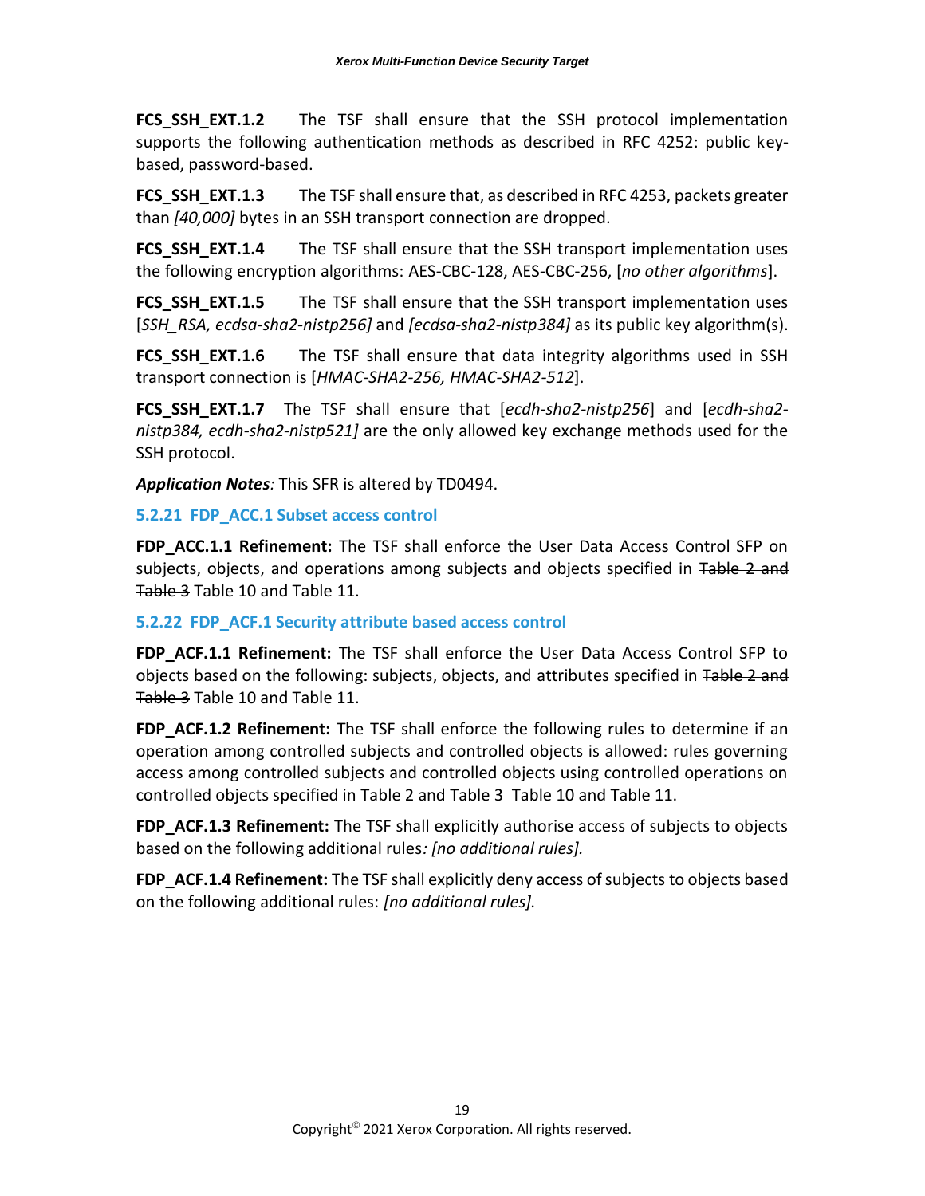**FCS_SSH_EXT.1.2** The TSF shall ensure that the SSH protocol implementation supports the following authentication methods as described in RFC 4252: public key-based, password-based.

**FCS_SSH_EXT.1.3** The TSF shall ensure that, as described in RFC 4253, packets greater than *[40,000]* bytes in an SSH transport connection are dropped.

**FCS_SSH_EXT.1.4** The TSF shall ensure that the SSH transport implementation uses the following encryption algorithms: AES-CBC-128, AES-CBC-256, [*no other algorithms*].

**FCS_SSH_EXT.1.5** The TSF shall ensure that the SSH transport implementation uses [*SSH_RSA, ecdsa-sha2-nistp256]* and *[ecdsa-sha2-nistp384]* as its public key algorithm(s).

**FCS_SSH_EXT.1.6** The TSF shall ensure that data integrity algorithms used in SSH transport connection is [*HMAC-SHA2-256, HMAC-SHA2-512*].

**FCS_SSH_EXT.1.7** The TSF shall ensure that [*ecdh-sha2-nistp256*] and [*ecdh-sha2-nistp384, ecdh-sha2-nistp521]* are the only allowed key exchange methods used for the SSH protocol.

***Application Notes****:* This SFR is altered by TD0494.

### 5.2.21 FDP_ACC.1 Subset access control

**FDP_ACC.1.1 Refinement:** The TSF shall enforce the User Data Access Control SFP on subjects, objects, and operations among subjects and objects specified in ~~Table 2 and Table 3~~ Table 10 and Table 11.

### 5.2.22 FDP_ACF.1 Security attribute based access control

**FDP_ACF.1.1 Refinement:** The TSF shall enforce the User Data Access Control SFP to objects based on the following: subjects, objects, and attributes specified in ~~Table 2 and Table 3~~ Table 10 and Table 11.

**FDP_ACF.1.2 Refinement:** The TSF shall enforce the following rules to determine if an operation among controlled subjects and controlled objects is allowed: rules governing access among controlled subjects and controlled objects using controlled operations on controlled objects specified in ~~Table 2 and Table 3~~ Table 10 and Table 11.

**FDP_ACF.1.3 Refinement:** The TSF shall explicitly authorise access of subjects to objects based on the following additional rules*: [no additional rules].*

**FDP_ACF.1.4 Refinement:** The TSF shall explicitly deny access of subjects to objects based on the following additional rules: *[no additional rules].*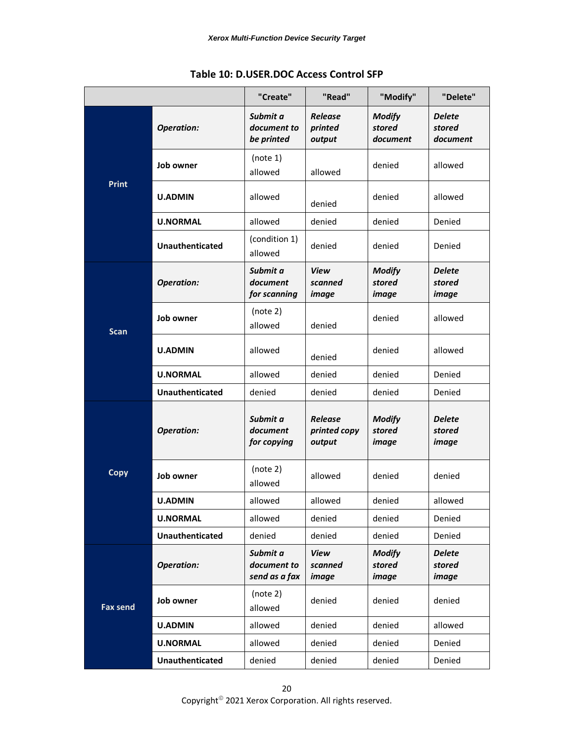**Table 10: D.USER.DOC Access Control SFP**

| | | "Create" | "Read" | "Modify" | "Delete" |
|---|---|---|---|---|---|
| **Print** | ***Operation:*** | ***Submit a document to be printed*** | ***Release printed output*** | ***Modify stored document*** | ***Delete stored document*** |
| | **Job owner** | (note 1) allowed | allowed | denied | allowed |
| | **U.ADMIN** | allowed | denied | denied | allowed |
| | **U.NORMAL** | allowed | denied | denied | Denied |
| | **Unauthenticated** | (condition 1) allowed | denied | denied | Denied |
| **Scan** | ***Operation:*** | ***Submit a document for scanning*** | ***View scanned image*** | ***Modify stored image*** | ***Delete stored image*** |
| | **Job owner** | (note 2) allowed | denied | denied | allowed |
| | **U.ADMIN** | allowed | denied | denied | allowed |
| | **U.NORMAL** | allowed | denied | denied | Denied |
| | **Unauthenticated** | denied | denied | denied | Denied |
| **Copy** | ***Operation:*** | ***Submit a document for copying*** | ***Release printed copy output*** | ***Modify stored image*** | ***Delete stored image*** |
| | **Job owner** | (note 2) allowed | allowed | denied | denied |
| | **U.ADMIN** | allowed | allowed | denied | allowed |
| | **U.NORMAL** | allowed | denied | denied | Denied |
| | **Unauthenticated** | denied | denied | denied | Denied |
| **Fax send** | ***Operation:*** | ***Submit a document to send as a fax*** | ***View scanned image*** | ***Modify stored image*** | ***Delete stored image*** |
| | **Job owner** | (note 2) allowed | denied | denied | denied |
| | **U.ADMIN** | allowed | denied | denied | allowed |
| | **U.NORMAL** | allowed | denied | denied | Denied |
| | **Unauthenticated** | denied | denied | denied | Denied |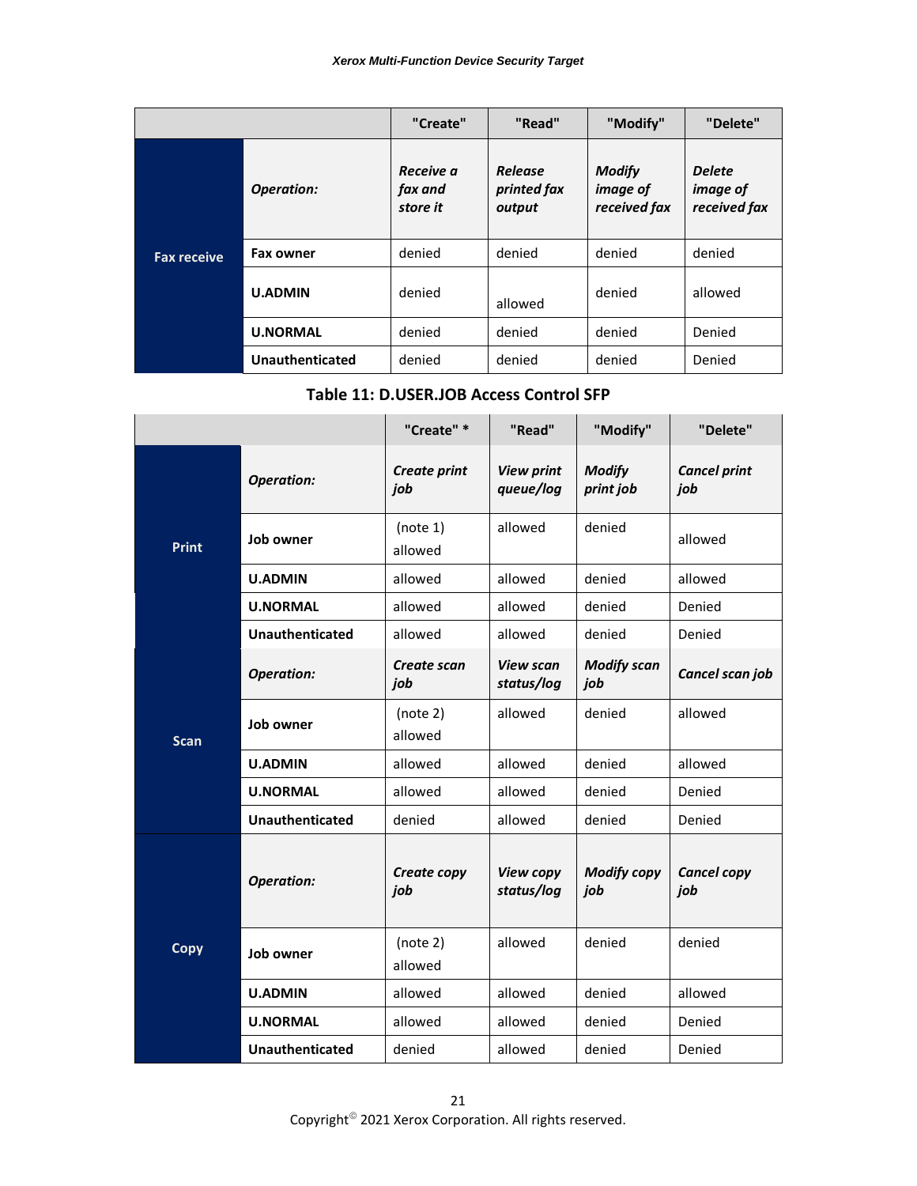| | | "Create" | "Read" | "Modify" | "Delete" |
|---|---|---|---|---|---|
| Fax receive | *Operation:* | *Receive a fax and store it* | *Release printed fax output* | *Modify image of received fax* | *Delete image of received fax* |
| | **Fax owner** | denied | denied | denied | denied |
| | **U.ADMIN** | denied | allowed | denied | allowed |
| | **U.NORMAL** | denied | denied | denied | Denied |
| | **Unauthenticated** | denied | denied | denied | Denied |

**Table 11: D.USER.JOB Access Control SFP**

| | | "Create" * | "Read" | "Modify" | "Delete" |
|---|---|---|---|---|---|
| Print | *Operation:* | *Create print job* | *View print queue/log* | *Modify print job* | *Cancel print job* |
| | **Job owner** | (note 1) allowed | allowed | denied | allowed |
| | **U.ADMIN** | allowed | allowed | denied | allowed |
| | **U.NORMAL** | allowed | allowed | denied | Denied |
| | **Unauthenticated** | allowed | allowed | denied | Denied |
| Scan | *Operation:* | *Create scan job* | *View scan status/log* | *Modify scan job* | *Cancel scan job* |
| | **Job owner** | (note 2) allowed | allowed | denied | allowed |
| | **U.ADMIN** | allowed | allowed | denied | allowed |
| | **U.NORMAL** | allowed | allowed | denied | Denied |
| | **Unauthenticated** | denied | allowed | denied | Denied |
| Copy | *Operation:* | *Create copy job* | *View copy status/log* | *Modify copy job* | *Cancel copy job* |
| | **Job owner** | (note 2) allowed | allowed | denied | denied |
| | **U.ADMIN** | allowed | allowed | denied | allowed |
| | **U.NORMAL** | allowed | allowed | denied | Denied |
| | **Unauthenticated** | denied | allowed | denied | Denied |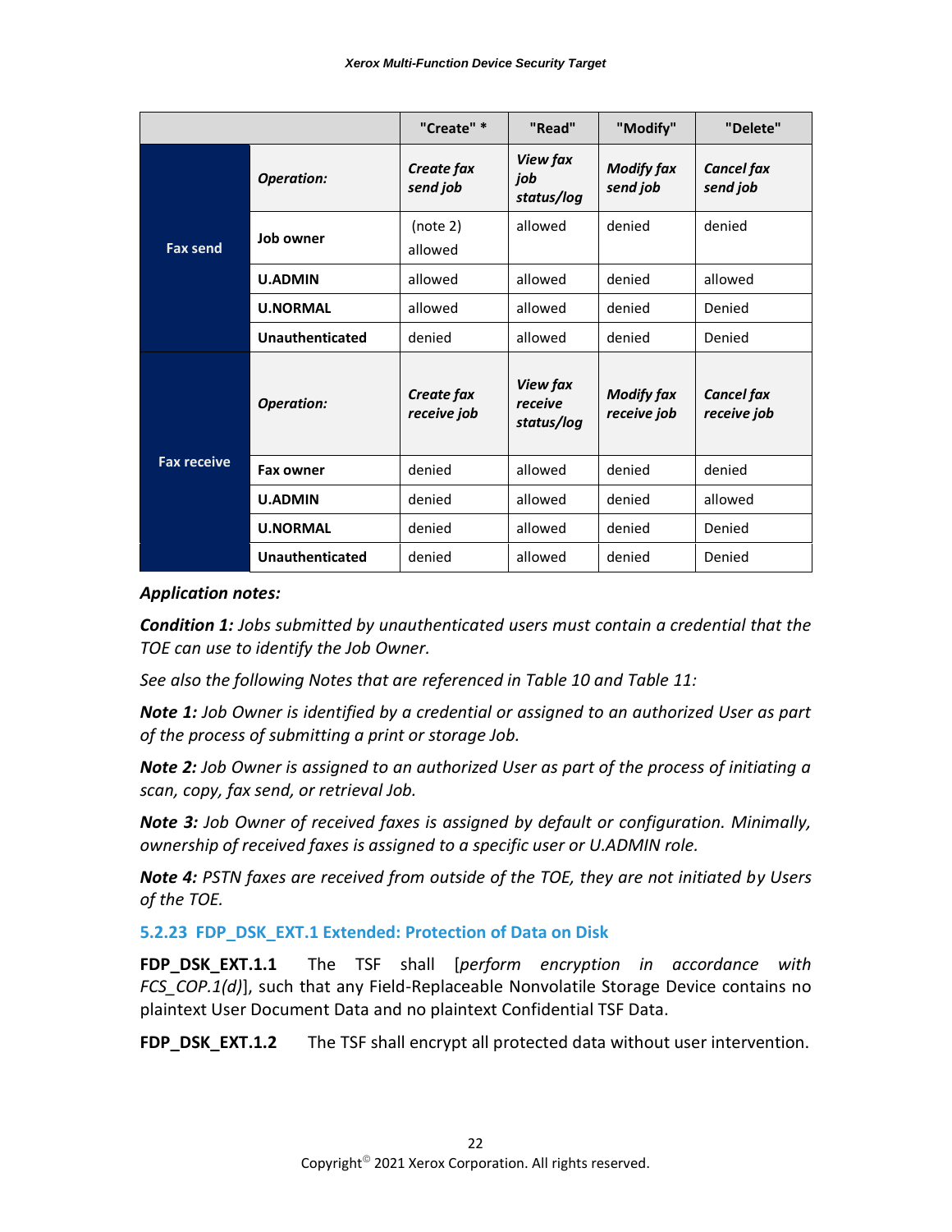| | | "Create" * | "Read" | "Modify" | "Delete" |
|---|---|---|---|---|---|
| **Fax send** | ***Operation:*** | ***Create fax send job*** | ***View fax job status/log*** | ***Modify fax send job*** | ***Cancel fax send job*** |
| | **Job owner** | (note 2) allowed | allowed | denied | denied |
| | **U.ADMIN** | allowed | allowed | denied | allowed |
| | **U.NORMAL** | allowed | allowed | denied | Denied |
| | **Unauthenticated** | denied | allowed | denied | Denied |
| **Fax receive** | ***Operation:*** | ***Create fax receive job*** | ***View fax receive status/log*** | ***Modify fax receive job*** | ***Cancel fax receive job*** |
| | **Fax owner** | denied | allowed | denied | denied |
| | **U.ADMIN** | denied | allowed | denied | allowed |
| | **U.NORMAL** | denied | allowed | denied | Denied |
| | **Unauthenticated** | denied | allowed | denied | Denied |

***Application notes:***

***Condition 1:*** *Jobs submitted by unauthenticated users must contain a credential that the TOE can use to identify the Job Owner.*

*See also the following Notes that are referenced in Table 10 and Table 11:*

***Note 1:*** *Job Owner is identified by a credential or assigned to an authorized User as part of the process of submitting a print or storage Job.*

***Note 2:*** *Job Owner is assigned to an authorized User as part of the process of initiating a scan, copy, fax send, or retrieval Job.*

***Note 3:*** *Job Owner of received faxes is assigned by default or configuration. Minimally, ownership of received faxes is assigned to a specific user or U.ADMIN role.*

***Note 4:*** *PSTN faxes are received from outside of the TOE, they are not initiated by Users of the TOE.*

### 5.2.23 FDP_DSK_EXT.1 Extended: Protection of Data on Disk

**FDP_DSK_EXT.1.1** The TSF shall [*perform encryption in accordance with FCS_COP.1(d)*], such that any Field-Replaceable Nonvolatile Storage Device contains no plaintext User Document Data and no plaintext Confidential TSF Data.

**FDP_DSK_EXT.1.2** The TSF shall encrypt all protected data without user intervention.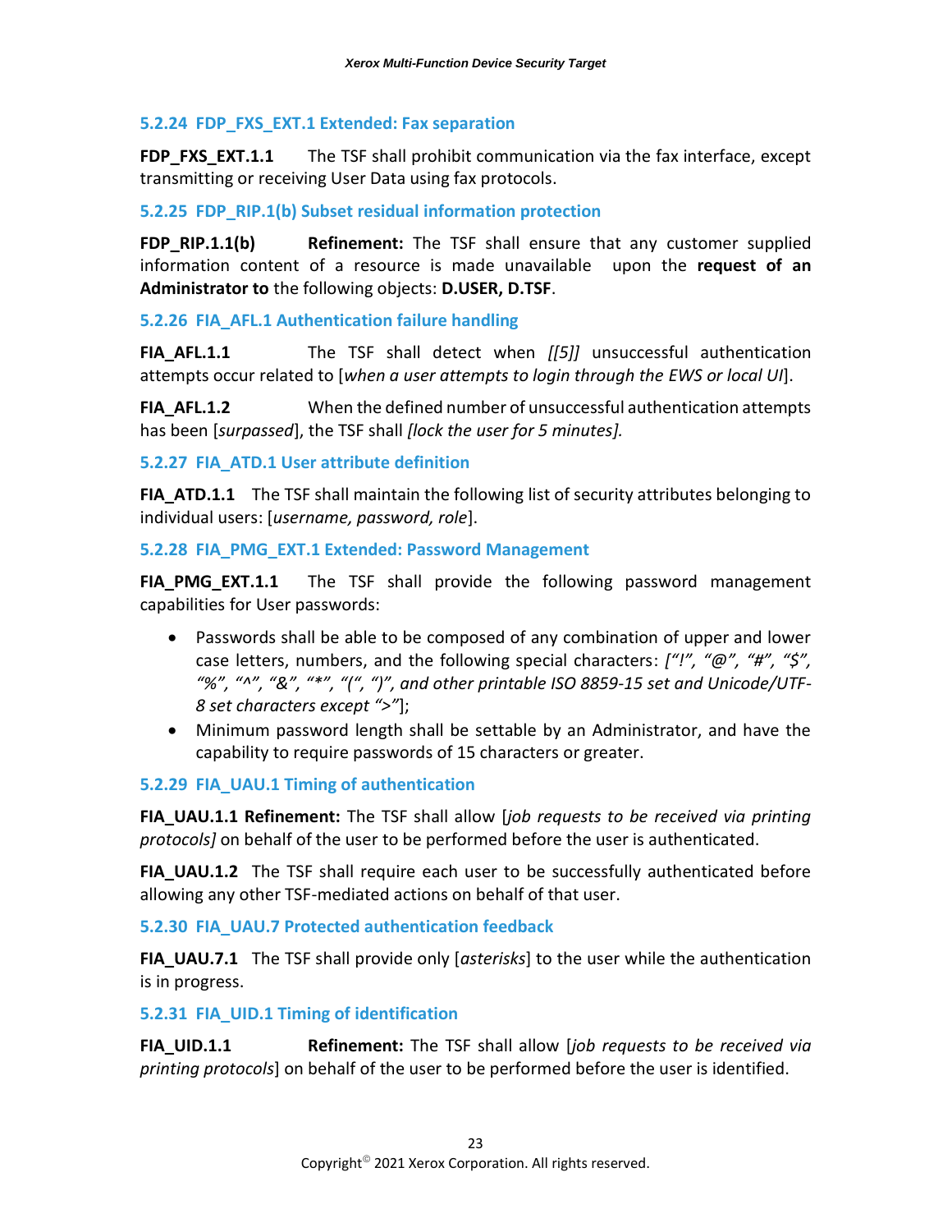### 5.2.24 FDP_FXS_EXT.1 Extended: Fax separation

**FDP_FXS_EXT.1.1** The TSF shall prohibit communication via the fax interface, except transmitting or receiving User Data using fax protocols.

### 5.2.25 FDP_RIP.1(b) Subset residual information protection

**FDP_RIP.1.1(b)** **Refinement:** The TSF shall ensure that any customer supplied information content of a resource is made unavailable upon the **request of an Administrator to** the following objects: **D.USER, D.TSF**.

### 5.2.26 FIA_AFL.1 Authentication failure handling

**FIA_AFL.1.1** The TSF shall detect when *[[5]]* unsuccessful authentication attempts occur related to [*when a user attempts to login through the EWS or local UI*].

**FIA_AFL.1.2** When the defined number of unsuccessful authentication attempts has been [*surpassed*], the TSF shall *[lock the user for 5 minutes]*.

### 5.2.27 FIA_ATD.1 User attribute definition

**FIA_ATD.1.1** The TSF shall maintain the following list of security attributes belonging to individual users: [*username, password, role*].

### 5.2.28 FIA_PMG_EXT.1 Extended: Password Management

**FIA_PMG_EXT.1.1** The TSF shall provide the following password management capabilities for User passwords:

- Passwords shall be able to be composed of any combination of upper and lower case letters, numbers, and the following special characters: *[“!”, “@”, “#”, “$”, “%”, “^”, “&”, “*”, “(“, “)”, and other printable ISO 8859-15 set and Unicode/UTF-8 set characters except “>”*];
- Minimum password length shall be settable by an Administrator, and have the capability to require passwords of 15 characters or greater.

### 5.2.29 FIA_UAU.1 Timing of authentication

**FIA_UAU.1.1 Refinement:** The TSF shall allow [*job requests to be received via printing protocols]* on behalf of the user to be performed before the user is authenticated.

**FIA_UAU.1.2** The TSF shall require each user to be successfully authenticated before allowing any other TSF-mediated actions on behalf of that user.

### 5.2.30 FIA_UAU.7 Protected authentication feedback

**FIA_UAU.7.1** The TSF shall provide only [*asterisks*] to the user while the authentication is in progress.

### 5.2.31 FIA_UID.1 Timing of identification

**FIA_UID.1.1** **Refinement:** The TSF shall allow [*job requests to be received via printing protocols*] on behalf of the user to be performed before the user is identified.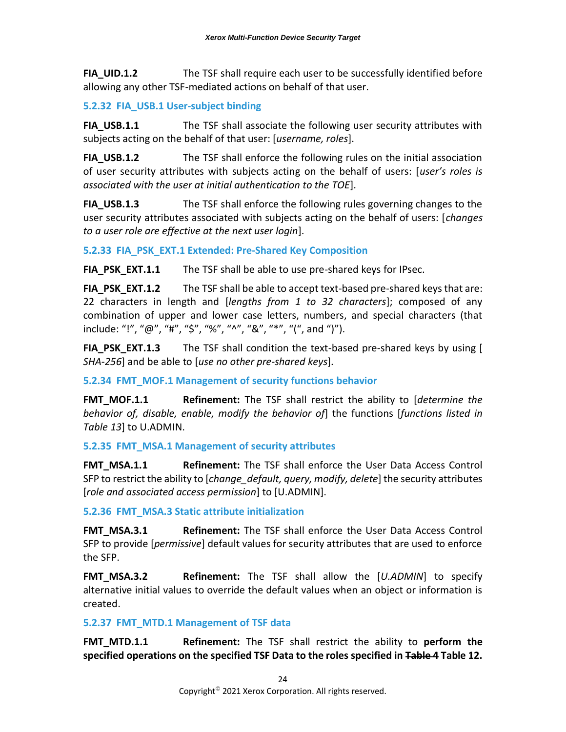**FIA_UID.1.2** The TSF shall require each user to be successfully identified before allowing any other TSF-mediated actions on behalf of that user.

### 5.2.32 FIA_USB.1 User-subject binding

**FIA_USB.1.1** The TSF shall associate the following user security attributes with subjects acting on the behalf of that user: [*username, roles*].

**FIA_USB.1.2** The TSF shall enforce the following rules on the initial association of user security attributes with subjects acting on the behalf of users: [*user's roles is associated with the user at initial authentication to the TOE*].

**FIA_USB.1.3** The TSF shall enforce the following rules governing changes to the user security attributes associated with subjects acting on the behalf of users: [*changes to a user role are effective at the next user login*].

### 5.2.33 FIA_PSK_EXT.1 Extended: Pre-Shared Key Composition

**FIA_PSK_EXT.1.1** The TSF shall be able to use pre-shared keys for IPsec.

**FIA_PSK_EXT.1.2** The TSF shall be able to accept text-based pre-shared keys that are: 22 characters in length and [*lengths from 1 to 32 characters*]; composed of any combination of upper and lower case letters, numbers, and special characters (that include: "!", "@", "#", "$", "%", "^", "&", "*", "(", and ")").

**FIA_PSK_EXT.1.3** The TSF shall condition the text-based pre-shared keys by using [ *SHA-256*] and be able to [*use no other pre-shared keys*].

### 5.2.34 FMT_MOF.1 Management of security functions behavior

**FMT_MOF.1.1** **Refinement:** The TSF shall restrict the ability to [*determine the behavior of, disable, enable, modify the behavior of*] the functions [*functions listed in Table 13*] to U.ADMIN.

### 5.2.35 FMT_MSA.1 Management of security attributes

**FMT_MSA.1.1** **Refinement:** The TSF shall enforce the User Data Access Control SFP to restrict the ability to [*change_default, query, modify, delete*] the security attributes [*role and associated access permission*] to [U.ADMIN].

### 5.2.36 FMT_MSA.3 Static attribute initialization

**FMT_MSA.3.1** **Refinement:** The TSF shall enforce the User Data Access Control SFP to provide [*permissive*] default values for security attributes that are used to enforce the SFP.

**FMT_MSA.3.2** **Refinement:** The TSF shall allow the [*U.ADMIN*] to specify alternative initial values to override the default values when an object or information is created.

### 5.2.37 FMT_MTD.1 Management of TSF data

**FMT_MTD.1.1** **Refinement:** The TSF shall restrict the ability to **perform the specified operations on the specified TSF Data to the roles specified in ~~Table 4~~ Table 12.**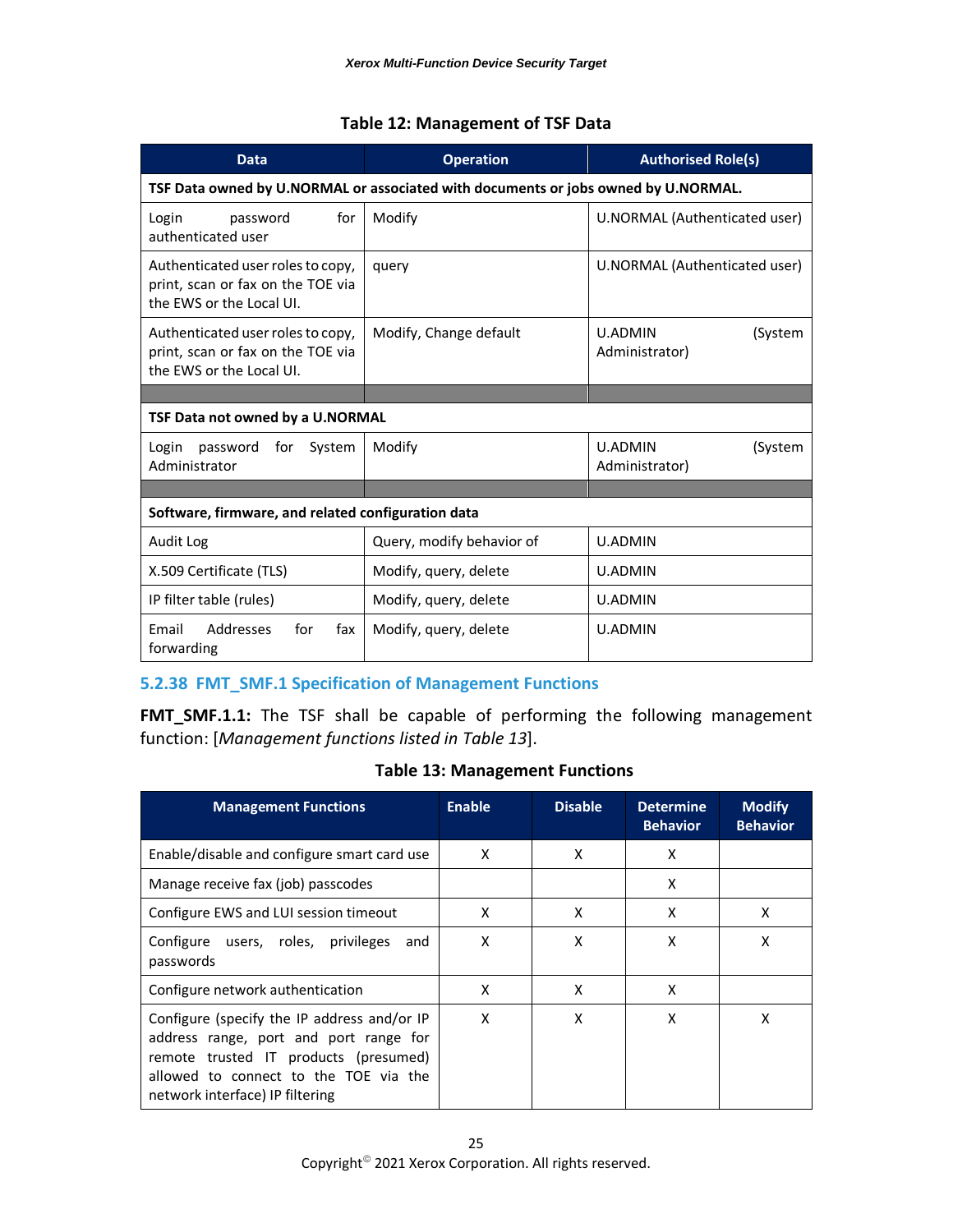**Table 12: Management of TSF Data**

| Data | Operation | Authorised Role(s) |
|---|---|---|
| **TSF Data owned by U.NORMAL or associated with documents or jobs owned by U.NORMAL.** | | |
| Login password for authenticated user | Modify | U.NORMAL (Authenticated user) |
| Authenticated user roles to copy, print, scan or fax on the TOE via the EWS or the Local UI. | query | U.NORMAL (Authenticated user) |
| Authenticated user roles to copy, print, scan or fax on the TOE via the EWS or the Local UI. | Modify, Change default | U.ADMIN (System Administrator) |
| | | |
| **TSF Data not owned by a U.NORMAL** | | |
| Login password for System Administrator | Modify | U.ADMIN (System Administrator) |
| | | |
| **Software, firmware, and related configuration data** | | |
| Audit Log | Query, modify behavior of | U.ADMIN |
| X.509 Certificate (TLS) | Modify, query, delete | U.ADMIN |
| IP filter table (rules) | Modify, query, delete | U.ADMIN |
| Email Addresses for fax forwarding | Modify, query, delete | U.ADMIN |

### 5.2.38 FMT_SMF.1 Specification of Management Functions

**FMT_SMF.1.1:** The TSF shall be capable of performing the following management function: [*Management functions listed in Table 13*].

**Table 13: Management Functions**

| Management Functions | Enable | Disable | Determine Behavior | Modify Behavior |
|---|---|---|---|---|
| Enable/disable and configure smart card use | X | X | X | |
| Manage receive fax (job) passcodes | | | X | |
| Configure EWS and LUI session timeout | X | X | X | X |
| Configure users, roles, privileges and passwords | X | X | X | X |
| Configure network authentication | X | X | X | |
| Configure (specify the IP address and/or IP address range, port and port range for remote trusted IT products (presumed) allowed to connect to the TOE via the network interface) IP filtering | X | X | X | X |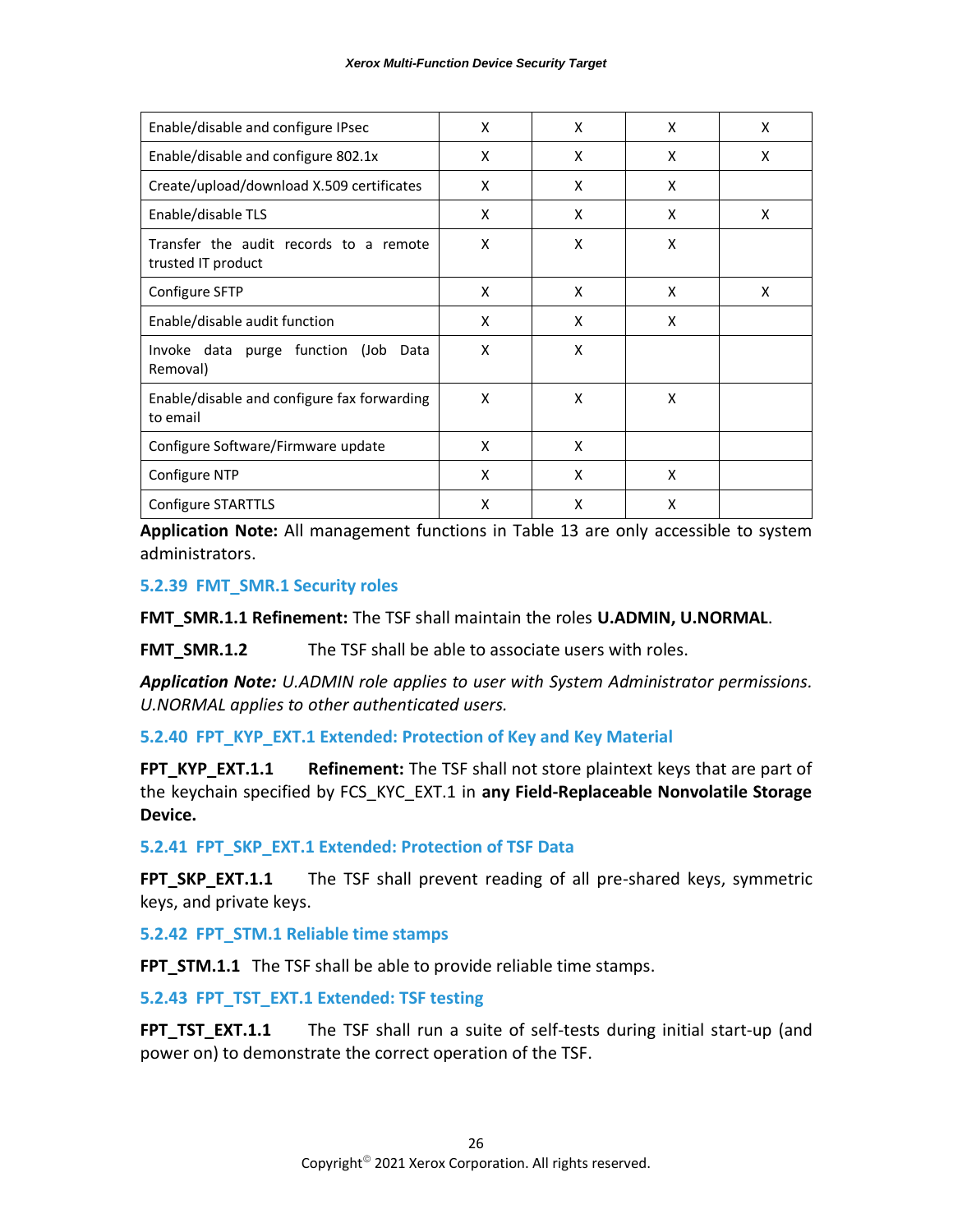| | | | | |
|---|---|---|---|---|
| Enable/disable and configure IPsec | X | X | X | X |
| Enable/disable and configure 802.1x | X | X | X | X |
| Create/upload/download X.509 certificates | X | X | X | |
| Enable/disable TLS | X | X | X | X |
| Transfer the audit records to a remote trusted IT product | X | X | X | |
| Configure SFTP | X | X | X | X |
| Enable/disable audit function | X | X | X | |
| Invoke data purge function (Job Data Removal) | X | X | | |
| Enable/disable and configure fax forwarding to email | X | X | X | |
| Configure Software/Firmware update | X | X | | |
| Configure NTP | X | X | X | |
| Configure STARTTLS | X | X | X | |

**Application Note:** All management functions in Table 13 are only accessible to system administrators.

### 5.2.39 FMT_SMR.1 Security roles

**FMT_SMR.1.1 Refinement:** The TSF shall maintain the roles **U.ADMIN, U.NORMAL**.

**FMT_SMR.1.2** The TSF shall be able to associate users with roles.

***Application Note:*** *U.ADMIN role applies to user with System Administrator permissions. U.NORMAL applies to other authenticated users.*

### 5.2.40 FPT_KYP_EXT.1 Extended: Protection of Key and Key Material

**FPT_KYP_EXT.1.1** **Refinement:** The TSF shall not store plaintext keys that are part of the keychain specified by FCS_KYC_EXT.1 in **any Field-Replaceable Nonvolatile Storage Device.**

### 5.2.41 FPT_SKP_EXT.1 Extended: Protection of TSF Data

**FPT_SKP_EXT.1.1** The TSF shall prevent reading of all pre-shared keys, symmetric keys, and private keys.

### 5.2.42 FPT_STM.1 Reliable time stamps

**FPT_STM.1.1** The TSF shall be able to provide reliable time stamps.

### 5.2.43 FPT_TST_EXT.1 Extended: TSF testing

**FPT_TST_EXT.1.1** The TSF shall run a suite of self-tests during initial start-up (and power on) to demonstrate the correct operation of the TSF.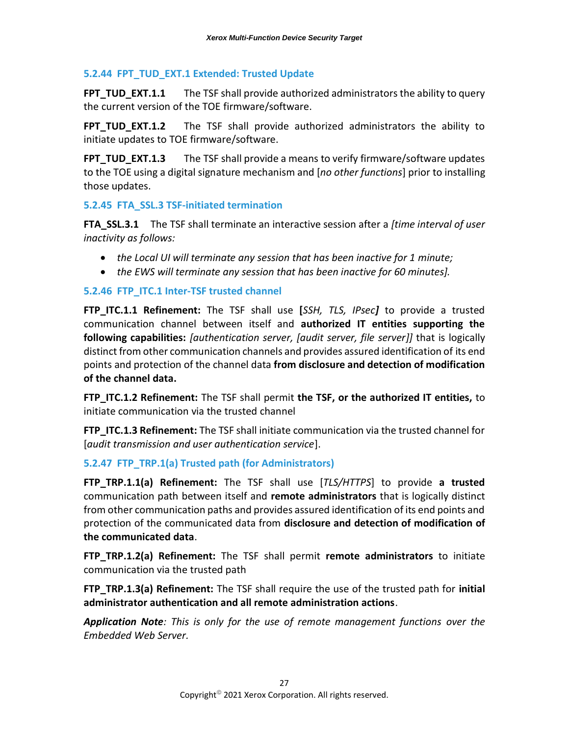### 5.2.44 FPT_TUD_EXT.1 Extended: Trusted Update

**FPT_TUD_EXT.1.1** The TSF shall provide authorized administrators the ability to query the current version of the TOE firmware/software.

**FPT_TUD_EXT.1.2** The TSF shall provide authorized administrators the ability to initiate updates to TOE firmware/software.

**FPT_TUD_EXT.1.3** The TSF shall provide a means to verify firmware/software updates to the TOE using a digital signature mechanism and [*no other functions*] prior to installing those updates.

### 5.2.45 FTA_SSL.3 TSF-initiated termination

**FTA_SSL.3.1** The TSF shall terminate an interactive session after a *[time interval of user inactivity as follows:*

- *the Local UI will terminate any session that has been inactive for 1 minute;*
- *the EWS will terminate any session that has been inactive for 60 minutes].*

### 5.2.46 FTP_ITC.1 Inter-TSF trusted channel

**FTP_ITC.1.1 Refinement:** The TSF shall use **[***SSH, TLS, IPsec***]** to provide a trusted communication channel between itself and **authorized IT entities supporting the following capabilities:** *[authentication server, [audit server, file server]]* that is logically distinct from other communication channels and provides assured identification of its end points and protection of the channel data **from disclosure and detection of modification of the channel data.**

**FTP_ITC.1.2 Refinement:** The TSF shall permit **the TSF, or the authorized IT entities,** to initiate communication via the trusted channel

**FTP_ITC.1.3 Refinement:** The TSF shall initiate communication via the trusted channel for [*audit transmission and user authentication service*].

### 5.2.47 FTP_TRP.1(a) Trusted path (for Administrators)

**FTP_TRP.1.1(a) Refinement:** The TSF shall use [*TLS/HTTPS*] to provide **a trusted** communication path between itself and **remote administrators** that is logically distinct from other communication paths and provides assured identification of its end points and protection of the communicated data from **disclosure and detection of modification of the communicated data**.

**FTP_TRP.1.2(a) Refinement:** The TSF shall permit **remote administrators** to initiate communication via the trusted path

**FTP_TRP.1.3(a) Refinement:** The TSF shall require the use of the trusted path for **initial administrator authentication and all remote administration actions**.

***Application Note****: This is only for the use of remote management functions over the Embedded Web Server.*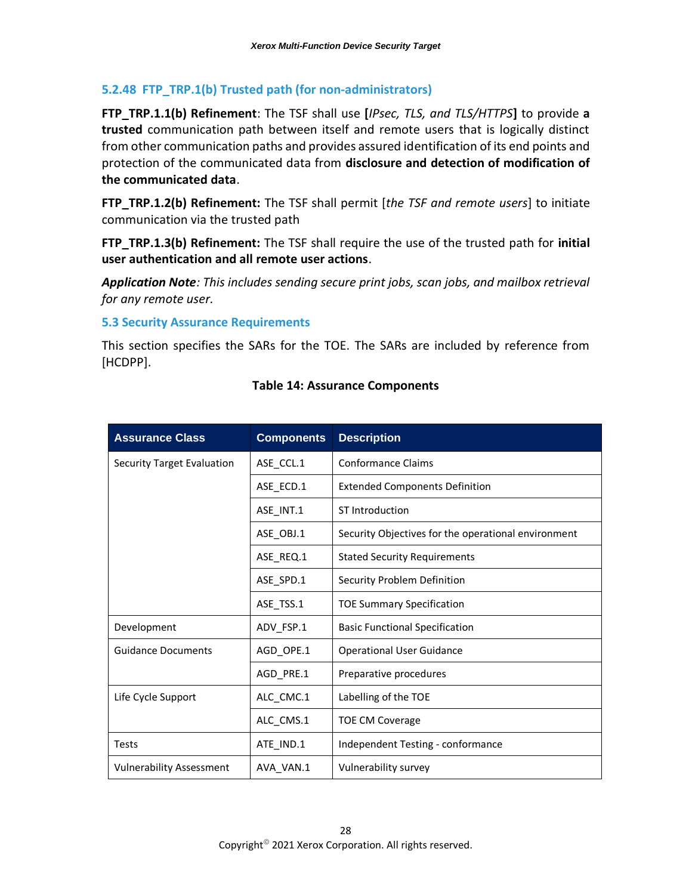### 5.2.48 FTP_TRP.1(b) Trusted path (for non-administrators)

**FTP_TRP.1.1(b) Refinement**: The TSF shall use **[***IPsec, TLS, and TLS/HTTPS***]** to provide **a trusted** communication path between itself and remote users that is logically distinct from other communication paths and provides assured identification of its end points and protection of the communicated data from **disclosure and detection of modification of the communicated data**.

**FTP_TRP.1.2(b) Refinement:** The TSF shall permit [*the TSF and remote users*] to initiate communication via the trusted path

**FTP_TRP.1.3(b) Refinement:** The TSF shall require the use of the trusted path for **initial user authentication and all remote user actions**.

***Application Note****: This includes sending secure print jobs, scan jobs, and mailbox retrieval for any remote user.*

## 5.3 Security Assurance Requirements

This section specifies the SARs for the TOE. The SARs are included by reference from [HCDPP].

**Table 14: Assurance Components**

| Assurance Class | Components | Description |
|---|---|---|
| Security Target Evaluation | ASE_CCL.1 | Conformance Claims |
| | ASE_ECD.1 | Extended Components Definition |
| | ASE_INT.1 | ST Introduction |
| | ASE_OBJ.1 | Security Objectives for the operational environment |
| | ASE_REQ.1 | Stated Security Requirements |
| | ASE_SPD.1 | Security Problem Definition |
| | ASE_TSS.1 | TOE Summary Specification |
| Development | ADV_FSP.1 | Basic Functional Specification |
| Guidance Documents | AGD_OPE.1 | Operational User Guidance |
| | AGD_PRE.1 | Preparative procedures |
| Life Cycle Support | ALC_CMC.1 | Labelling of the TOE |
| | ALC_CMS.1 | TOE CM Coverage |
| Tests | ATE_IND.1 | Independent Testing - conformance |
| Vulnerability Assessment | AVA_VAN.1 | Vulnerability survey |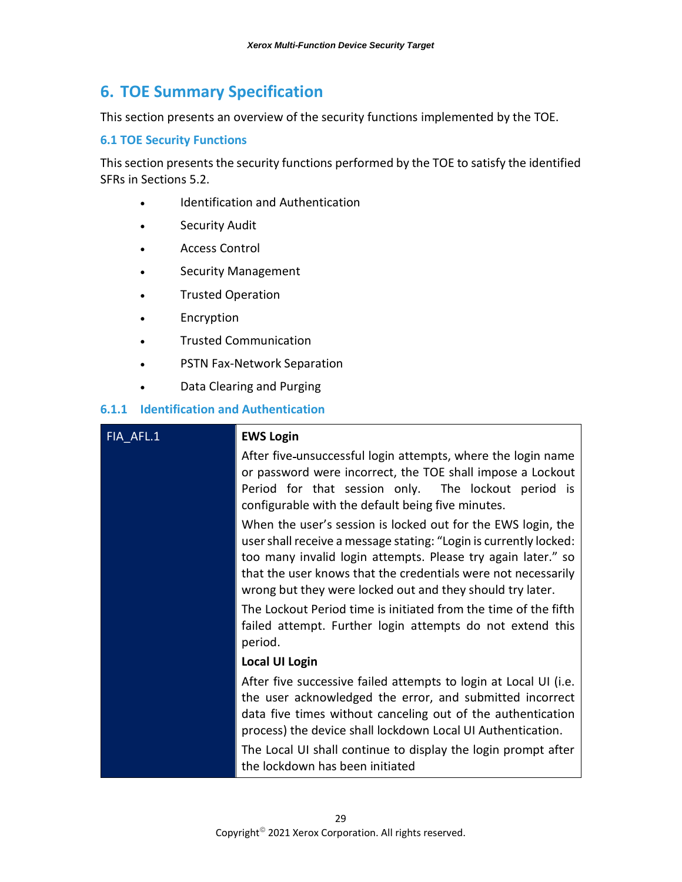# 6. TOE Summary Specification

This section presents an overview of the security functions implemented by the TOE.

## 6.1 TOE Security Functions

This section presents the security functions performed by the TOE to satisfy the identified SFRs in Sections 5.2.

- Identification and Authentication
- Security Audit
- Access Control
- Security Management
- Trusted Operation
- Encryption
- Trusted Communication
- PSTN Fax-Network Separation
- Data Clearing and Purging

### 6.1.1 Identification and Authentication

| FIA_AFL.1 | **EWS Login**<br>After five-unsuccessful login attempts, where the login name or password were incorrect, the TOE shall impose a Lockout Period for that session only. The lockout period is configurable with the default being five minutes.<br>When the user's session is locked out for the EWS login, the user shall receive a message stating: "Login is currently locked: too many invalid login attempts. Please try again later." so that the user knows that the credentials were not necessarily wrong but they were locked out and they should try later.<br>The Lockout Period time is initiated from the time of the fifth failed attempt. Further login attempts do not extend this period.<br>**Local UI Login**<br>After five successive failed attempts to login at Local UI (i.e. the user acknowledged the error, and submitted incorrect data five times without canceling out of the authentication process) the device shall lockdown Local UI Authentication.<br>The Local UI shall continue to display the login prompt after the lockdown has been initiated |
|---|---|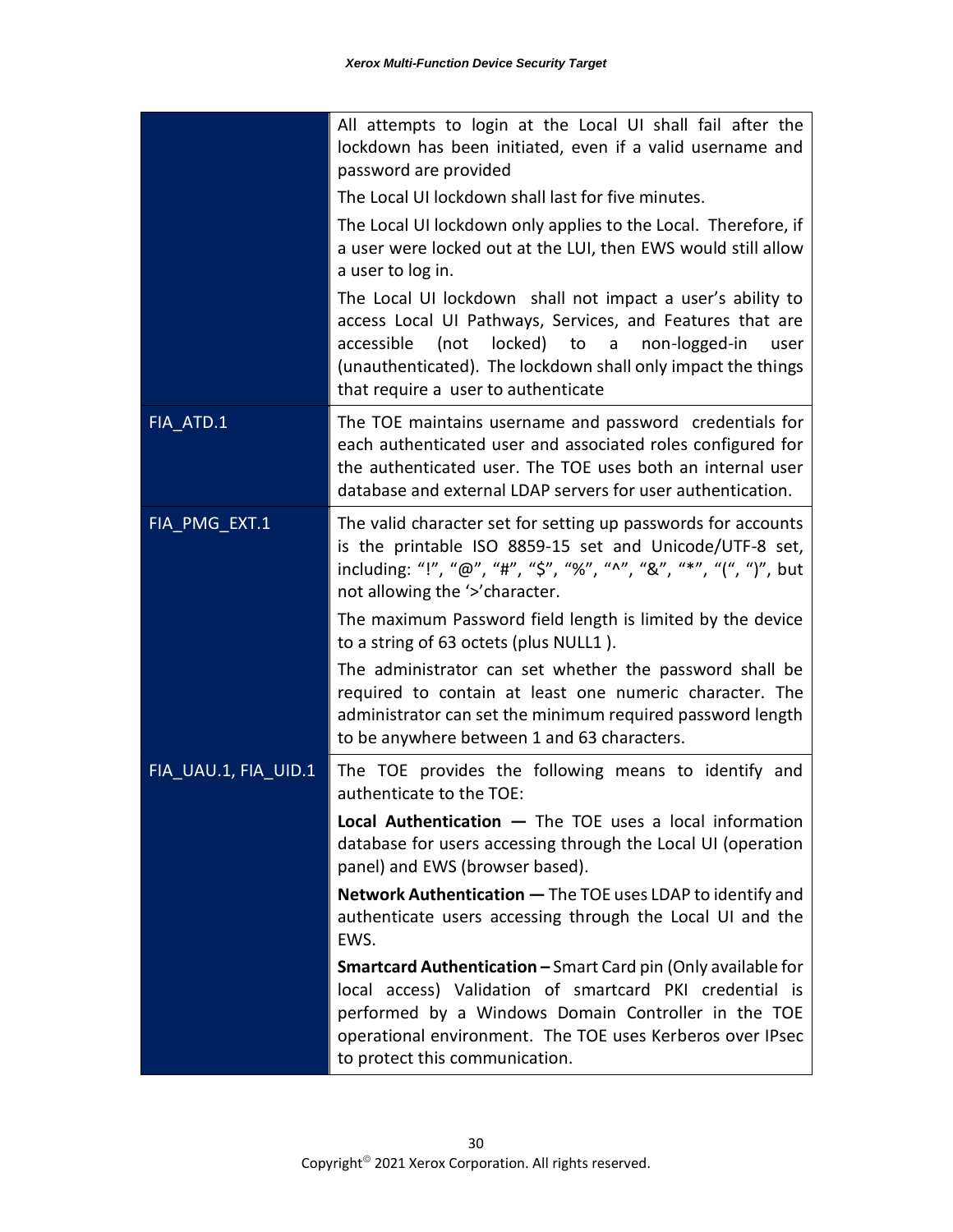| | |
|---|---|
| | All attempts to login at the Local UI shall fail after the lockdown has been initiated, even if a valid username and password are provided<br><br>The Local UI lockdown shall last for five minutes.<br><br>The Local UI lockdown only applies to the Local. Therefore, if a user were locked out at the LUI, then EWS would still allow a user to log in.<br><br>The Local UI lockdown shall not impact a user's ability to access Local UI Pathways, Services, and Features that are accessible (not locked) to a non-logged-in user (unauthenticated). The lockdown shall only impact the things that require a user to authenticate |
| FIA_ATD.1 | The TOE maintains username and password credentials for each authenticated user and associated roles configured for the authenticated user. The TOE uses both an internal user database and external LDAP servers for user authentication. |
| FIA_PMG_EXT.1 | The valid character set for setting up passwords for accounts is the printable ISO 8859-15 set and Unicode/UTF-8 set, including: "!", "@", "#", "$", "%", "^", "&", "*", "(", ")", but not allowing the '>'character.<br><br>The maximum Password field length is limited by the device to a string of 63 octets (plus NULL1 ).<br><br>The administrator can set whether the password shall be required to contain at least one numeric character. The administrator can set the minimum required password length to be anywhere between 1 and 63 characters. |
| FIA_UAU.1, FIA_UID.1 | The TOE provides the following means to identify and authenticate to the TOE:<br><br>**Local Authentication —** The TOE uses a local information database for users accessing through the Local UI (operation panel) and EWS (browser based).<br><br>**Network Authentication —** The TOE uses LDAP to identify and authenticate users accessing through the Local UI and the EWS.<br><br>**Smartcard Authentication –** Smart Card pin (Only available for local access) Validation of smartcard PKI credential is performed by a Windows Domain Controller in the TOE operational environment. The TOE uses Kerberos over IPsec to protect this communication. |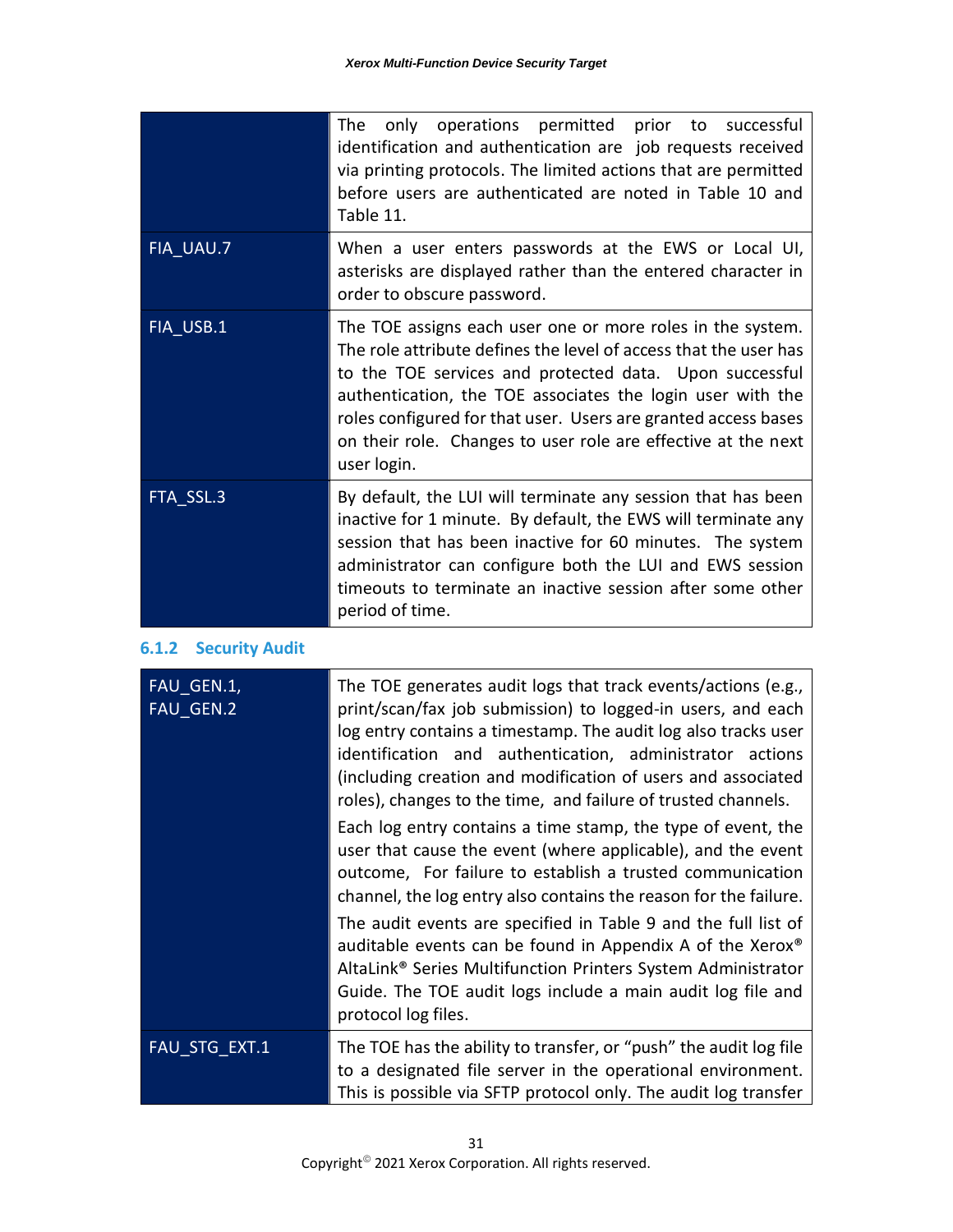| | |
|---|---|
| | The only operations permitted prior to successful identification and authentication are job requests received via printing protocols. The limited actions that are permitted before users are authenticated are noted in Table 10 and Table 11. |
| FIA_UAU.7 | When a user enters passwords at the EWS or Local UI, asterisks are displayed rather than the entered character in order to obscure password. |
| FIA_USB.1 | The TOE assigns each user one or more roles in the system. The role attribute defines the level of access that the user has to the TOE services and protected data. Upon successful authentication, the TOE associates the login user with the roles configured for that user. Users are granted access bases on their role. Changes to user role are effective at the next user login. |
| FTA_SSL.3 | By default, the LUI will terminate any session that has been inactive for 1 minute. By default, the EWS will terminate any session that has been inactive for 60 minutes. The system administrator can configure both the LUI and EWS session timeouts to terminate an inactive session after some other period of time. |

### 6.1.2 Security Audit

| | |
|---|---|
| FAU_GEN.1, FAU_GEN.2 | The TOE generates audit logs that track events/actions (e.g., print/scan/fax job submission) to logged-in users, and each log entry contains a timestamp. The audit log also tracks user identification and authentication, administrator actions (including creation and modification of users and associated roles), changes to the time, and failure of trusted channels.<br><br>Each log entry contains a time stamp, the type of event, the user that cause the event (where applicable), and the event outcome, For failure to establish a trusted communication channel, the log entry also contains the reason for the failure.<br><br>The audit events are specified in Table 9 and the full list of auditable events can be found in Appendix A of the Xerox® AltaLink® Series Multifunction Printers System Administrator Guide. The TOE audit logs include a main audit log file and protocol log files. |
| FAU_STG_EXT.1 | The TOE has the ability to transfer, or “push” the audit log file to a designated file server in the operational environment. This is possible via SFTP protocol only. The audit log transfer |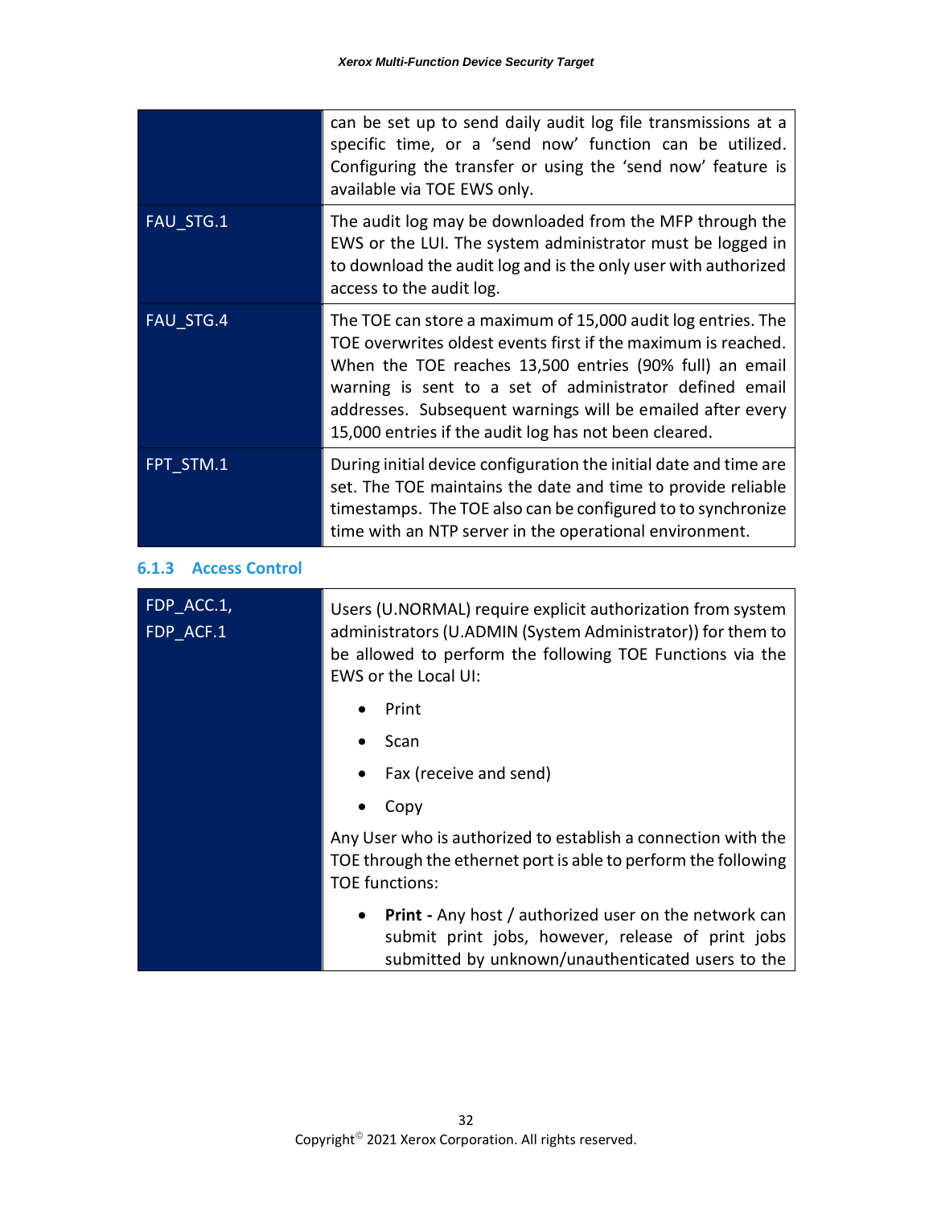| | |
|---|---|
| | can be set up to send daily audit log file transmissions at a specific time, or a 'send now' function can be utilized. Configuring the transfer or using the 'send now' feature is available via TOE EWS only. |
| FAU_STG.1 | The audit log may be downloaded from the MFP through the EWS or the LUI. The system administrator must be logged in to download the audit log and is the only user with authorized access to the audit log. |
| FAU_STG.4 | The TOE can store a maximum of 15,000 audit log entries. The TOE overwrites oldest events first if the maximum is reached. When the TOE reaches 13,500 entries (90% full) an email warning is sent to a set of administrator defined email addresses. Subsequent warnings will be emailed after every 15,000 entries if the audit log has not been cleared. |
| FPT_STM.1 | During initial device configuration the initial date and time are set. The TOE maintains the date and time to provide reliable timestamps. The TOE also can be configured to to synchronize time with an NTP server in the operational environment. |

### 6.1.3 Access Control

| | |
|---|---|
| FDP_ACC.1, FDP_ACF.1 | Users (U.NORMAL) require explicit authorization from system administrators (U.ADMIN (System Administrator)) for them to be allowed to perform the following TOE Functions via the EWS or the Local UI: <br>• Print <br>• Scan <br>• Fax (receive and send) <br>• Copy <br>Any User who is authorized to establish a connection with the TOE through the ethernet port is able to perform the following TOE functions: <br>• **Print -** Any host / authorized user on the network can submit print jobs, however, release of print jobs submitted by unknown/unauthenticated users to the |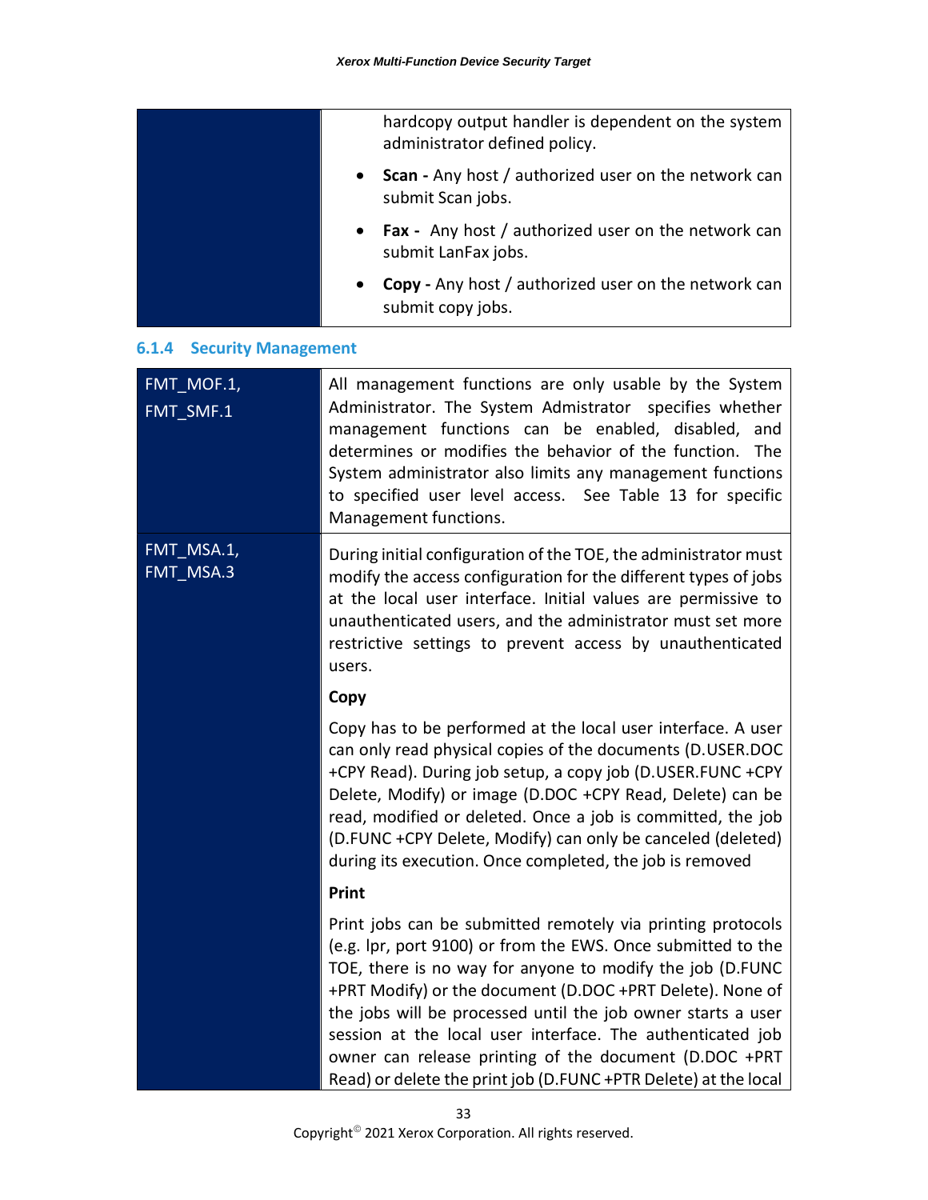| | |
|---|---|
| | hardcopy output handler is dependent on the system administrator defined policy.<br>• **Scan -** Any host / authorized user on the network can submit Scan jobs.<br>• **Fax -** Any host / authorized user on the network can submit LanFax jobs.<br>• **Copy -** Any host / authorized user on the network can submit copy jobs. |

### 6.1.4 Security Management

| | |
|---|---|
| FMT_MOF.1, FMT_SMF.1 | All management functions are only usable by the System Administrator. The System Admistrator specifies whether management functions can be enabled, disabled, and determines or modifies the behavior of the function. The System administrator also limits any management functions to specified user level access. See Table 13 for specific Management functions. |
| FMT_MSA.1, FMT_MSA.3 | During initial configuration of the TOE, the administrator must modify the access configuration for the different types of jobs at the local user interface. Initial values are permissive to unauthenticated users, and the administrator must set more restrictive settings to prevent access by unauthenticated users.<br>**Copy**<br>Copy has to be performed at the local user interface. A user can only read physical copies of the documents (D.USER.DOC +CPY Read). During job setup, a copy job (D.USER.FUNC +CPY Delete, Modify) or image (D.DOC +CPY Read, Delete) can be read, modified or deleted. Once a job is committed, the job (D.FUNC +CPY Delete, Modify) can only be canceled (deleted) during its execution. Once completed, the job is removed<br>**Print**<br>Print jobs can be submitted remotely via printing protocols (e.g. lpr, port 9100) or from the EWS. Once submitted to the TOE, there is no way for anyone to modify the job (D.FUNC +PRT Modify) or the document (D.DOC +PRT Delete). None of the jobs will be processed until the job owner starts a user session at the local user interface. The authenticated job owner can release printing of the document (D.DOC +PRT Read) or delete the print job (D.FUNC +PTR Delete) at the local |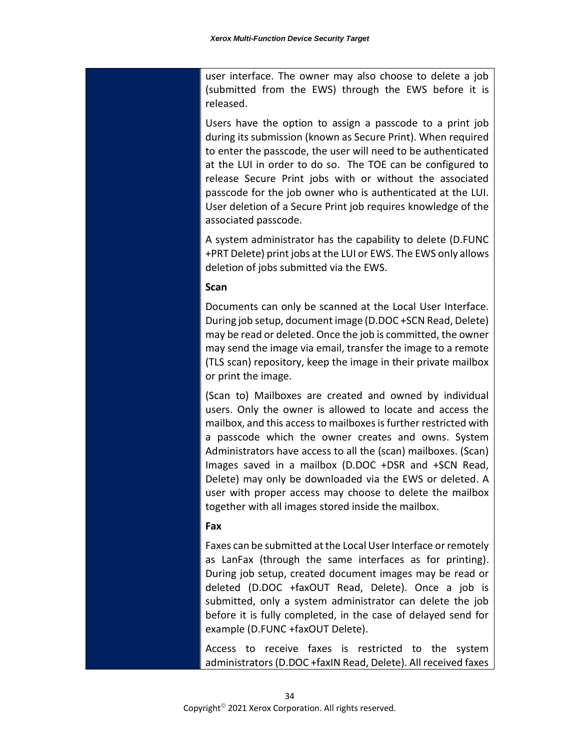user interface. The owner may also choose to delete a job (submitted from the EWS) through the EWS before it is released.

Users have the option to assign a passcode to a print job during its submission (known as Secure Print). When required to enter the passcode, the user will need to be authenticated at the LUI in order to do so. The TOE can be configured to release Secure Print jobs with or without the associated passcode for the job owner who is authenticated at the LUI. User deletion of a Secure Print job requires knowledge of the associated passcode.

A system administrator has the capability to delete (D.FUNC +PRT Delete) print jobs at the LUI or EWS. The EWS only allows deletion of jobs submitted via the EWS.

**Scan**

Documents can only be scanned at the Local User Interface. During job setup, document image (D.DOC +SCN Read, Delete) may be read or deleted. Once the job is committed, the owner may send the image via email, transfer the image to a remote (TLS scan) repository, keep the image in their private mailbox or print the image.

(Scan to) Mailboxes are created and owned by individual users. Only the owner is allowed to locate and access the mailbox, and this access to mailboxes is further restricted with a passcode which the owner creates and owns. System Administrators have access to all the (scan) mailboxes. (Scan) Images saved in a mailbox (D.DOC +DSR and +SCN Read, Delete) may only be downloaded via the EWS or deleted. A user with proper access may choose to delete the mailbox together with all images stored inside the mailbox.

**Fax**

Faxes can be submitted at the Local User Interface or remotely as LanFax (through the same interfaces as for printing). During job setup, created document images may be read or deleted (D.DOC +faxOUT Read, Delete). Once a job is submitted, only a system administrator can delete the job before it is fully completed, in the case of delayed send for example (D.FUNC +faxOUT Delete).

Access to receive faxes is restricted to the system administrators (D.DOC +faxIN Read, Delete). All received faxes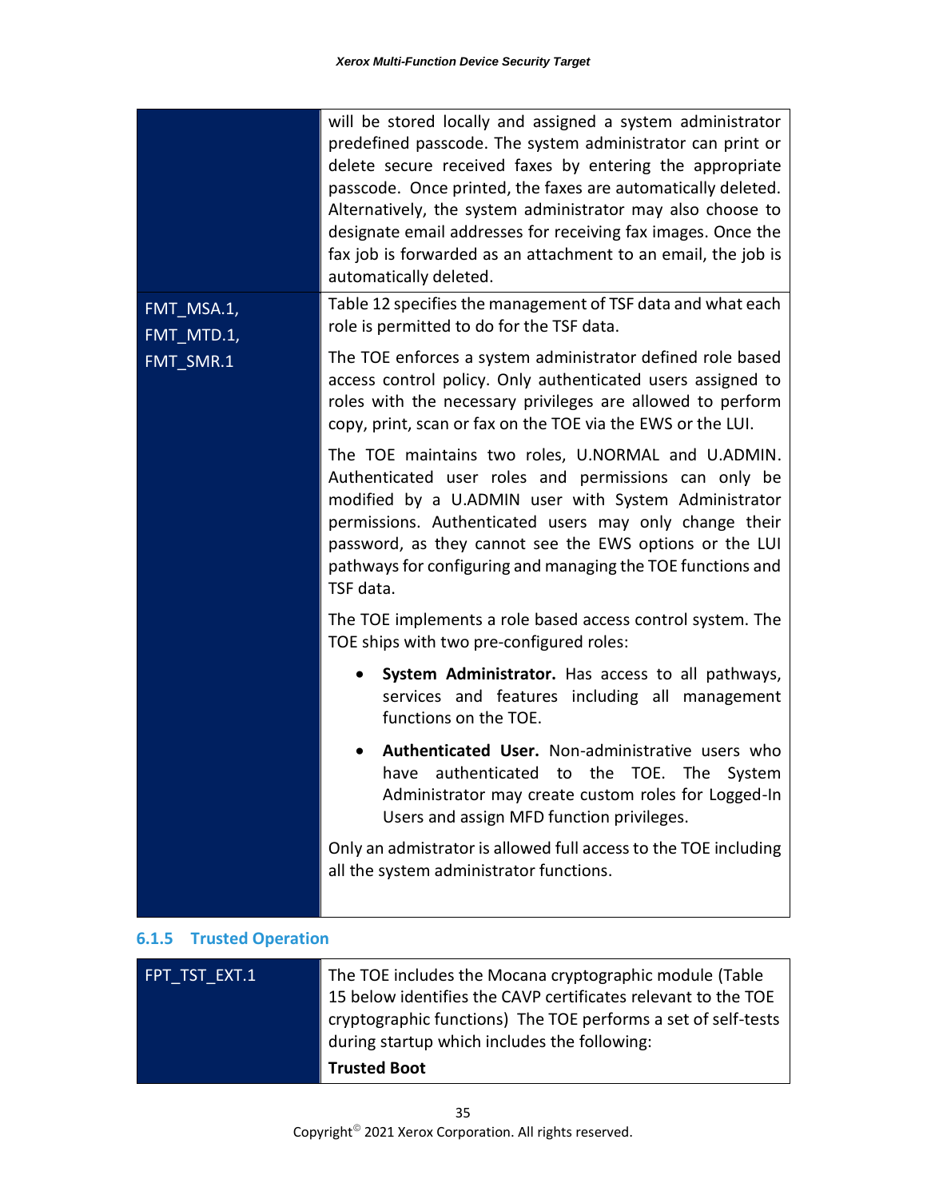| | |
|---|---|
| | will be stored locally and assigned a system administrator predefined passcode. The system administrator can print or delete secure received faxes by entering the appropriate passcode. Once printed, the faxes are automatically deleted. Alternatively, the system administrator may also choose to designate email addresses for receiving fax images. Once the fax job is forwarded as an attachment to an email, the job is automatically deleted. |
| FMT_MSA.1, FMT_MTD.1, FMT_SMR.1 | Table 12 specifies the management of TSF data and what each role is permitted to do for the TSF data.<br><br>The TOE enforces a system administrator defined role based access control policy. Only authenticated users assigned to roles with the necessary privileges are allowed to perform copy, print, scan or fax on the TOE via the EWS or the LUI.<br><br>The TOE maintains two roles, U.NORMAL and U.ADMIN. Authenticated user roles and permissions can only be modified by a U.ADMIN user with System Administrator permissions. Authenticated users may only change their password, as they cannot see the EWS options or the LUI pathways for configuring and managing the TOE functions and TSF data.<br><br>The TOE implements a role based access control system. The TOE ships with two pre-configured roles:<br><br>• **System Administrator.** Has access to all pathways, services and features including all management functions on the TOE.<br><br>• **Authenticated User.** Non-administrative users who have authenticated to the TOE. The System Administrator may create custom roles for Logged-In Users and assign MFD function privileges.<br><br>Only an admistrator is allowed full access to the TOE including all the system administrator functions. |

### 6.1.5 Trusted Operation

| | |
|---|---|
| FPT_TST_EXT.1 | The TOE includes the Mocana cryptographic module (Table 15 below identifies the CAVP certificates relevant to the TOE cryptographic functions) The TOE performs a set of self-tests during startup which includes the following:<br><br>**Trusted Boot** |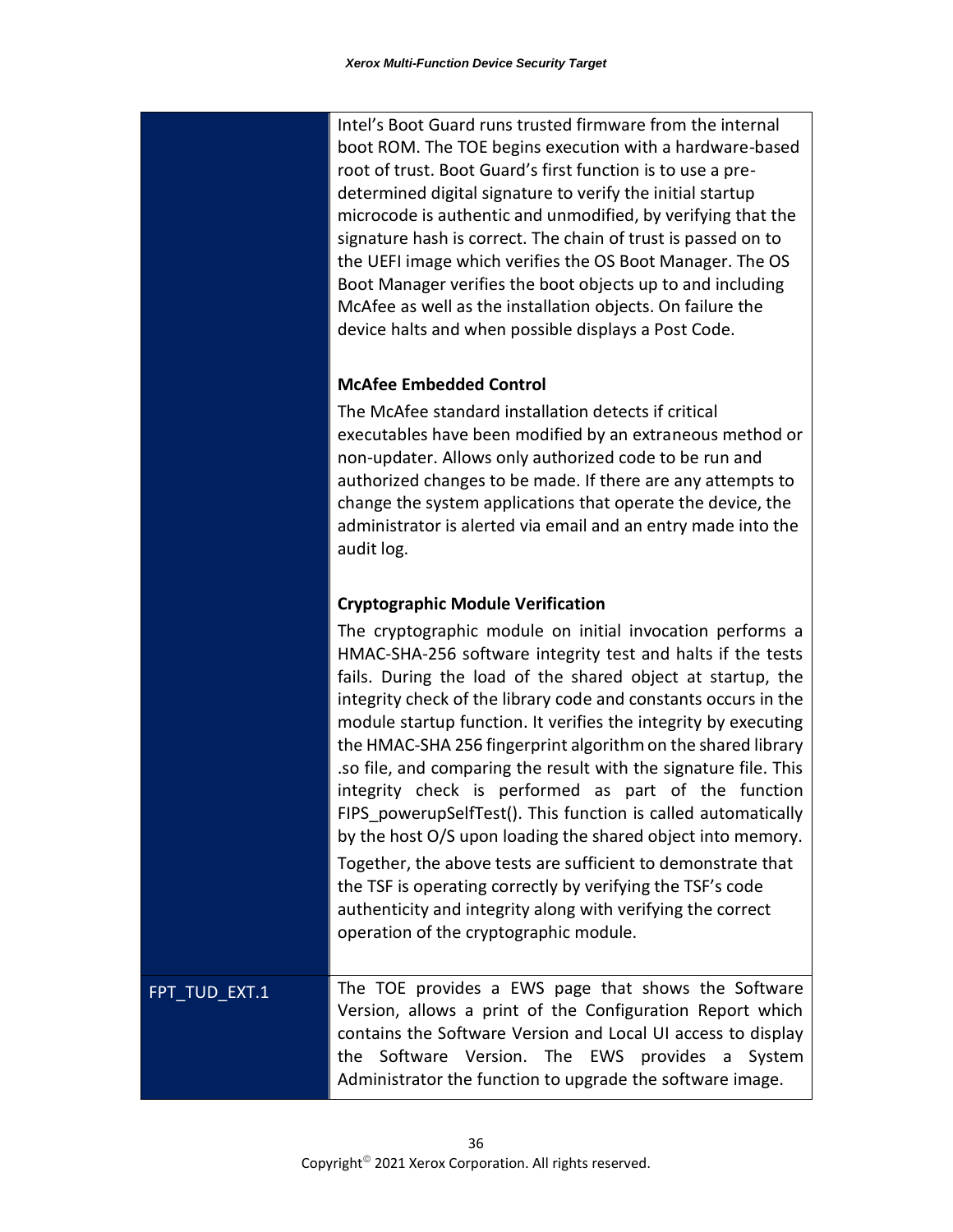| | |
|---|---|
| | Intel's Boot Guard runs trusted firmware from the internal boot ROM. The TOE begins execution with a hardware-based root of trust. Boot Guard's first function is to use a pre-determined digital signature to verify the initial startup microcode is authentic and unmodified, by verifying that the signature hash is correct. The chain of trust is passed on to the UEFI image which verifies the OS Boot Manager. The OS Boot Manager verifies the boot objects up to and including McAfee as well as the installation objects. On failure the device halts and when possible displays a Post Code.<br><br>**McAfee Embedded Control**<br>The McAfee standard installation detects if critical executables have been modified by an extraneous method or non-updater. Allows only authorized code to be run and authorized changes to be made. If there are any attempts to change the system applications that operate the device, the administrator is alerted via email and an entry made into the audit log.<br><br>**Cryptographic Module Verification**<br>The cryptographic module on initial invocation performs a HMAC-SHA-256 software integrity test and halts if the tests fails. During the load of the shared object at startup, the integrity check of the library code and constants occurs in the module startup function. It verifies the integrity by executing the HMAC-SHA 256 fingerprint algorithm on the shared library .so file, and comparing the result with the signature file. This integrity check is performed as part of the function FIPS_powerupSelfTest(). This function is called automatically by the host O/S upon loading the shared object into memory.<br>Together, the above tests are sufficient to demonstrate that the TSF is operating correctly by verifying the TSF's code authenticity and integrity along with verifying the correct operation of the cryptographic module. |
| FPT_TUD_EXT.1 | The TOE provides a EWS page that shows the Software Version, allows a print of the Configuration Report which contains the Software Version and Local UI access to display the Software Version. The EWS provides a System Administrator the function to upgrade the software image. |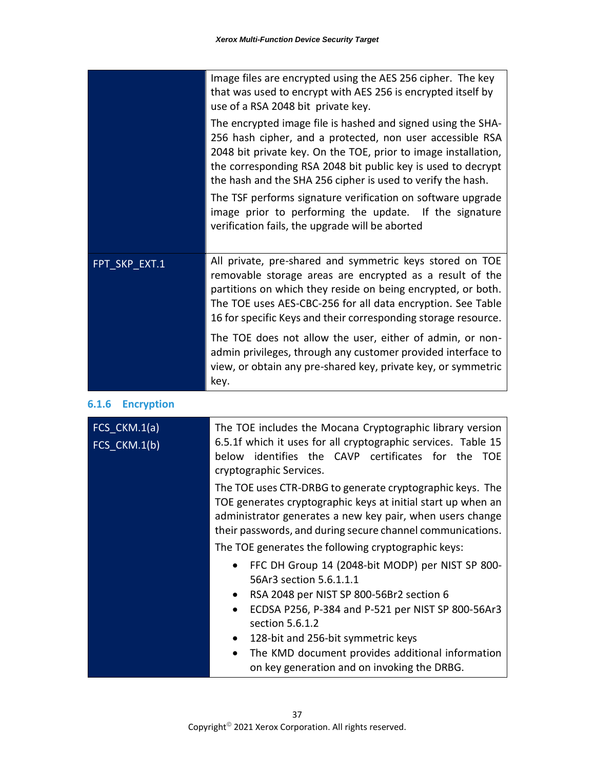| | |
|---|---|
| | Image files are encrypted using the AES 256 cipher. The key that was used to encrypt with AES 256 is encrypted itself by use of a RSA 2048 bit private key.<br><br>The encrypted image file is hashed and signed using the SHA-256 hash cipher, and a protected, non user accessible RSA 2048 bit private key. On the TOE, prior to image installation, the corresponding RSA 2048 bit public key is used to decrypt the hash and the SHA 256 cipher is used to verify the hash.<br><br>The TSF performs signature verification on software upgrade image prior to performing the update. If the signature verification fails, the upgrade will be aborted |
| FPT_SKP_EXT.1 | All private, pre-shared and symmetric keys stored on TOE removable storage areas are encrypted as a result of the partitions on which they reside on being encrypted, or both. The TOE uses AES-CBC-256 for all data encryption. See Table 16 for specific Keys and their corresponding storage resource.<br><br>The TOE does not allow the user, either of admin, or non-admin privileges, through any customer provided interface to view, or obtain any pre-shared key, private key, or symmetric key. |

### 6.1.6 Encryption

| | |
|---|---|
| FCS_CKM.1(a)<br>FCS_CKM.1(b) | The TOE includes the Mocana Cryptographic library version 6.5.1f which it uses for all cryptographic services. Table 15 below identifies the CAVP certificates for the TOE cryptographic Services.<br><br>The TOE uses CTR-DRBG to generate cryptographic keys. The TOE generates cryptographic keys at initial start up when an administrator generates a new key pair, when users change their passwords, and during secure channel communications.<br><br>The TOE generates the following cryptographic keys:<br><br>• FFC DH Group 14 (2048-bit MODP) per NIST SP 800-56Ar3 section 5.6.1.1.1<br>• RSA 2048 per NIST SP 800-56Br2 section 6<br>• ECDSA P256, P-384 and P-521 per NIST SP 800-56Ar3 section 5.6.1.2<br>• 128-bit and 256-bit symmetric keys<br>• The KMD document provides additional information on key generation and on invoking the DRBG. |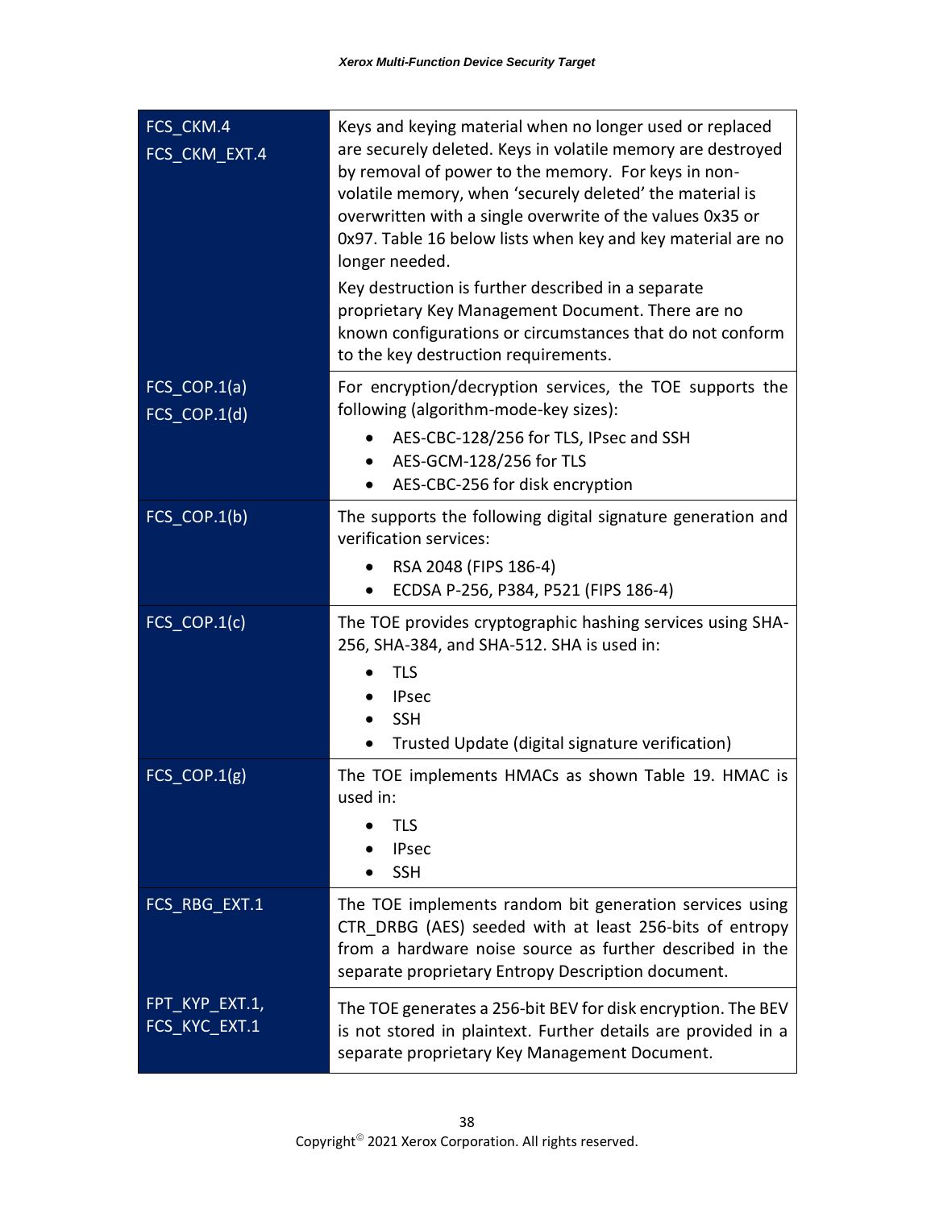| | |
|---|---|
| FCS_CKM.4<br>FCS_CKM_EXT.4 | Keys and keying material when no longer used or replaced are securely deleted. Keys in volatile memory are destroyed by removal of power to the memory. For keys in non-volatile memory, when 'securely deleted' the material is overwritten with a single overwrite of the values 0x35 or 0x97. Table 16 below lists when key and key material are no longer needed.<br>Key destruction is further described in a separate proprietary Key Management Document. There are no known configurations or circumstances that do not conform to the key destruction requirements. |
| FCS_COP.1(a)<br>FCS_COP.1(d) | For encryption/decryption services, the TOE supports the following (algorithm-mode-key sizes):<br>• AES-CBC-128/256 for TLS, IPsec and SSH<br>• AES-GCM-128/256 for TLS<br>• AES-CBC-256 for disk encryption |
| FCS_COP.1(b) | The supports the following digital signature generation and verification services:<br>• RSA 2048 (FIPS 186-4)<br>• ECDSA P-256, P384, P521 (FIPS 186-4) |
| FCS_COP.1(c) | The TOE provides cryptographic hashing services using SHA-256, SHA-384, and SHA-512. SHA is used in:<br>• TLS<br>• IPsec<br>• SSH<br>• Trusted Update (digital signature verification) |
| FCS_COP.1(g) | The TOE implements HMACs as shown Table 19. HMAC is used in:<br>• TLS<br>• IPsec<br>• SSH |
| FCS_RBG_EXT.1 | The TOE implements random bit generation services using CTR_DRBG (AES) seeded with at least 256-bits of entropy from a hardware noise source as further described in the separate proprietary Entropy Description document. |
| FPT_KYP_EXT.1,<br>FCS_KYC_EXT.1 | The TOE generates a 256-bit BEV for disk encryption. The BEV is not stored in plaintext. Further details are provided in a separate proprietary Key Management Document. |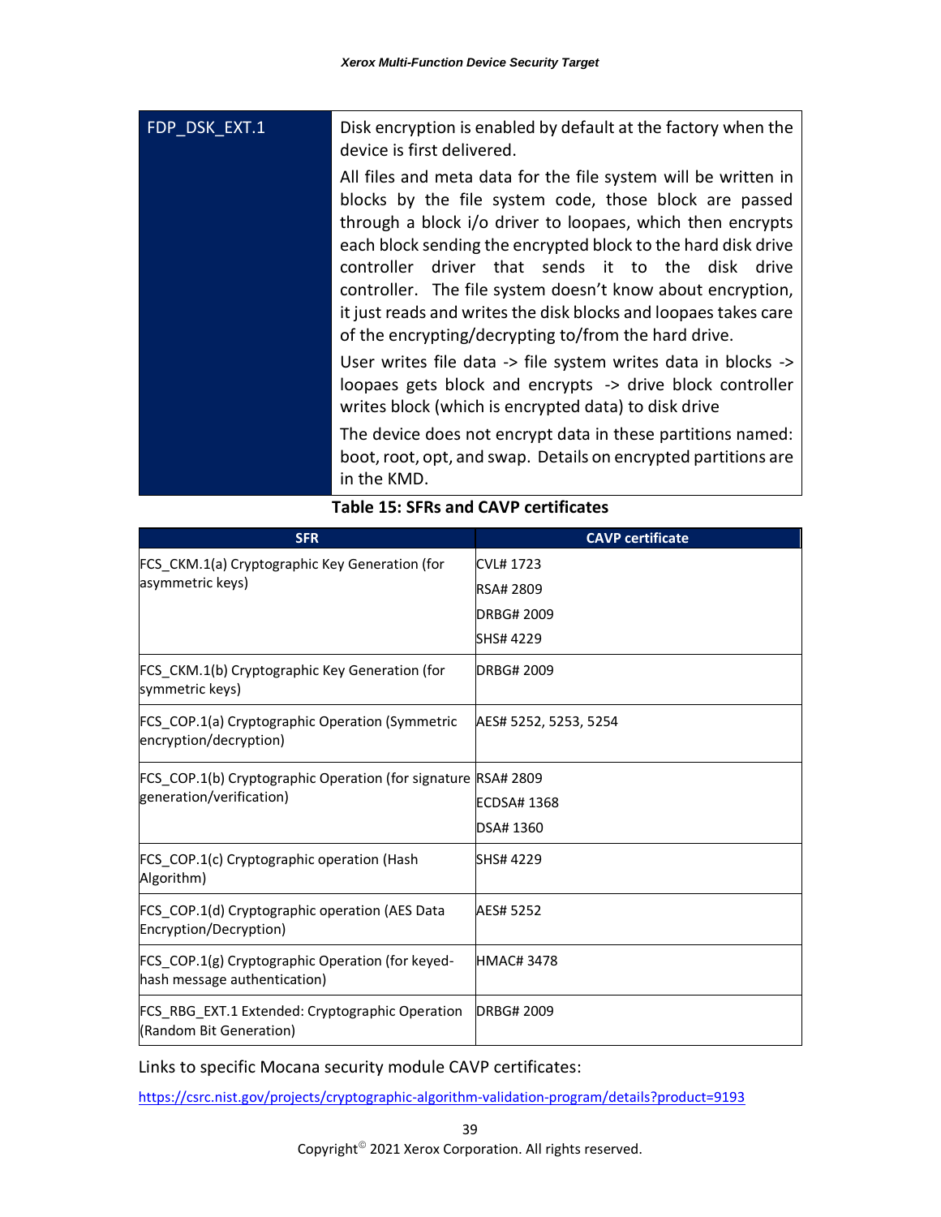| FDP_DSK_EXT.1 | Disk encryption is enabled by default at the factory when the device is first delivered.<br><br>All files and meta data for the file system will be written in blocks by the file system code, those block are passed through a block i/o driver to loopaes, which then encrypts each block sending the encrypted block to the hard disk drive controller driver that sends it to the disk drive controller. The file system doesn't know about encryption, it just reads and writes the disk blocks and loopaes takes care of the encrypting/decrypting to/from the hard drive.<br><br>User writes file data -> file system writes data in blocks -> loopaes gets block and encrypts -> drive block controller writes block (which is encrypted data) to disk drive<br><br>The device does not encrypt data in these partitions named: boot, root, opt, and swap. Details on encrypted partitions are in the KMD. |
|---|---|

**Table 15: SFRs and CAVP certificates**

| SFR | CAVP certificate |
|---|---|
| FCS_CKM.1(a) Cryptographic Key Generation (for asymmetric keys) | CVL# 1723<br>RSA# 2809<br>DRBG# 2009<br>SHS# 4229 |
| FCS_CKM.1(b) Cryptographic Key Generation (for symmetric keys) | DRBG# 2009 |
| FCS_COP.1(a) Cryptographic Operation (Symmetric encryption/decryption) | AES# 5252, 5253, 5254 |
| FCS_COP.1(b) Cryptographic Operation (for signature generation/verification) | RSA# 2809<br>ECDSA# 1368<br>DSA# 1360 |
| FCS_COP.1(c) Cryptographic operation (Hash Algorithm) | SHS# 4229 |
| FCS_COP.1(d) Cryptographic operation (AES Data Encryption/Decryption) | AES# 5252 |
| FCS_COP.1(g) Cryptographic Operation (for keyed-hash message authentication) | HMAC# 3478 |
| FCS_RBG_EXT.1 Extended: Cryptographic Operation (Random Bit Generation) | DRBG# 2009 |

Links to specific Mocana security module CAVP certificates:

https://csrc.nist.gov/projects/cryptographic-algorithm-validation-program/details?product=9193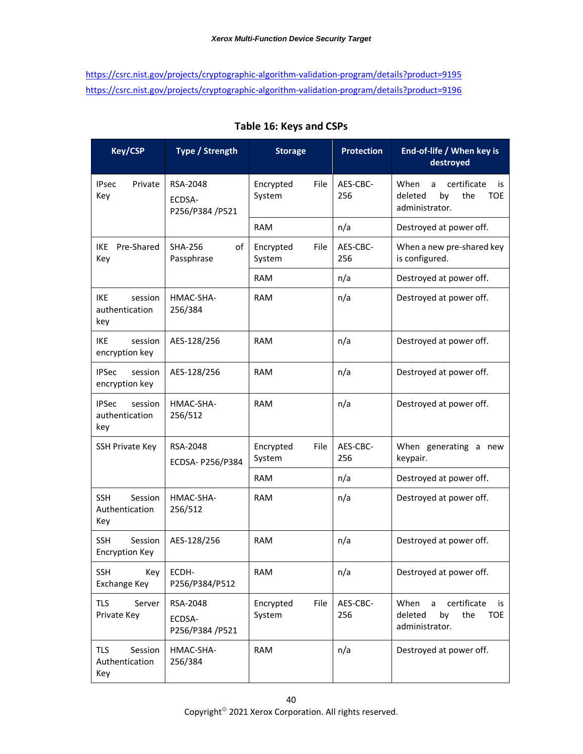https://csrc.nist.gov/projects/cryptographic-algorithm-validation-program/details?product=9195
https://csrc.nist.gov/projects/cryptographic-algorithm-validation-program/details?product=9196

**Table 16: Keys and CSPs**

| Key/CSP | Type / Strength | Storage | Protection | End-of-life / When key is destroyed |
|---|---|---|---|---|
| IPsec Private Key | RSA-2048<br>ECDSA-P256/P384 /P521 | Encrypted File System | AES-CBC-256 | When a certificate is deleted by the TOE administrator. |
| | | RAM | n/a | Destroyed at power off. |
| IKE Pre-Shared Key | SHA-256 of Passphrase | Encrypted File System | AES-CBC-256 | When a new pre-shared key is configured. |
| | | RAM | n/a | Destroyed at power off. |
| IKE session authentication key | HMAC-SHA-256/384 | RAM | n/a | Destroyed at power off. |
| IKE session encryption key | AES-128/256 | RAM | n/a | Destroyed at power off. |
| IPSec session encryption key | AES-128/256 | RAM | n/a | Destroyed at power off. |
| IPSec session authentication key | HMAC-SHA-256/512 | RAM | n/a | Destroyed at power off. |
| SSH Private Key | RSA-2048<br>ECDSA- P256/P384 | Encrypted File System | AES-CBC-256 | When generating a new keypair. |
| | | RAM | n/a | Destroyed at power off. |
| SSH Session Authentication Key | HMAC-SHA-256/512 | RAM | n/a | Destroyed at power off. |
| SSH Session Encryption Key | AES-128/256 | RAM | n/a | Destroyed at power off. |
| SSH Key Exchange Key | ECDH-P256/P384/P512 | RAM | n/a | Destroyed at power off. |
| TLS Server Private Key | RSA-2048<br>ECDSA-P256/P384 /P521 | Encrypted File System | AES-CBC-256 | When a certificate is deleted by the TOE administrator. |
| TLS Session Authentication Key | HMAC-SHA-256/384 | RAM | n/a | Destroyed at power off. |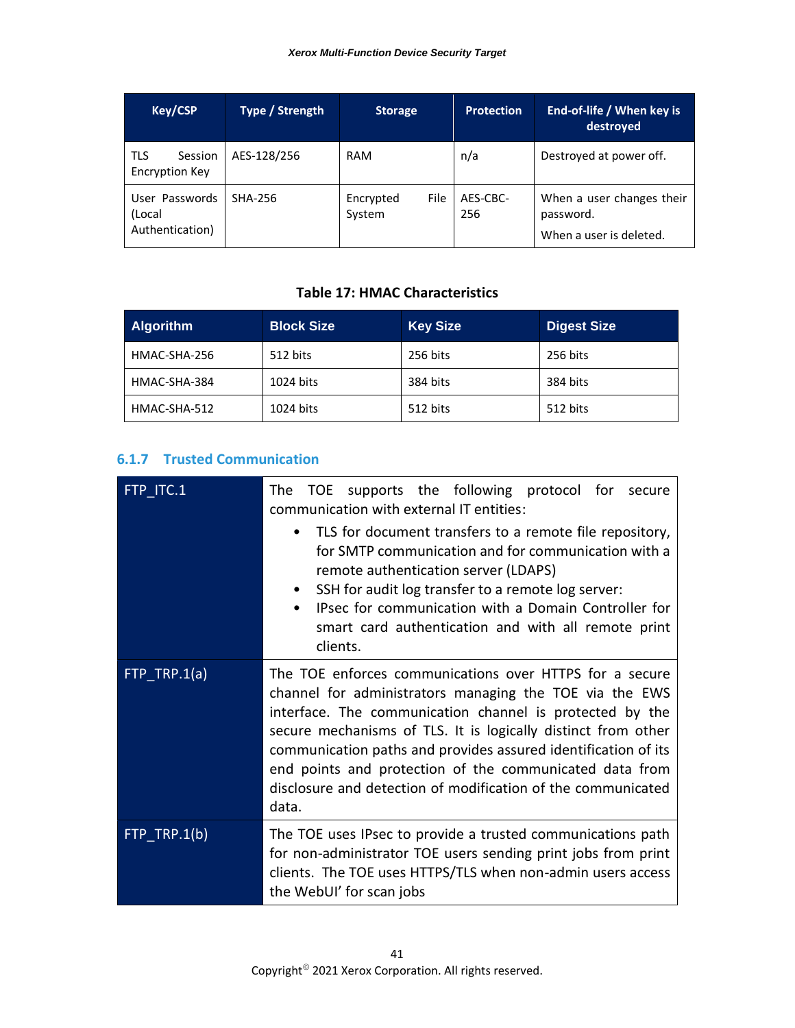| Key/CSP | Type / Strength | Storage | Protection | End-of-life / When key is destroyed |
|---|---|---|---|---|
| TLS Session Encryption Key | AES-128/256 | RAM | n/a | Destroyed at power off. |
| User Passwords (Local Authentication) | SHA-256 | Encrypted File System | AES-CBC-256 | When a user changes their password.<br>When a user is deleted. |

**Table 17: HMAC Characteristics**

| Algorithm | Block Size | Key Size | Digest Size |
|---|---|---|---|
| HMAC-SHA-256 | 512 bits | 256 bits | 256 bits |
| HMAC-SHA-384 | 1024 bits | 384 bits | 384 bits |
| HMAC-SHA-512 | 1024 bits | 512 bits | 512 bits |

### 6.1.7 Trusted Communication

| | |
|---|---|
| FTP_ITC.1 | The TOE supports the following protocol for secure communication with external IT entities:<br>• TLS for document transfers to a remote file repository, for SMTP communication and for communication with a remote authentication server (LDAPS)<br>• SSH for audit log transfer to a remote log server:<br>• IPsec for communication with a Domain Controller for smart card authentication and with all remote print clients. |
| FTP_TRP.1(a) | The TOE enforces communications over HTTPS for a secure channel for administrators managing the TOE via the EWS interface. The communication channel is protected by the secure mechanisms of TLS. It is logically distinct from other communication paths and provides assured identification of its end points and protection of the communicated data from disclosure and detection of modification of the communicated data. |
| FTP_TRP.1(b) | The TOE uses IPsec to provide a trusted communications path for non-administrator TOE users sending print jobs from print clients. The TOE uses HTTPS/TLS when non-admin users access the WebUI' for scan jobs |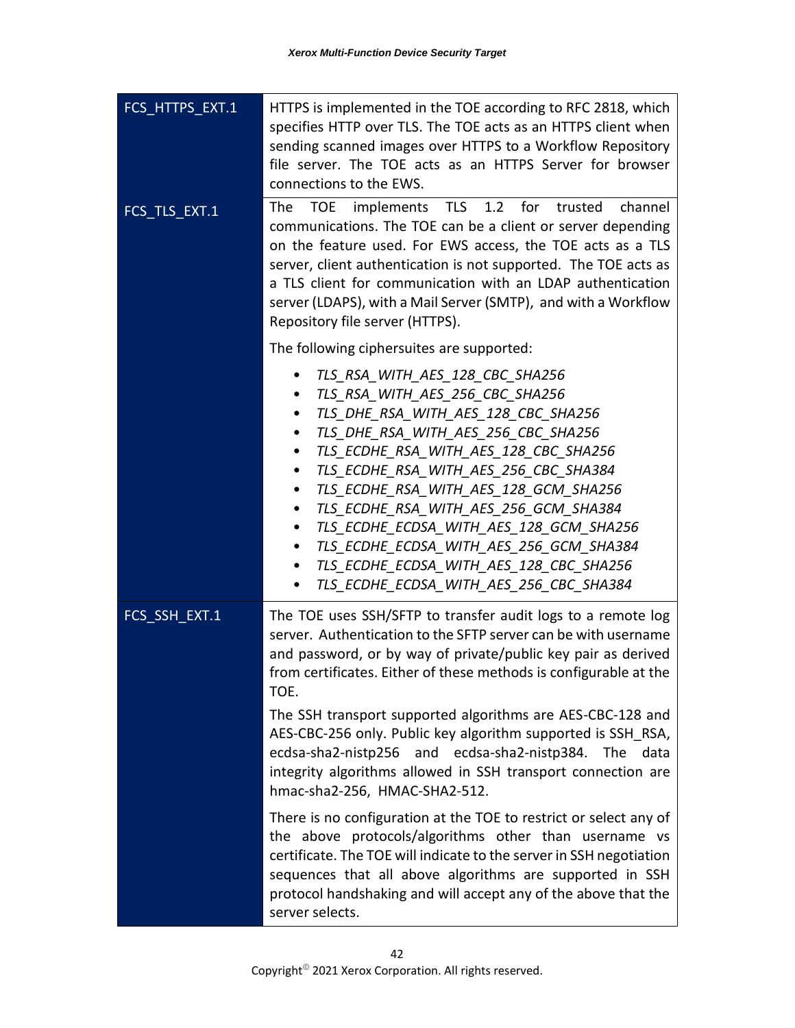| | |
|---|---|
| FCS_HTTPS_EXT.1 | HTTPS is implemented in the TOE according to RFC 2818, which specifies HTTP over TLS. The TOE acts as an HTTPS client when sending scanned images over HTTPS to a Workflow Repository file server. The TOE acts as an HTTPS Server for browser connections to the EWS. |
| FCS_TLS_EXT.1 | The TOE implements TLS 1.2 for trusted channel communications. The TOE can be a client or server depending on the feature used. For EWS access, the TOE acts as a TLS server, client authentication is not supported. The TOE acts as a TLS client for communication with an LDAP authentication server (LDAPS), with a Mail Server (SMTP), and with a Workflow Repository file server (HTTPS).<br><br>The following ciphersuites are supported:<br><br>• *TLS_RSA_WITH_AES_128_CBC_SHA256*<br>• *TLS_RSA_WITH_AES_256_CBC_SHA256*<br>• *TLS_DHE_RSA_WITH_AES_128_CBC_SHA256*<br>• *TLS_DHE_RSA_WITH_AES_256_CBC_SHA256*<br>• *TLS_ECDHE_RSA_WITH_AES_128_CBC_SHA256*<br>• *TLS_ECDHE_RSA_WITH_AES_256_CBC_SHA384*<br>• *TLS_ECDHE_RSA_WITH_AES_128_GCM_SHA256*<br>• *TLS_ECDHE_RSA_WITH_AES_256_GCM_SHA384*<br>• *TLS_ECDHE_ECDSA_WITH_AES_128_GCM_SHA256*<br>• *TLS_ECDHE_ECDSA_WITH_AES_256_GCM_SHA384*<br>• *TLS_ECDHE_ECDSA_WITH_AES_128_CBC_SHA256*<br>• *TLS_ECDHE_ECDSA_WITH_AES_256_CBC_SHA384* |
| FCS_SSH_EXT.1 | The TOE uses SSH/SFTP to transfer audit logs to a remote log server. Authentication to the SFTP server can be with username and password, or by way of private/public key pair as derived from certificates. Either of these methods is configurable at the TOE.<br><br>The SSH transport supported algorithms are AES-CBC-128 and AES-CBC-256 only. Public key algorithm supported is SSH_RSA, ecdsa-sha2-nistp256 and ecdsa-sha2-nistp384. The data integrity algorithms allowed in SSH transport connection are hmac-sha2-256, HMAC-SHA2-512.<br><br>There is no configuration at the TOE to restrict or select any of the above protocols/algorithms other than username vs certificate. The TOE will indicate to the server in SSH negotiation sequences that all above algorithms are supported in SSH protocol handshaking and will accept any of the above that the server selects. |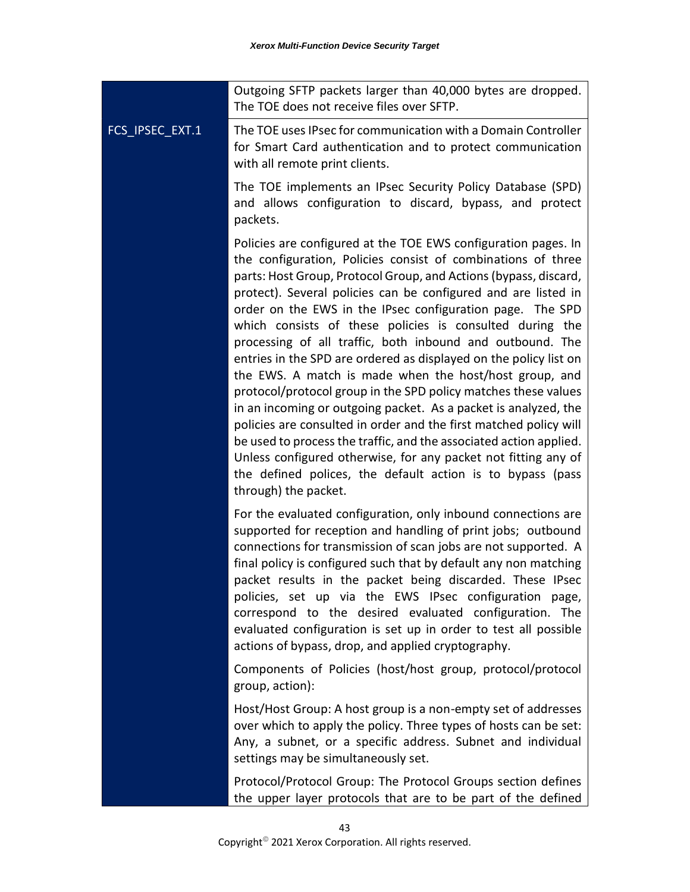| | |
|---|---|
| | Outgoing SFTP packets larger than 40,000 bytes are dropped. The TOE does not receive files over SFTP. |
| FCS_IPSEC_EXT.1 | The TOE uses IPsec for communication with a Domain Controller for Smart Card authentication and to protect communication with all remote print clients.<br><br>The TOE implements an IPsec Security Policy Database (SPD) and allows configuration to discard, bypass, and protect packets.<br><br>Policies are configured at the TOE EWS configuration pages. In the configuration, Policies consist of combinations of three parts: Host Group, Protocol Group, and Actions (bypass, discard, protect). Several policies can be configured and are listed in order on the EWS in the IPsec configuration page. The SPD which consists of these policies is consulted during the processing of all traffic, both inbound and outbound. The entries in the SPD are ordered as displayed on the policy list on the EWS. A match is made when the host/host group, and protocol/protocol group in the SPD policy matches these values in an incoming or outgoing packet. As a packet is analyzed, the policies are consulted in order and the first matched policy will be used to process the traffic, and the associated action applied. Unless configured otherwise, for any packet not fitting any of the defined polices, the default action is to bypass (pass through) the packet.<br><br>For the evaluated configuration, only inbound connections are supported for reception and handling of print jobs; outbound connections for transmission of scan jobs are not supported. A final policy is configured such that by default any non matching packet results in the packet being discarded. These IPsec policies, set up via the EWS IPsec configuration page, correspond to the desired evaluated configuration. The evaluated configuration is set up in order to test all possible actions of bypass, drop, and applied cryptography.<br><br>Components of Policies (host/host group, protocol/protocol group, action):<br><br>Host/Host Group: A host group is a non-empty set of addresses over which to apply the policy. Three types of hosts can be set: Any, a subnet, or a specific address. Subnet and individual settings may be simultaneously set.<br><br>Protocol/Protocol Group: The Protocol Groups section defines the upper layer protocols that are to be part of the defined |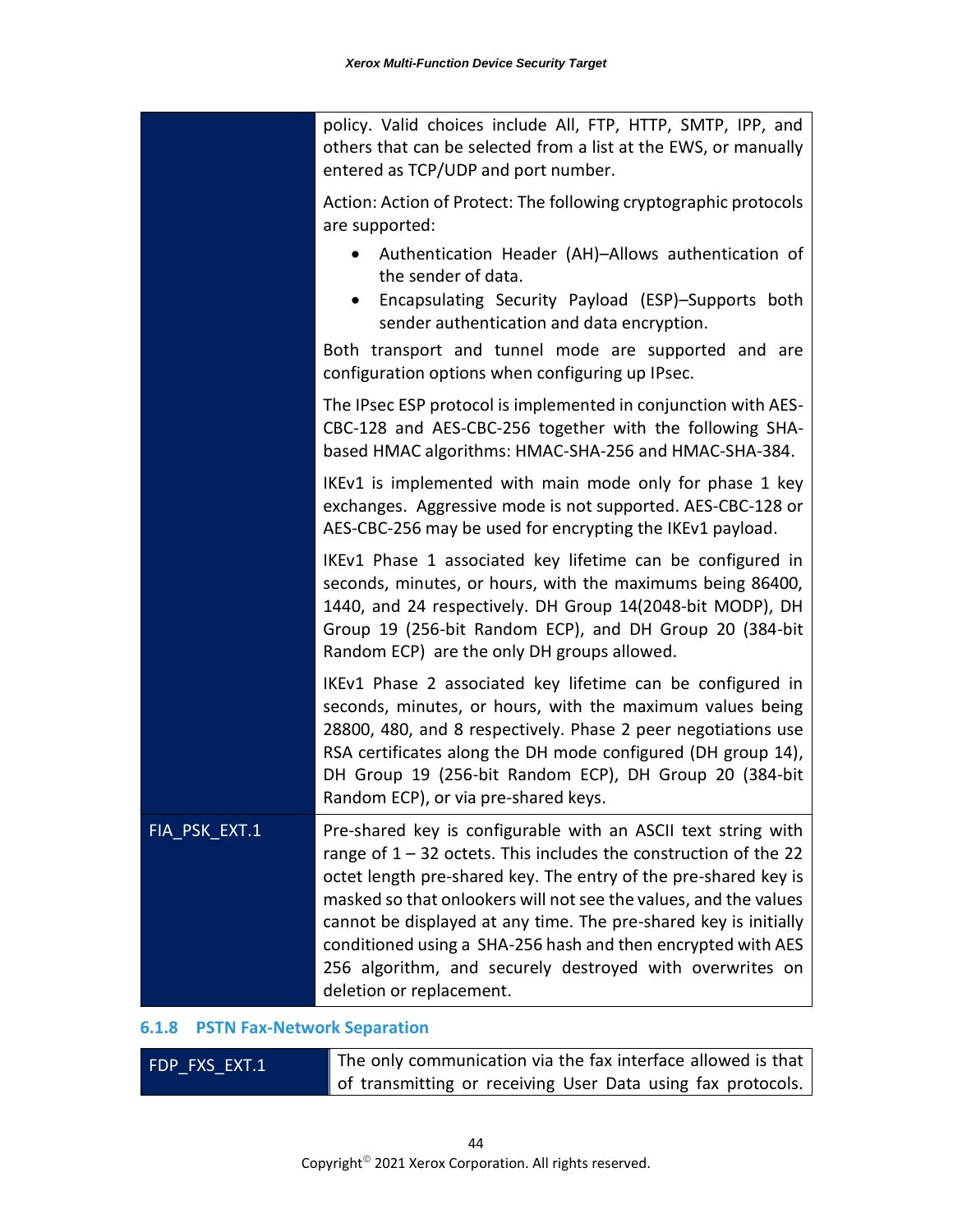| | |
|---|---|
| | policy. Valid choices include All, FTP, HTTP, SMTP, IPP, and others that can be selected from a list at the EWS, or manually entered as TCP/UDP and port number.<br><br>Action: Action of Protect: The following cryptographic protocols are supported:<br>• Authentication Header (AH)–Allows authentication of the sender of data.<br>• Encapsulating Security Payload (ESP)–Supports both sender authentication and data encryption.<br><br>Both transport and tunnel mode are supported and are configuration options when configuring up IPsec.<br><br>The IPsec ESP protocol is implemented in conjunction with AES-CBC-128 and AES-CBC-256 together with the following SHA-based HMAC algorithms: HMAC-SHA-256 and HMAC-SHA-384.<br><br>IKEv1 is implemented with main mode only for phase 1 key exchanges. Aggressive mode is not supported. AES-CBC-128 or AES-CBC-256 may be used for encrypting the IKEv1 payload.<br><br>IKEv1 Phase 1 associated key lifetime can be configured in seconds, minutes, or hours, with the maximums being 86400, 1440, and 24 respectively. DH Group 14(2048-bit MODP), DH Group 19 (256-bit Random ECP), and DH Group 20 (384-bit Random ECP) are the only DH groups allowed.<br><br>IKEv1 Phase 2 associated key lifetime can be configured in seconds, minutes, or hours, with the maximum values being 28800, 480, and 8 respectively. Phase 2 peer negotiations use RSA certificates along the DH mode configured (DH group 14), DH Group 19 (256-bit Random ECP), DH Group 20 (384-bit Random ECP), or via pre-shared keys. |
| FIA_PSK_EXT.1 | Pre-shared key is configurable with an ASCII text string with range of 1 – 32 octets. This includes the construction of the 22 octet length pre-shared key. The entry of the pre-shared key is masked so that onlookers will not see the values, and the values cannot be displayed at any time. The pre-shared key is initially conditioned using a SHA-256 hash and then encrypted with AES 256 algorithm, and securely destroyed with overwrites on deletion or replacement. |

### 6.1.8 PSTN Fax-Network Separation

| | |
|---|---|
| FDP_FXS_EXT.1 | The only communication via the fax interface allowed is that of transmitting or receiving User Data using fax protocols. |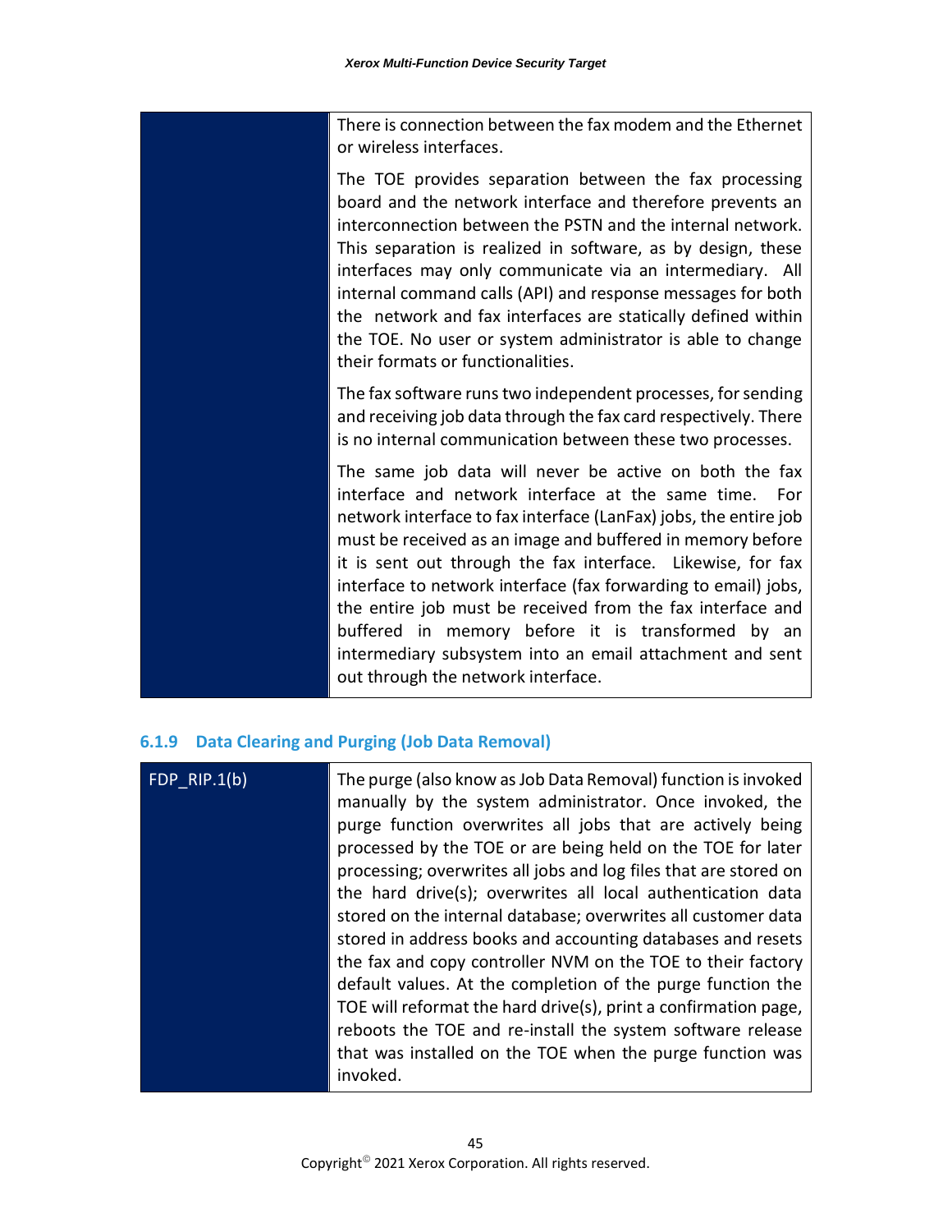| | |
|---|---|
| | There is connection between the fax modem and the Ethernet or wireless interfaces.<br><br>The TOE provides separation between the fax processing board and the network interface and therefore prevents an interconnection between the PSTN and the internal network. This separation is realized in software, as by design, these interfaces may only communicate via an intermediary. All internal command calls (API) and response messages for both the network and fax interfaces are statically defined within the TOE. No user or system administrator is able to change their formats or functionalities.<br><br>The fax software runs two independent processes, for sending and receiving job data through the fax card respectively. There is no internal communication between these two processes.<br><br>The same job data will never be active on both the fax interface and network interface at the same time. For network interface to fax interface (LanFax) jobs, the entire job must be received as an image and buffered in memory before it is sent out through the fax interface. Likewise, for fax interface to network interface (fax forwarding to email) jobs, the entire job must be received from the fax interface and buffered in memory before it is transformed by an intermediary subsystem into an email attachment and sent out through the network interface. |

### 6.1.9 Data Clearing and Purging (Job Data Removal)

| | |
|---|---|
| FDP_RIP.1(b) | The purge (also know as Job Data Removal) function is invoked manually by the system administrator. Once invoked, the purge function overwrites all jobs that are actively being processed by the TOE or are being held on the TOE for later processing; overwrites all jobs and log files that are stored on the hard drive(s); overwrites all local authentication data stored on the internal database; overwrites all customer data stored in address books and accounting databases and resets the fax and copy controller NVM on the TOE to their factory default values. At the completion of the purge function the TOE will reformat the hard drive(s), print a confirmation page, reboots the TOE and re-install the system software release that was installed on the TOE when the purge function was invoked. |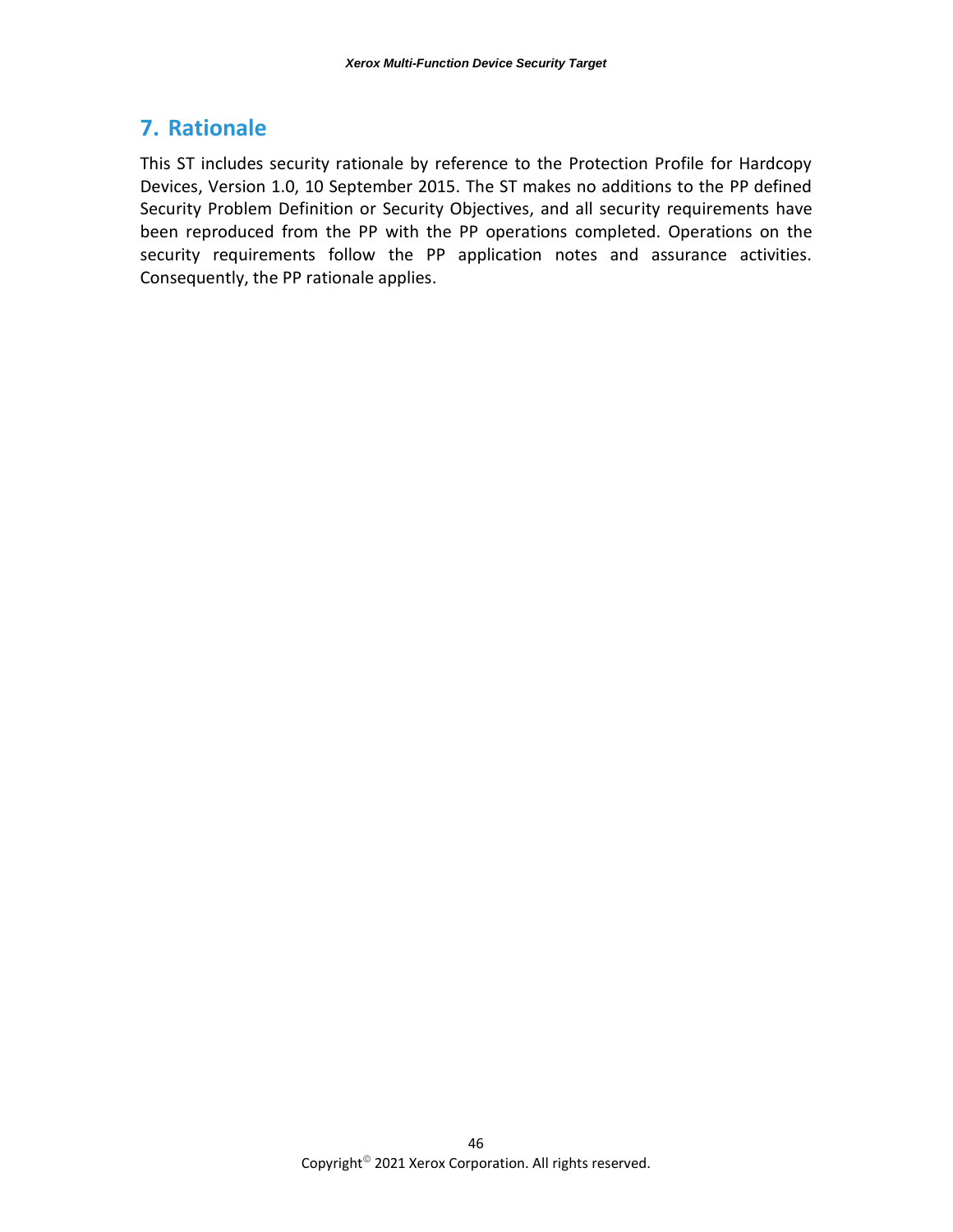# 7. Rationale

This ST includes security rationale by reference to the Protection Profile for Hardcopy Devices, Version 1.0, 10 September 2015. The ST makes no additions to the PP defined Security Problem Definition or Security Objectives, and all security requirements have been reproduced from the PP with the PP operations completed. Operations on the security requirements follow the PP application notes and assurance activities. Consequently, the PP rationale applies.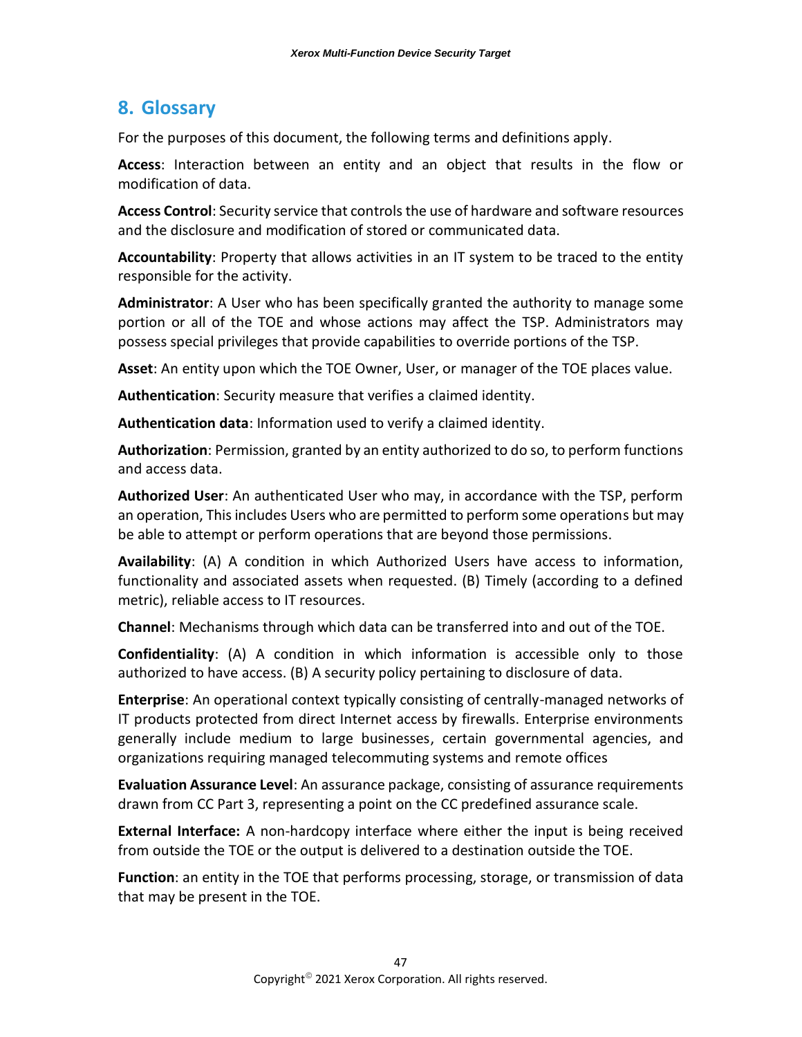# 8. Glossary

For the purposes of this document, the following terms and definitions apply.

**Access**: Interaction between an entity and an object that results in the flow or modification of data.

**Access Control**: Security service that controls the use of hardware and software resources and the disclosure and modification of stored or communicated data.

**Accountability**: Property that allows activities in an IT system to be traced to the entity responsible for the activity.

**Administrator**: A User who has been specifically granted the authority to manage some portion or all of the TOE and whose actions may affect the TSP. Administrators may possess special privileges that provide capabilities to override portions of the TSP.

**Asset**: An entity upon which the TOE Owner, User, or manager of the TOE places value.

**Authentication**: Security measure that verifies a claimed identity.

**Authentication data**: Information used to verify a claimed identity.

**Authorization**: Permission, granted by an entity authorized to do so, to perform functions and access data.

**Authorized User**: An authenticated User who may, in accordance with the TSP, perform an operation, This includes Users who are permitted to perform some operations but may be able to attempt or perform operations that are beyond those permissions.

**Availability**: (A) A condition in which Authorized Users have access to information, functionality and associated assets when requested. (B) Timely (according to a defined metric), reliable access to IT resources.

**Channel**: Mechanisms through which data can be transferred into and out of the TOE.

**Confidentiality**: (A) A condition in which information is accessible only to those authorized to have access. (B) A security policy pertaining to disclosure of data.

**Enterprise**: An operational context typically consisting of centrally-managed networks of IT products protected from direct Internet access by firewalls. Enterprise environments generally include medium to large businesses, certain governmental agencies, and organizations requiring managed telecommuting systems and remote offices

**Evaluation Assurance Level**: An assurance package, consisting of assurance requirements drawn from CC Part 3, representing a point on the CC predefined assurance scale.

**External Interface:** A non-hardcopy interface where either the input is being received from outside the TOE or the output is delivered to a destination outside the TOE.

**Function**: an entity in the TOE that performs processing, storage, or transmission of data that may be present in the TOE.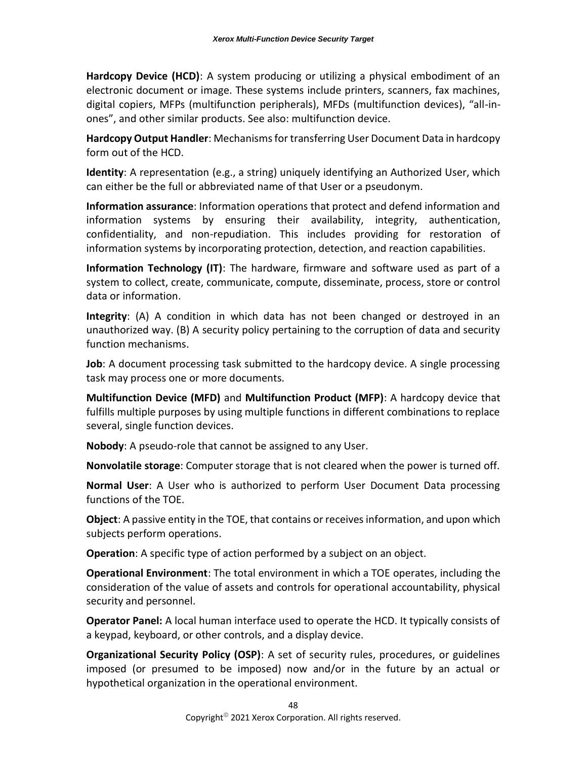**Hardcopy Device (HCD)**: A system producing or utilizing a physical embodiment of an electronic document or image. These systems include printers, scanners, fax machines, digital copiers, MFPs (multifunction peripherals), MFDs (multifunction devices), “all-in-ones”, and other similar products. See also: multifunction device.

**Hardcopy Output Handler**: Mechanisms for transferring User Document Data in hardcopy form out of the HCD.

**Identity**: A representation (e.g., a string) uniquely identifying an Authorized User, which can either be the full or abbreviated name of that User or a pseudonym.

**Information assurance**: Information operations that protect and defend information and information systems by ensuring their availability, integrity, authentication, confidentiality, and non-repudiation. This includes providing for restoration of information systems by incorporating protection, detection, and reaction capabilities.

**Information Technology (IT)**: The hardware, firmware and software used as part of a system to collect, create, communicate, compute, disseminate, process, store or control data or information.

**Integrity**: (A) A condition in which data has not been changed or destroyed in an unauthorized way. (B) A security policy pertaining to the corruption of data and security function mechanisms.

**Job**: A document processing task submitted to the hardcopy device. A single processing task may process one or more documents.

**Multifunction Device (MFD)** and **Multifunction Product (MFP)**: A hardcopy device that fulfills multiple purposes by using multiple functions in different combinations to replace several, single function devices.

**Nobody**: A pseudo-role that cannot be assigned to any User.

**Nonvolatile storage**: Computer storage that is not cleared when the power is turned off.

**Normal User**: A User who is authorized to perform User Document Data processing functions of the TOE.

**Object**: A passive entity in the TOE, that contains or receives information, and upon which subjects perform operations.

**Operation**: A specific type of action performed by a subject on an object.

**Operational Environment**: The total environment in which a TOE operates, including the consideration of the value of assets and controls for operational accountability, physical security and personnel.

**Operator Panel:** A local human interface used to operate the HCD. It typically consists of a keypad, keyboard, or other controls, and a display device.

**Organizational Security Policy (OSP)**: A set of security rules, procedures, or guidelines imposed (or presumed to be imposed) now and/or in the future by an actual or hypothetical organization in the operational environment.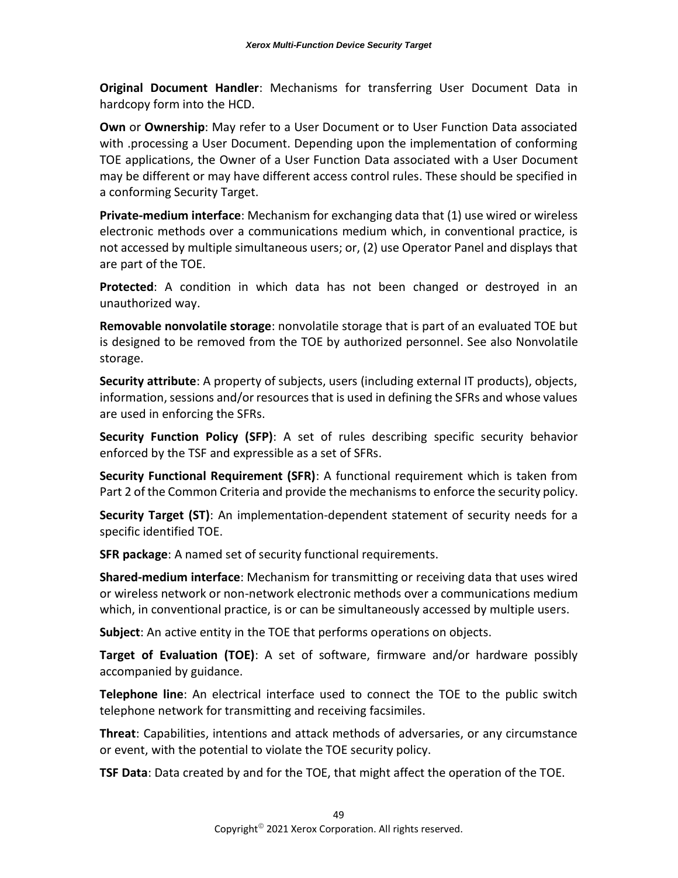**Original Document Handler**: Mechanisms for transferring User Document Data in hardcopy form into the HCD.

**Own** or **Ownership**: May refer to a User Document or to User Function Data associated with .processing a User Document. Depending upon the implementation of conforming TOE applications, the Owner of a User Function Data associated with a User Document may be different or may have different access control rules. These should be specified in a conforming Security Target.

**Private-medium interface**: Mechanism for exchanging data that (1) use wired or wireless electronic methods over a communications medium which, in conventional practice, is not accessed by multiple simultaneous users; or, (2) use Operator Panel and displays that are part of the TOE.

**Protected**: A condition in which data has not been changed or destroyed in an unauthorized way.

**Removable nonvolatile storage**: nonvolatile storage that is part of an evaluated TOE but is designed to be removed from the TOE by authorized personnel. See also Nonvolatile storage.

**Security attribute**: A property of subjects, users (including external IT products), objects, information, sessions and/or resources that is used in defining the SFRs and whose values are used in enforcing the SFRs.

**Security Function Policy (SFP)**: A set of rules describing specific security behavior enforced by the TSF and expressible as a set of SFRs.

**Security Functional Requirement (SFR)**: A functional requirement which is taken from Part 2 of the Common Criteria and provide the mechanisms to enforce the security policy.

**Security Target (ST)**: An implementation-dependent statement of security needs for a specific identified TOE.

**SFR package**: A named set of security functional requirements.

**Shared-medium interface**: Mechanism for transmitting or receiving data that uses wired or wireless network or non-network electronic methods over a communications medium which, in conventional practice, is or can be simultaneously accessed by multiple users.

**Subject**: An active entity in the TOE that performs operations on objects.

**Target of Evaluation (TOE)**: A set of software, firmware and/or hardware possibly accompanied by guidance.

**Telephone line**: An electrical interface used to connect the TOE to the public switch telephone network for transmitting and receiving facsimiles.

**Threat**: Capabilities, intentions and attack methods of adversaries, or any circumstance or event, with the potential to violate the TOE security policy.

**TSF Data**: Data created by and for the TOE, that might affect the operation of the TOE.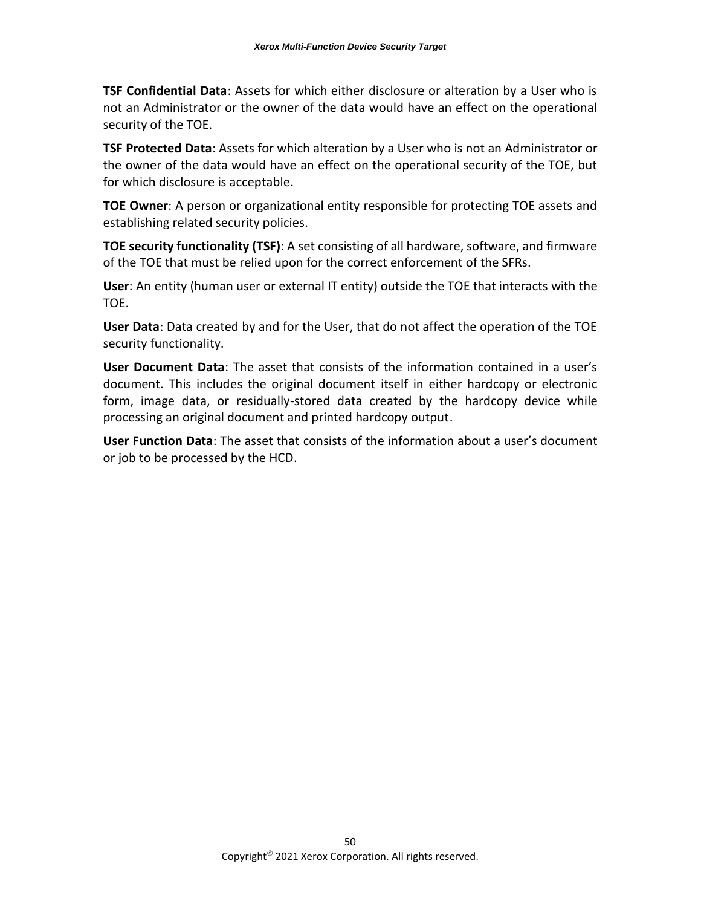**TSF Confidential Data**: Assets for which either disclosure or alteration by a User who is not an Administrator or the owner of the data would have an effect on the operational security of the TOE.

**TSF Protected Data**: Assets for which alteration by a User who is not an Administrator or the owner of the data would have an effect on the operational security of the TOE, but for which disclosure is acceptable.

**TOE Owner**: A person or organizational entity responsible for protecting TOE assets and establishing related security policies.

**TOE security functionality (TSF)**: A set consisting of all hardware, software, and firmware of the TOE that must be relied upon for the correct enforcement of the SFRs.

**User**: An entity (human user or external IT entity) outside the TOE that interacts with the TOE.

**User Data**: Data created by and for the User, that do not affect the operation of the TOE security functionality.

**User Document Data**: The asset that consists of the information contained in a user's document. This includes the original document itself in either hardcopy or electronic form, image data, or residually-stored data created by the hardcopy device while processing an original document and printed hardcopy output.

**User Function Data**: The asset that consists of the information about a user's document or job to be processed by the HCD.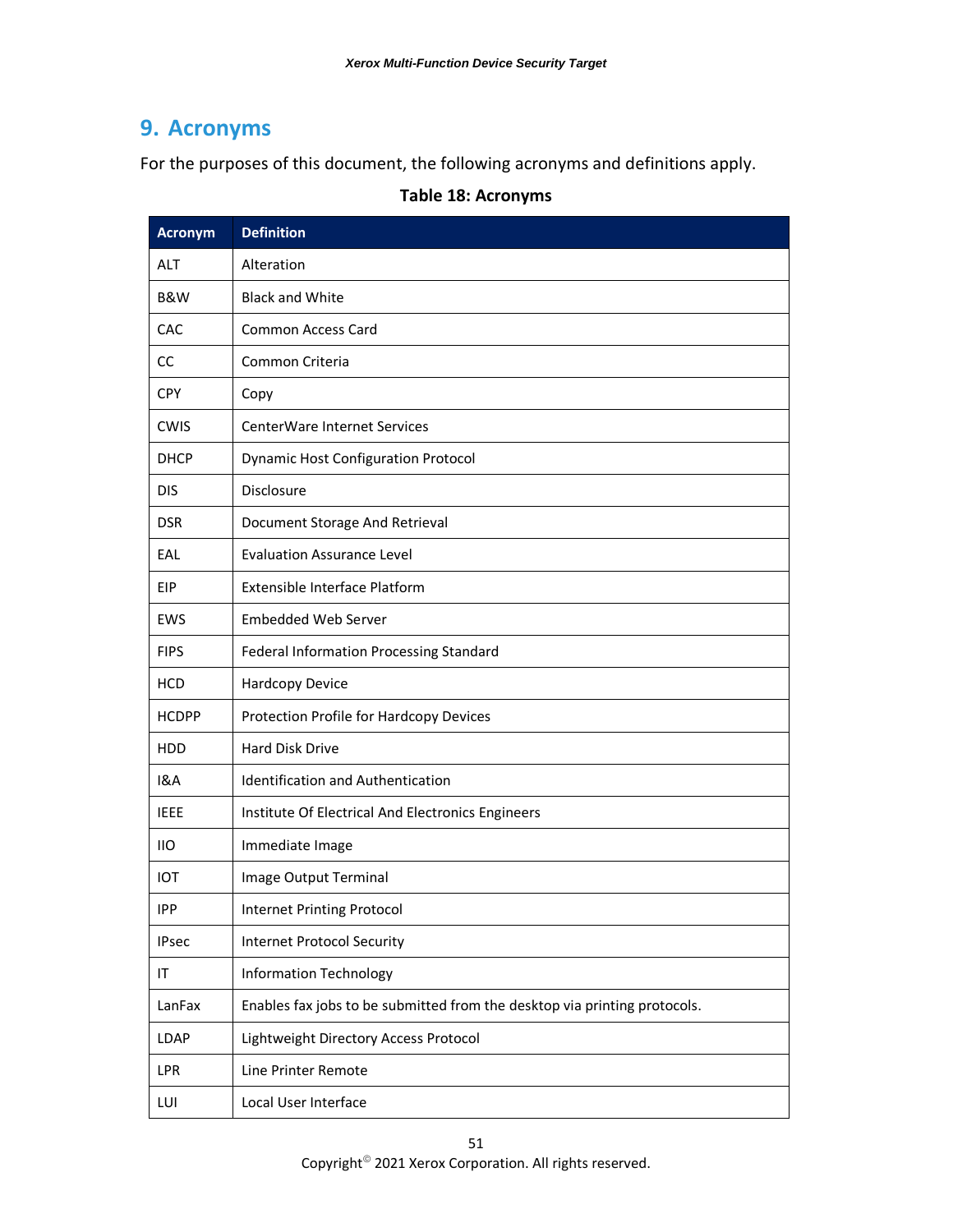# 9. Acronyms

For the purposes of this document, the following acronyms and definitions apply.

**Table 18: Acronyms**

| Acronym | Definition |
|---|---|
| ALT | Alteration |
| B&W | Black and White |
| CAC | Common Access Card |
| CC | Common Criteria |
| CPY | Copy |
| CWIS | CenterWare Internet Services |
| DHCP | Dynamic Host Configuration Protocol |
| DIS | Disclosure |
| DSR | Document Storage And Retrieval |
| EAL | Evaluation Assurance Level |
| EIP | Extensible Interface Platform |
| EWS | Embedded Web Server |
| FIPS | Federal Information Processing Standard |
| HCD | Hardcopy Device |
| HCDPP | Protection Profile for Hardcopy Devices |
| HDD | Hard Disk Drive |
| I&A | Identification and Authentication |
| IEEE | Institute Of Electrical And Electronics Engineers |
| IIO | Immediate Image |
| IOT | Image Output Terminal |
| IPP | Internet Printing Protocol |
| IPsec | Internet Protocol Security |
| IT | Information Technology |
| LanFax | Enables fax jobs to be submitted from the desktop via printing protocols. |
| LDAP | Lightweight Directory Access Protocol |
| LPR | Line Printer Remote |
| LUI | Local User Interface |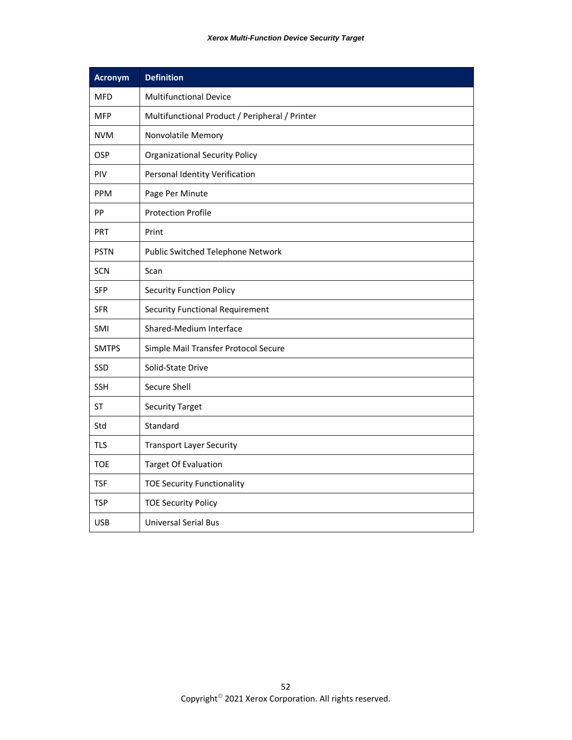| Acronym | Definition |
| --- | --- |
| MFD | Multifunctional Device |
| MFP | Multifunctional Product / Peripheral / Printer |
| NVM | Nonvolatile Memory |
| OSP | Organizational Security Policy |
| PIV | Personal Identity Verification |
| PPM | Page Per Minute |
| PP | Protection Profile |
| PRT | Print |
| PSTN | Public Switched Telephone Network |
| SCN | Scan |
| SFP | Security Function Policy |
| SFR | Security Functional Requirement |
| SMI | Shared-Medium Interface |
| SMTPS | Simple Mail Transfer Protocol Secure |
| SSD | Solid-State Drive |
| SSH | Secure Shell |
| ST | Security Target |
| Std | Standard |
| TLS | Transport Layer Security |
| TOE | Target Of Evaluation |
| TSF | TOE Security Functionality |
| TSP | TOE Security Policy |
| USB | Universal Serial Bus |